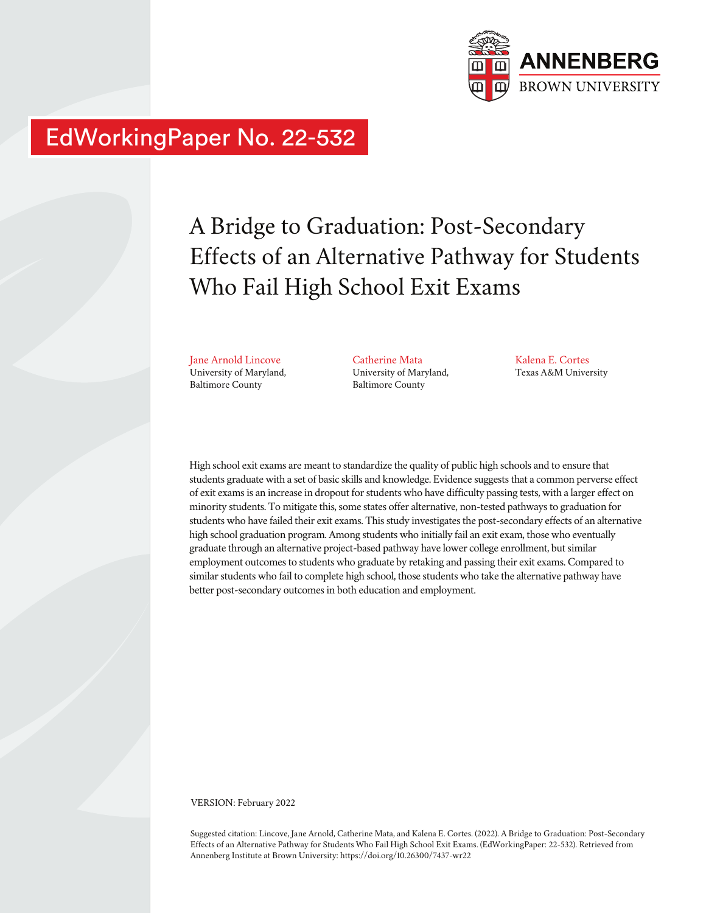ANNENBERG
BROWN UNIVERSITY

EdWorkingPaper No. 22-532

# A Bridge to Graduation: Post-Secondary Effects of an Alternative Pathway for Students Who Fail High School Exit Exams

Jane Arnold Lincove
University of Maryland, Baltimore County

Catherine Mata
University of Maryland, Baltimore County

Kalena E. Cortes
Texas A&M University

High school exit exams are meant to standardize the quality of public high schools and to ensure that students graduate with a set of basic skills and knowledge. Evidence suggests that a common perverse effect of exit exams is an increase in dropout for students who have difficulty passing tests, with a larger effect on minority students. To mitigate this, some states offer alternative, non-tested pathways to graduation for students who have failed their exit exams. This study investigates the post-secondary effects of an alternative high school graduation program. Among students who initially fail an exit exam, those who eventually graduate through an alternative project-based pathway have lower college enrollment, but similar employment outcomes to students who graduate by retaking and passing their exit exams. Compared to similar students who fail to complete high school, those students who take the alternative pathway have better post-secondary outcomes in both education and employment.

VERSION: February 2022

Suggested citation: Lincove, Jane Arnold, Catherine Mata, and Kalena E. Cortes. (2022). A Bridge to Graduation: Post-Secondary Effects of an Alternative Pathway for Students Who Fail High School Exit Exams. (EdWorkingPaper: 22-532). Retrieved from Annenberg Institute at Brown University: https://doi.org/10.26300/7437-wr22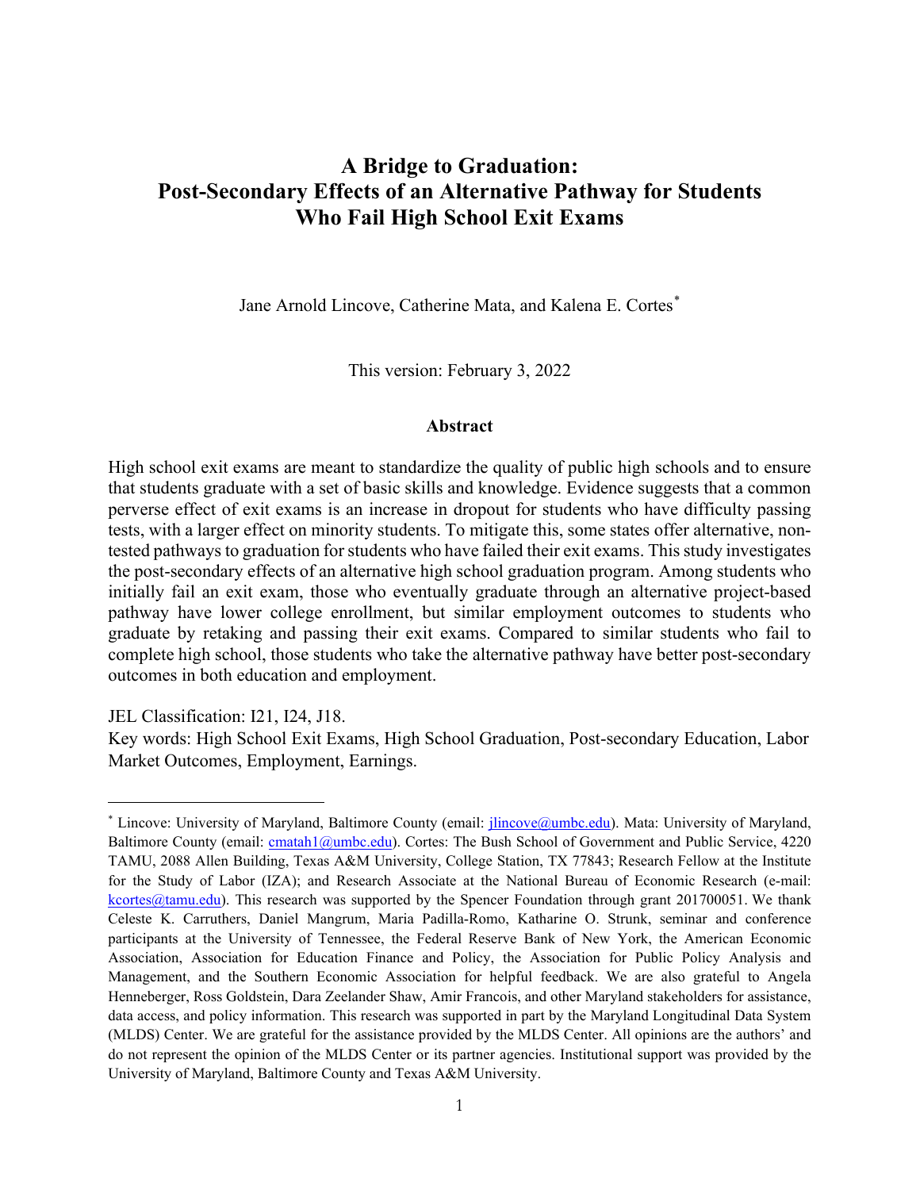# A Bridge to Graduation: Post-Secondary Effects of an Alternative Pathway for Students Who Fail High School Exit Exams

Jane Arnold Lincove, Catherine Mata, and Kalena E. Cortes*

This version: February 3, 2022

### Abstract

High school exit exams are meant to standardize the quality of public high schools and to ensure that students graduate with a set of basic skills and knowledge. Evidence suggests that a common perverse effect of exit exams is an increase in dropout for students who have difficulty passing tests, with a larger effect on minority students. To mitigate this, some states offer alternative, non-tested pathways to graduation for students who have failed their exit exams. This study investigates the post-secondary effects of an alternative high school graduation program. Among students who initially fail an exit exam, those who eventually graduate through an alternative project-based pathway have lower college enrollment, but similar employment outcomes to students who graduate by retaking and passing their exit exams. Compared to similar students who fail to complete high school, those students who take the alternative pathway have better post-secondary outcomes in both education and employment.

JEL Classification: I21, I24, J18.

Key words: High School Exit Exams, High School Graduation, Post-secondary Education, Labor Market Outcomes, Employment, Earnings.

---

* Lincove: University of Maryland, Baltimore County (email: jlincove@umbc.edu). Mata: University of Maryland, Baltimore County (email: cmatah1@umbc.edu). Cortes: The Bush School of Government and Public Service, 4220 TAMU, 2088 Allen Building, Texas A&M University, College Station, TX 77843; Research Fellow at the Institute for the Study of Labor (IZA); and Research Associate at the National Bureau of Economic Research (e-mail: kcortes@tamu.edu). This research was supported by the Spencer Foundation through grant 201700051. We thank Celeste K. Carruthers, Daniel Mangrum, Maria Padilla-Romo, Katharine O. Strunk, seminar and conference participants at the University of Tennessee, the Federal Reserve Bank of New York, the American Economic Association, Association for Education Finance and Policy, the Association for Public Policy Analysis and Management, and the Southern Economic Association for helpful feedback. We are also grateful to Angela Henneberger, Ross Goldstein, Dara Zeelander Shaw, Amir Francois, and other Maryland stakeholders for assistance, data access, and policy information. This research was supported in part by the Maryland Longitudinal Data System (MLDS) Center. We are grateful for the assistance provided by the MLDS Center. All opinions are the authors' and do not represent the opinion of the MLDS Center or its partner agencies. Institutional support was provided by the University of Maryland, Baltimore County and Texas A&M University.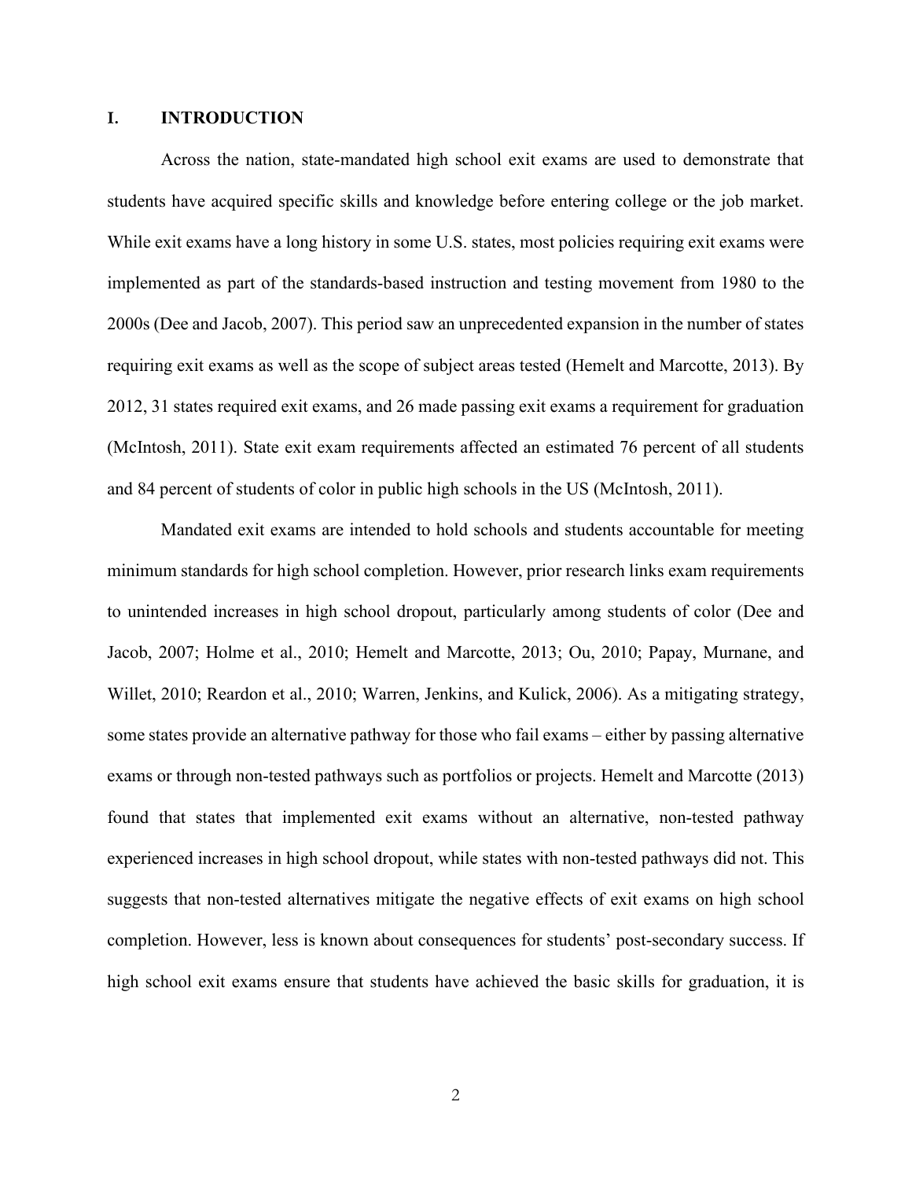## I. INTRODUCTION

Across the nation, state-mandated high school exit exams are used to demonstrate that students have acquired specific skills and knowledge before entering college or the job market. While exit exams have a long history in some U.S. states, most policies requiring exit exams were implemented as part of the standards-based instruction and testing movement from 1980 to the 2000s (Dee and Jacob, 2007). This period saw an unprecedented expansion in the number of states requiring exit exams as well as the scope of subject areas tested (Hemelt and Marcotte, 2013). By 2012, 31 states required exit exams, and 26 made passing exit exams a requirement for graduation (McIntosh, 2011). State exit exam requirements affected an estimated 76 percent of all students and 84 percent of students of color in public high schools in the US (McIntosh, 2011).

Mandated exit exams are intended to hold schools and students accountable for meeting minimum standards for high school completion. However, prior research links exam requirements to unintended increases in high school dropout, particularly among students of color (Dee and Jacob, 2007; Holme et al., 2010; Hemelt and Marcotte, 2013; Ou, 2010; Papay, Murnane, and Willet, 2010; Reardon et al., 2010; Warren, Jenkins, and Kulick, 2006). As a mitigating strategy, some states provide an alternative pathway for those who fail exams – either by passing alternative exams or through non-tested pathways such as portfolios or projects. Hemelt and Marcotte (2013) found that states that implemented exit exams without an alternative, non-tested pathway experienced increases in high school dropout, while states with non-tested pathways did not. This suggests that non-tested alternatives mitigate the negative effects of exit exams on high school completion. However, less is known about consequences for students' post-secondary success. If high school exit exams ensure that students have achieved the basic skills for graduation, it is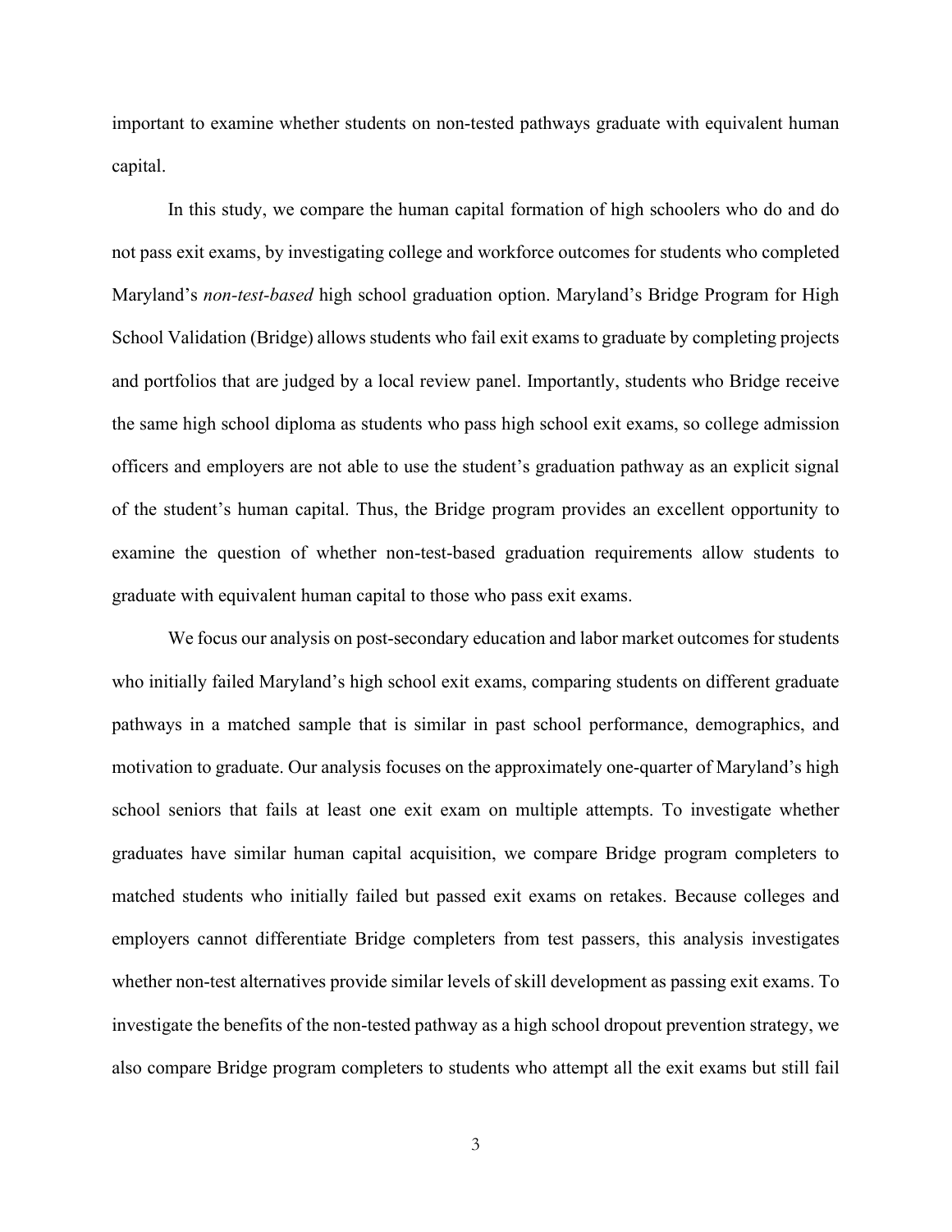important to examine whether students on non-tested pathways graduate with equivalent human capital.

In this study, we compare the human capital formation of high schoolers who do and do not pass exit exams, by investigating college and workforce outcomes for students who completed Maryland's *non-test-based* high school graduation option. Maryland's Bridge Program for High School Validation (Bridge) allows students who fail exit exams to graduate by completing projects and portfolios that are judged by a local review panel. Importantly, students who Bridge receive the same high school diploma as students who pass high school exit exams, so college admission officers and employers are not able to use the student's graduation pathway as an explicit signal of the student's human capital. Thus, the Bridge program provides an excellent opportunity to examine the question of whether non-test-based graduation requirements allow students to graduate with equivalent human capital to those who pass exit exams.

We focus our analysis on post-secondary education and labor market outcomes for students who initially failed Maryland's high school exit exams, comparing students on different graduate pathways in a matched sample that is similar in past school performance, demographics, and motivation to graduate. Our analysis focuses on the approximately one-quarter of Maryland's high school seniors that fails at least one exit exam on multiple attempts. To investigate whether graduates have similar human capital acquisition, we compare Bridge program completers to matched students who initially failed but passed exit exams on retakes. Because colleges and employers cannot differentiate Bridge completers from test passers, this analysis investigates whether non-test alternatives provide similar levels of skill development as passing exit exams. To investigate the benefits of the non-tested pathway as a high school dropout prevention strategy, we also compare Bridge program completers to students who attempt all the exit exams but still fail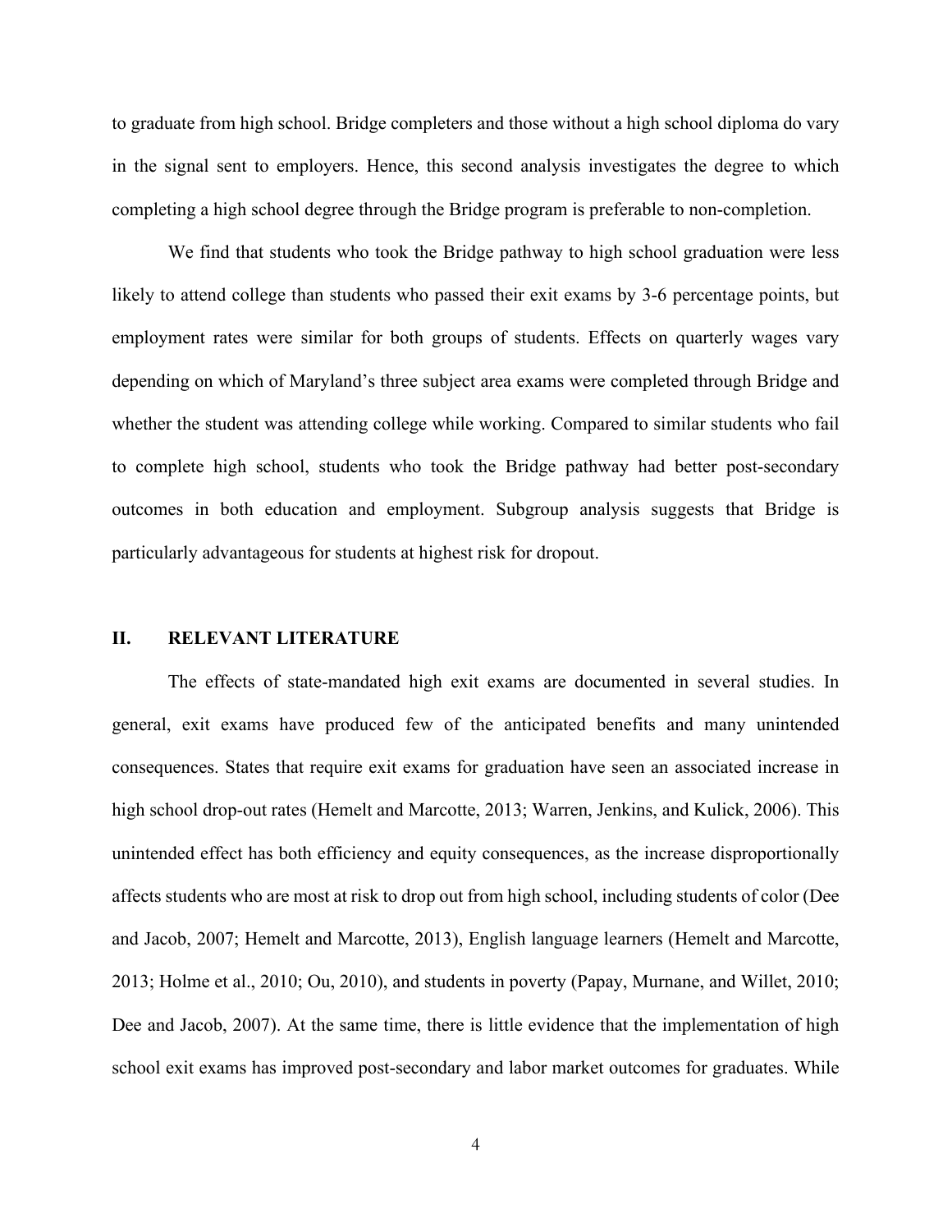to graduate from high school. Bridge completers and those without a high school diploma do vary in the signal sent to employers. Hence, this second analysis investigates the degree to which completing a high school degree through the Bridge program is preferable to non-completion.

We find that students who took the Bridge pathway to high school graduation were less likely to attend college than students who passed their exit exams by 3-6 percentage points, but employment rates were similar for both groups of students. Effects on quarterly wages vary depending on which of Maryland's three subject area exams were completed through Bridge and whether the student was attending college while working. Compared to similar students who fail to complete high school, students who took the Bridge pathway had better post-secondary outcomes in both education and employment. Subgroup analysis suggests that Bridge is particularly advantageous for students at highest risk for dropout.

## II. RELEVANT LITERATURE

The effects of state-mandated high exit exams are documented in several studies. In general, exit exams have produced few of the anticipated benefits and many unintended consequences. States that require exit exams for graduation have seen an associated increase in high school drop-out rates (Hemelt and Marcotte, 2013; Warren, Jenkins, and Kulick, 2006). This unintended effect has both efficiency and equity consequences, as the increase disproportionally affects students who are most at risk to drop out from high school, including students of color (Dee and Jacob, 2007; Hemelt and Marcotte, 2013), English language learners (Hemelt and Marcotte, 2013; Holme et al., 2010; Ou, 2010), and students in poverty (Papay, Murnane, and Willet, 2010; Dee and Jacob, 2007). At the same time, there is little evidence that the implementation of high school exit exams has improved post-secondary and labor market outcomes for graduates. While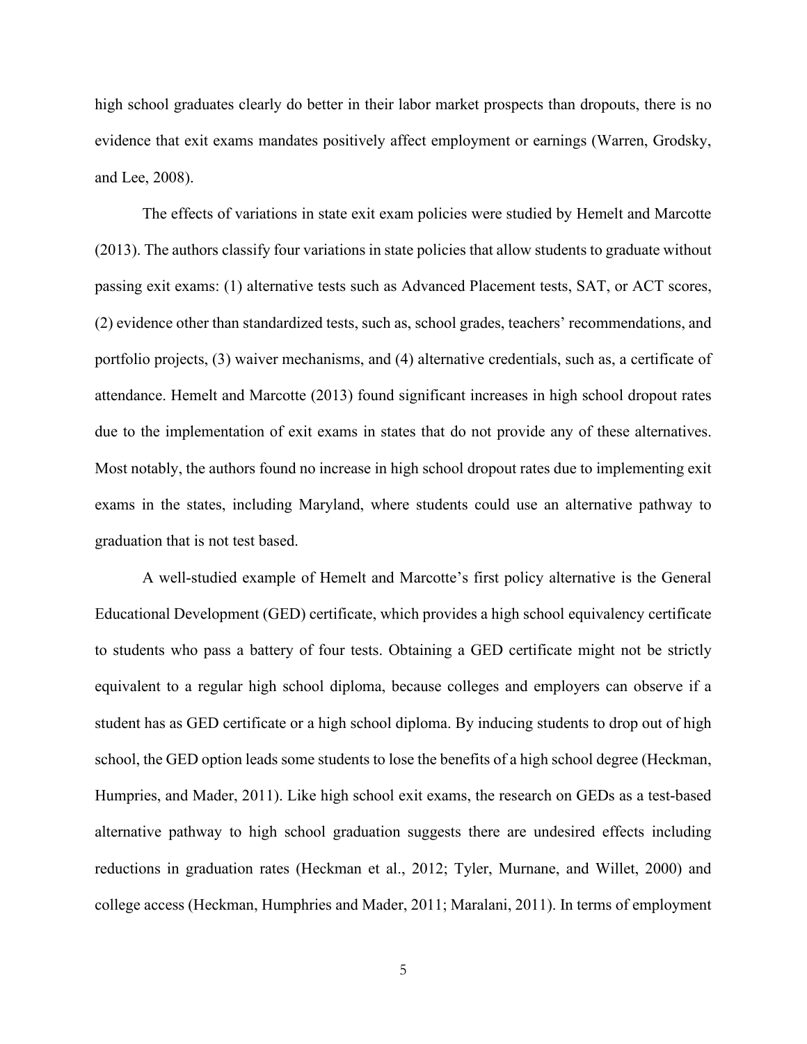high school graduates clearly do better in their labor market prospects than dropouts, there is no evidence that exit exams mandates positively affect employment or earnings (Warren, Grodsky, and Lee, 2008).

The effects of variations in state exit exam policies were studied by Hemelt and Marcotte (2013). The authors classify four variations in state policies that allow students to graduate without passing exit exams: (1) alternative tests such as Advanced Placement tests, SAT, or ACT scores, (2) evidence other than standardized tests, such as, school grades, teachers' recommendations, and portfolio projects, (3) waiver mechanisms, and (4) alternative credentials, such as, a certificate of attendance. Hemelt and Marcotte (2013) found significant increases in high school dropout rates due to the implementation of exit exams in states that do not provide any of these alternatives. Most notably, the authors found no increase in high school dropout rates due to implementing exit exams in the states, including Maryland, where students could use an alternative pathway to graduation that is not test based.

A well-studied example of Hemelt and Marcotte's first policy alternative is the General Educational Development (GED) certificate, which provides a high school equivalency certificate to students who pass a battery of four tests. Obtaining a GED certificate might not be strictly equivalent to a regular high school diploma, because colleges and employers can observe if a student has as GED certificate or a high school diploma. By inducing students to drop out of high school, the GED option leads some students to lose the benefits of a high school degree (Heckman, Humpries, and Mader, 2011). Like high school exit exams, the research on GEDs as a test-based alternative pathway to high school graduation suggests there are undesired effects including reductions in graduation rates (Heckman et al., 2012; Tyler, Murnane, and Willet, 2000) and college access (Heckman, Humphries and Mader, 2011; Maralani, 2011). In terms of employment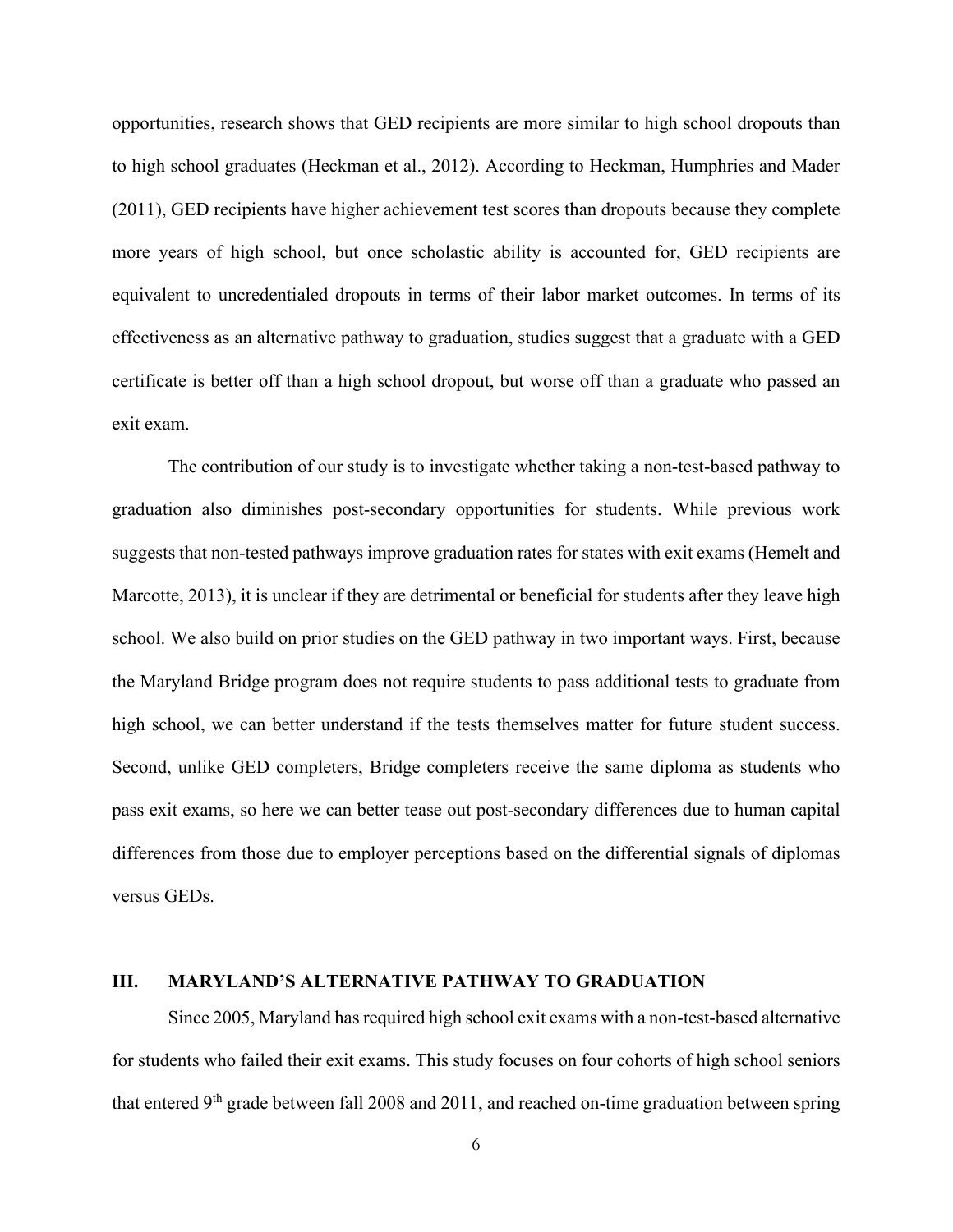opportunities, research shows that GED recipients are more similar to high school dropouts than to high school graduates (Heckman et al., 2012). According to Heckman, Humphries and Mader (2011), GED recipients have higher achievement test scores than dropouts because they complete more years of high school, but once scholastic ability is accounted for, GED recipients are equivalent to uncredentialed dropouts in terms of their labor market outcomes. In terms of its effectiveness as an alternative pathway to graduation, studies suggest that a graduate with a GED certificate is better off than a high school dropout, but worse off than a graduate who passed an exit exam.

The contribution of our study is to investigate whether taking a non-test-based pathway to graduation also diminishes post-secondary opportunities for students. While previous work suggests that non-tested pathways improve graduation rates for states with exit exams (Hemelt and Marcotte, 2013), it is unclear if they are detrimental or beneficial for students after they leave high school. We also build on prior studies on the GED pathway in two important ways. First, because the Maryland Bridge program does not require students to pass additional tests to graduate from high school, we can better understand if the tests themselves matter for future student success. Second, unlike GED completers, Bridge completers receive the same diploma as students who pass exit exams, so here we can better tease out post-secondary differences due to human capital differences from those due to employer perceptions based on the differential signals of diplomas versus GEDs.

## III. MARYLAND'S ALTERNATIVE PATHWAY TO GRADUATION

Since 2005, Maryland has required high school exit exams with a non-test-based alternative for students who failed their exit exams. This study focuses on four cohorts of high school seniors that entered 9th grade between fall 2008 and 2011, and reached on-time graduation between spring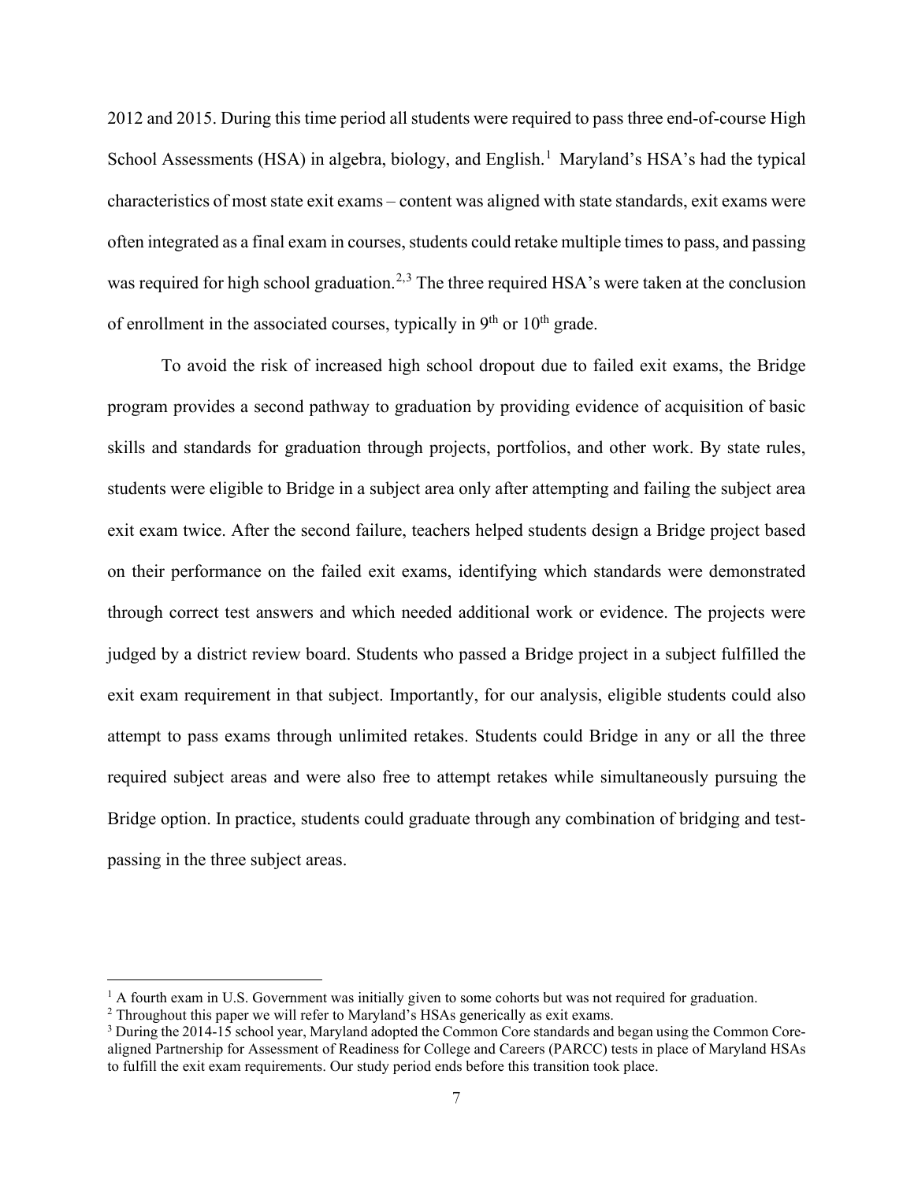2012 and 2015. During this time period all students were required to pass three end-of-course High School Assessments (HSA) in algebra, biology, and English.[1] Maryland's HSA's had the typical characteristics of most state exit exams – content was aligned with state standards, exit exams were often integrated as a final exam in courses, students could retake multiple times to pass, and passing was required for high school graduation.[2,3] The three required HSA's were taken at the conclusion of enrollment in the associated courses, typically in 9th or 10th grade.

To avoid the risk of increased high school dropout due to failed exit exams, the Bridge program provides a second pathway to graduation by providing evidence of acquisition of basic skills and standards for graduation through projects, portfolios, and other work. By state rules, students were eligible to Bridge in a subject area only after attempting and failing the subject area exit exam twice. After the second failure, teachers helped students design a Bridge project based on their performance on the failed exit exams, identifying which standards were demonstrated through correct test answers and which needed additional work or evidence. The projects were judged by a district review board. Students who passed a Bridge project in a subject fulfilled the exit exam requirement in that subject. Importantly, for our analysis, eligible students could also attempt to pass exams through unlimited retakes. Students could Bridge in any or all the three required subject areas and were also free to attempt retakes while simultaneously pursuing the Bridge option. In practice, students could graduate through any combination of bridging and test-passing in the three subject areas.

[1] A fourth exam in U.S. Government was initially given to some cohorts but was not required for graduation.

[2] Throughout this paper we will refer to Maryland's HSAs generically as exit exams.

[3] During the 2014-15 school year, Maryland adopted the Common Core standards and began using the Common Core-aligned Partnership for Assessment of Readiness for College and Careers (PARCC) tests in place of Maryland HSAs to fulfill the exit exam requirements. Our study period ends before this transition took place.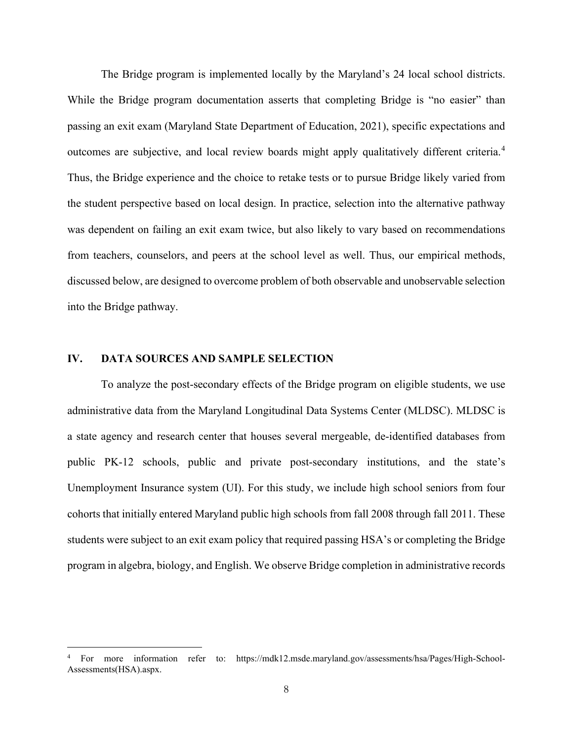The Bridge program is implemented locally by the Maryland's 24 local school districts. While the Bridge program documentation asserts that completing Bridge is "no easier" than passing an exit exam (Maryland State Department of Education, 2021), specific expectations and outcomes are subjective, and local review boards might apply qualitatively different criteria.[4] Thus, the Bridge experience and the choice to retake tests or to pursue Bridge likely varied from the student perspective based on local design. In practice, selection into the alternative pathway was dependent on failing an exit exam twice, but also likely to vary based on recommendations from teachers, counselors, and peers at the school level as well. Thus, our empirical methods, discussed below, are designed to overcome problem of both observable and unobservable selection into the Bridge pathway.

## IV. DATA SOURCES AND SAMPLE SELECTION

To analyze the post-secondary effects of the Bridge program on eligible students, we use administrative data from the Maryland Longitudinal Data Systems Center (MLDSC). MLDSC is a state agency and research center that houses several mergeable, de-identified databases from public PK-12 schools, public and private post-secondary institutions, and the state's Unemployment Insurance system (UI). For this study, we include high school seniors from four cohorts that initially entered Maryland public high schools from fall 2008 through fall 2011. These students were subject to an exit exam policy that required passing HSA's or completing the Bridge program in algebra, biology, and English. We observe Bridge completion in administrative records

[4] For more information refer to: https://mdk12.msde.maryland.gov/assessments/hsa/Pages/High-School-Assessments(HSA).aspx.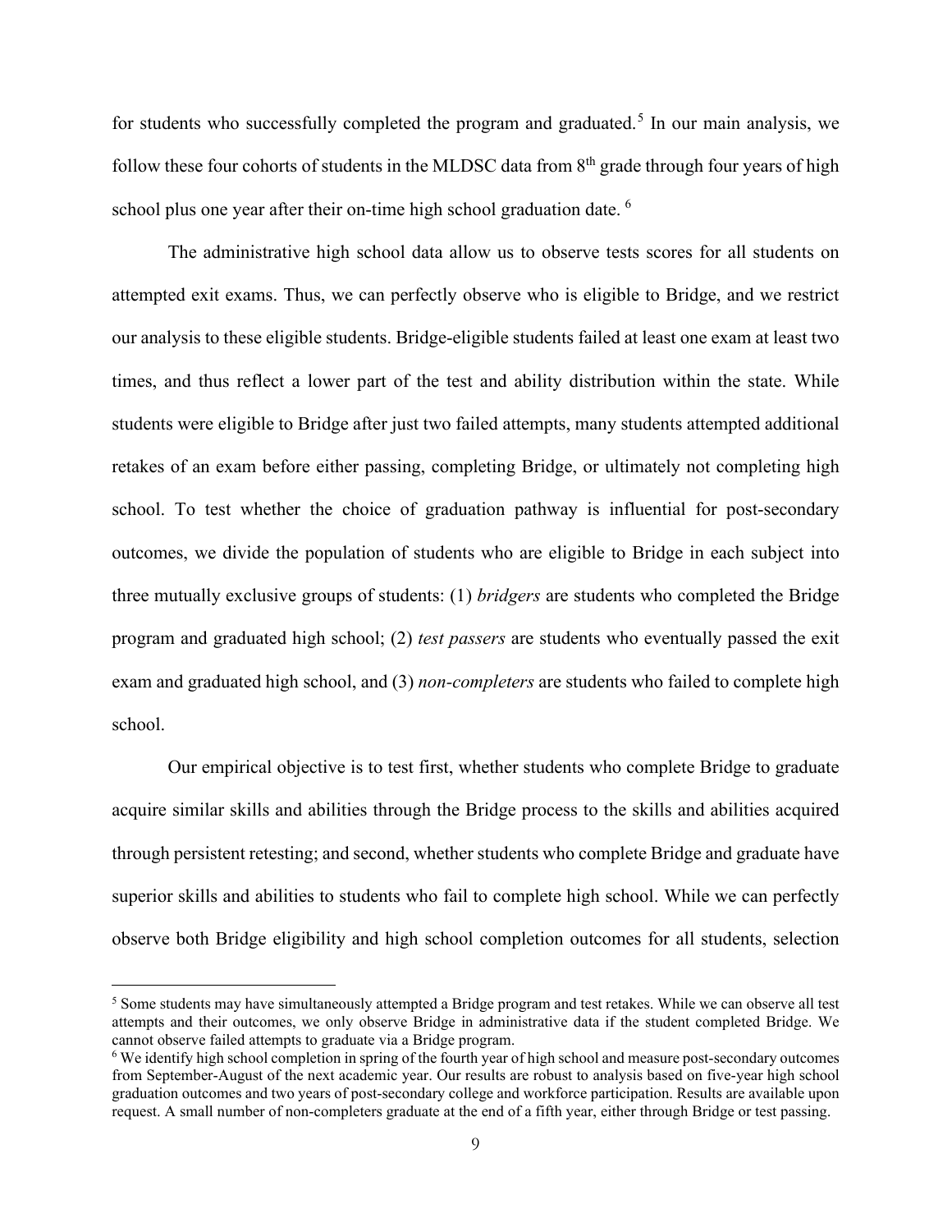for students who successfully completed the program and graduated.[5] In our main analysis, we follow these four cohorts of students in the MLDSC data from 8th grade through four years of high school plus one year after their on-time high school graduation date. [6]

The administrative high school data allow us to observe tests scores for all students on attempted exit exams. Thus, we can perfectly observe who is eligible to Bridge, and we restrict our analysis to these eligible students. Bridge-eligible students failed at least one exam at least two times, and thus reflect a lower part of the test and ability distribution within the state. While students were eligible to Bridge after just two failed attempts, many students attempted additional retakes of an exam before either passing, completing Bridge, or ultimately not completing high school. To test whether the choice of graduation pathway is influential for post-secondary outcomes, we divide the population of students who are eligible to Bridge in each subject into three mutually exclusive groups of students: (1) *bridgers* are students who completed the Bridge program and graduated high school; (2) *test passers* are students who eventually passed the exit exam and graduated high school, and (3) *non-completers* are students who failed to complete high school.

Our empirical objective is to test first, whether students who complete Bridge to graduate acquire similar skills and abilities through the Bridge process to the skills and abilities acquired through persistent retesting; and second, whether students who complete Bridge and graduate have superior skills and abilities to students who fail to complete high school. While we can perfectly observe both Bridge eligibility and high school completion outcomes for all students, selection

[5] Some students may have simultaneously attempted a Bridge program and test retakes. While we can observe all test attempts and their outcomes, we only observe Bridge in administrative data if the student completed Bridge. We cannot observe failed attempts to graduate via a Bridge program.

[6] We identify high school completion in spring of the fourth year of high school and measure post-secondary outcomes from September-August of the next academic year. Our results are robust to analysis based on five-year high school graduation outcomes and two years of post-secondary college and workforce participation. Results are available upon request. A small number of non-completers graduate at the end of a fifth year, either through Bridge or test passing.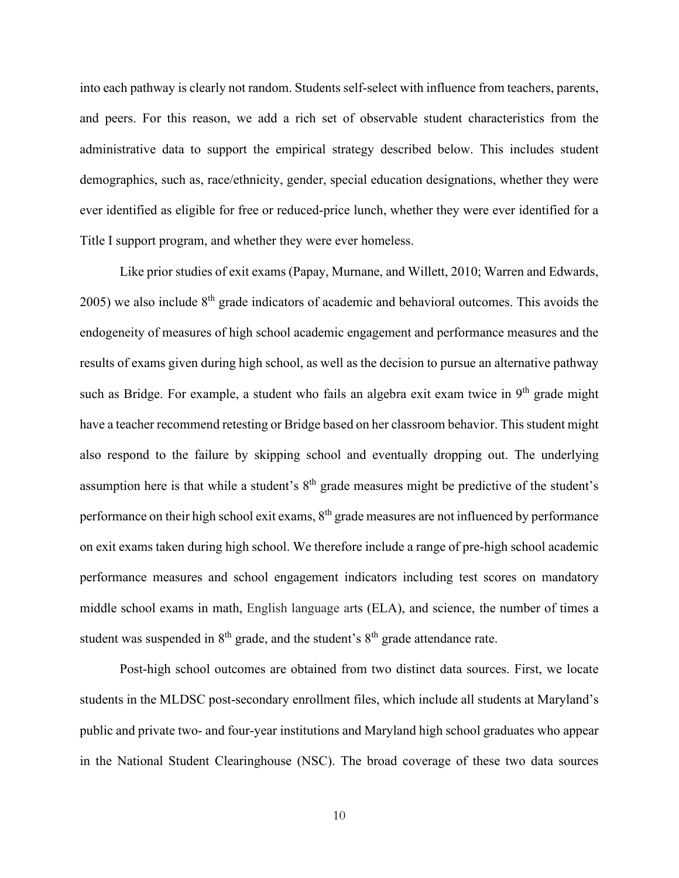into each pathway is clearly not random. Students self-select with influence from teachers, parents, and peers. For this reason, we add a rich set of observable student characteristics from the administrative data to support the empirical strategy described below. This includes student demographics, such as, race/ethnicity, gender, special education designations, whether they were ever identified as eligible for free or reduced-price lunch, whether they were ever identified for a Title I support program, and whether they were ever homeless.

Like prior studies of exit exams (Papay, Murnane, and Willett, 2010; Warren and Edwards, 2005) we also include 8th grade indicators of academic and behavioral outcomes. This avoids the endogeneity of measures of high school academic engagement and performance measures and the results of exams given during high school, as well as the decision to pursue an alternative pathway such as Bridge. For example, a student who fails an algebra exit exam twice in 9th grade might have a teacher recommend retesting or Bridge based on her classroom behavior. This student might also respond to the failure by skipping school and eventually dropping out. The underlying assumption here is that while a student's 8th grade measures might be predictive of the student's performance on their high school exit exams, 8th grade measures are not influenced by performance on exit exams taken during high school. We therefore include a range of pre-high school academic performance measures and school engagement indicators including test scores on mandatory middle school exams in math, English language arts (ELA), and science, the number of times a student was suspended in 8th grade, and the student's 8th grade attendance rate.

Post-high school outcomes are obtained from two distinct data sources. First, we locate students in the MLDSC post-secondary enrollment files, which include all students at Maryland's public and private two- and four-year institutions and Maryland high school graduates who appear in the National Student Clearinghouse (NSC). The broad coverage of these two data sources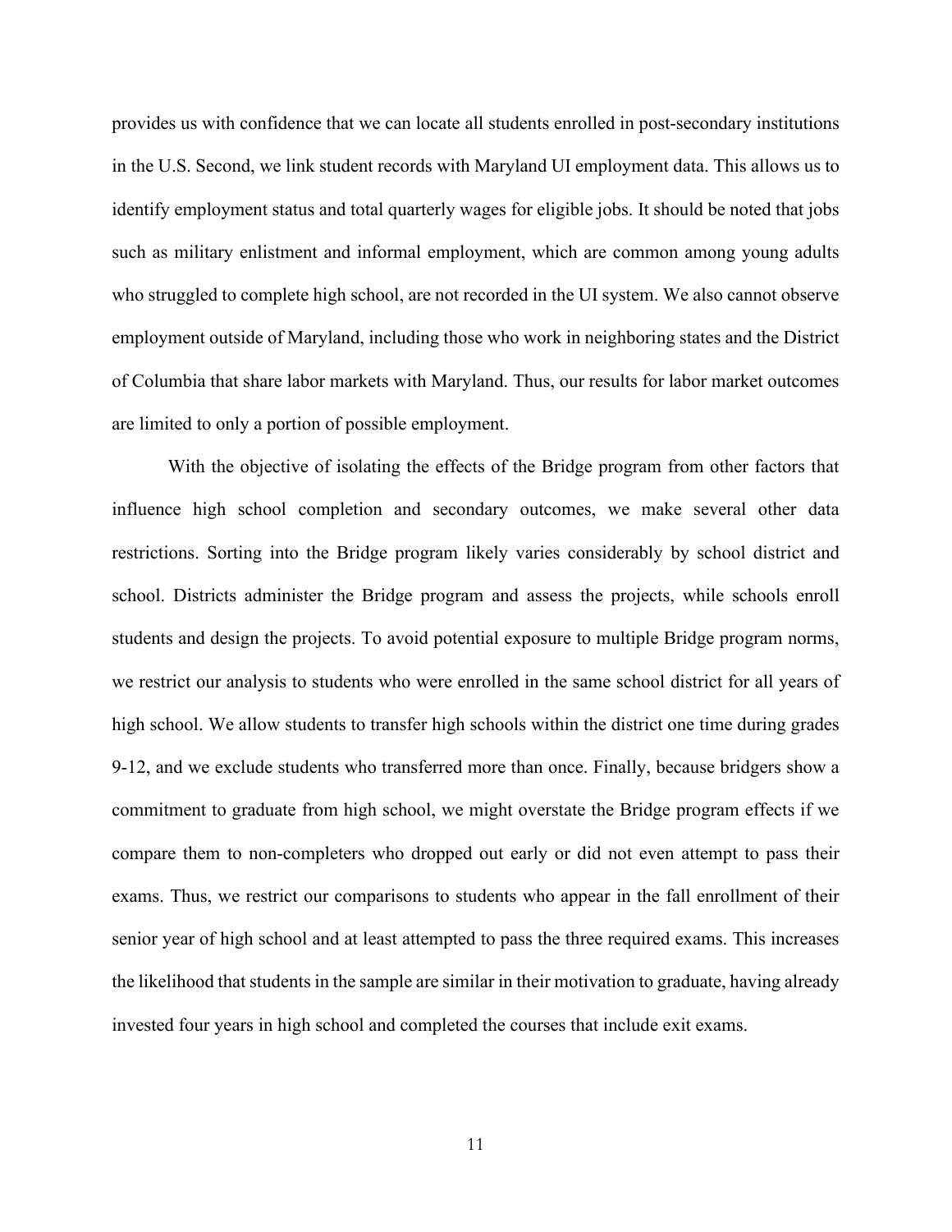provides us with confidence that we can locate all students enrolled in post-secondary institutions in the U.S. Second, we link student records with Maryland UI employment data. This allows us to identify employment status and total quarterly wages for eligible jobs. It should be noted that jobs such as military enlistment and informal employment, which are common among young adults who struggled to complete high school, are not recorded in the UI system. We also cannot observe employment outside of Maryland, including those who work in neighboring states and the District of Columbia that share labor markets with Maryland. Thus, our results for labor market outcomes are limited to only a portion of possible employment.

With the objective of isolating the effects of the Bridge program from other factors that influence high school completion and secondary outcomes, we make several other data restrictions. Sorting into the Bridge program likely varies considerably by school district and school. Districts administer the Bridge program and assess the projects, while schools enroll students and design the projects. To avoid potential exposure to multiple Bridge program norms, we restrict our analysis to students who were enrolled in the same school district for all years of high school. We allow students to transfer high schools within the district one time during grades 9-12, and we exclude students who transferred more than once. Finally, because bridgers show a commitment to graduate from high school, we might overstate the Bridge program effects if we compare them to non-completers who dropped out early or did not even attempt to pass their exams. Thus, we restrict our comparisons to students who appear in the fall enrollment of their senior year of high school and at least attempted to pass the three required exams. This increases the likelihood that students in the sample are similar in their motivation to graduate, having already invested four years in high school and completed the courses that include exit exams.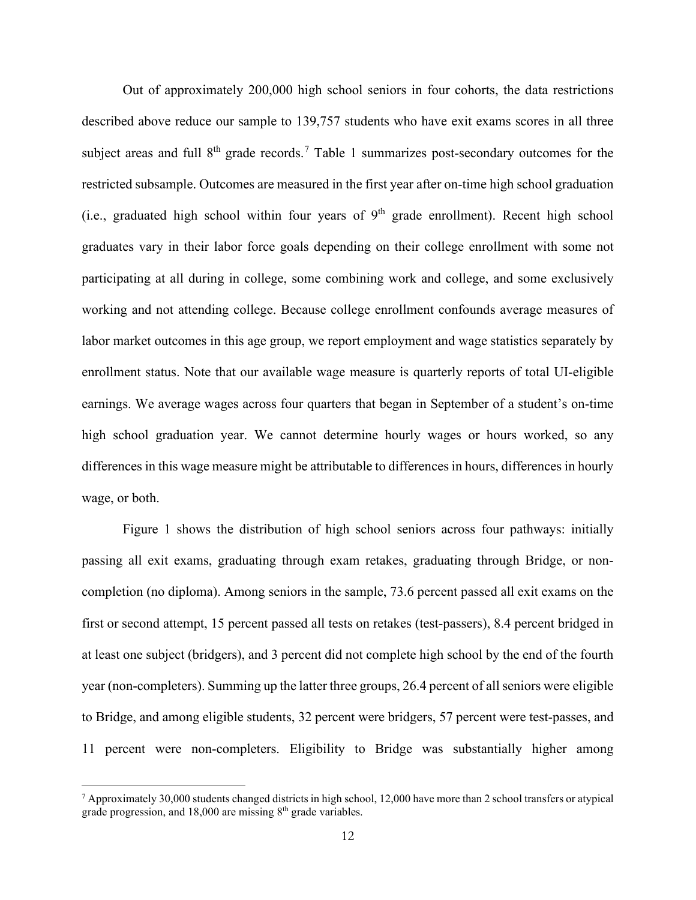Out of approximately 200,000 high school seniors in four cohorts, the data restrictions described above reduce our sample to 139,757 students who have exit exams scores in all three subject areas and full 8th grade records.[7] Table 1 summarizes post-secondary outcomes for the restricted subsample. Outcomes are measured in the first year after on-time high school graduation (i.e., graduated high school within four years of 9th grade enrollment). Recent high school graduates vary in their labor force goals depending on their college enrollment with some not participating at all during in college, some combining work and college, and some exclusively working and not attending college. Because college enrollment confounds average measures of labor market outcomes in this age group, we report employment and wage statistics separately by enrollment status. Note that our available wage measure is quarterly reports of total UI-eligible earnings. We average wages across four quarters that began in September of a student's on-time high school graduation year. We cannot determine hourly wages or hours worked, so any differences in this wage measure might be attributable to differences in hours, differences in hourly wage, or both.

Figure 1 shows the distribution of high school seniors across four pathways: initially passing all exit exams, graduating through exam retakes, graduating through Bridge, or non-completion (no diploma). Among seniors in the sample, 73.6 percent passed all exit exams on the first or second attempt, 15 percent passed all tests on retakes (test-passers), 8.4 percent bridged in at least one subject (bridgers), and 3 percent did not complete high school by the end of the fourth year (non-completers). Summing up the latter three groups, 26.4 percent of all seniors were eligible to Bridge, and among eligible students, 32 percent were bridgers, 57 percent were test-passes, and 11 percent were non-completers. Eligibility to Bridge was substantially higher among

[7] Approximately 30,000 students changed districts in high school, 12,000 have more than 2 school transfers or atypical grade progression, and 18,000 are missing 8th grade variables.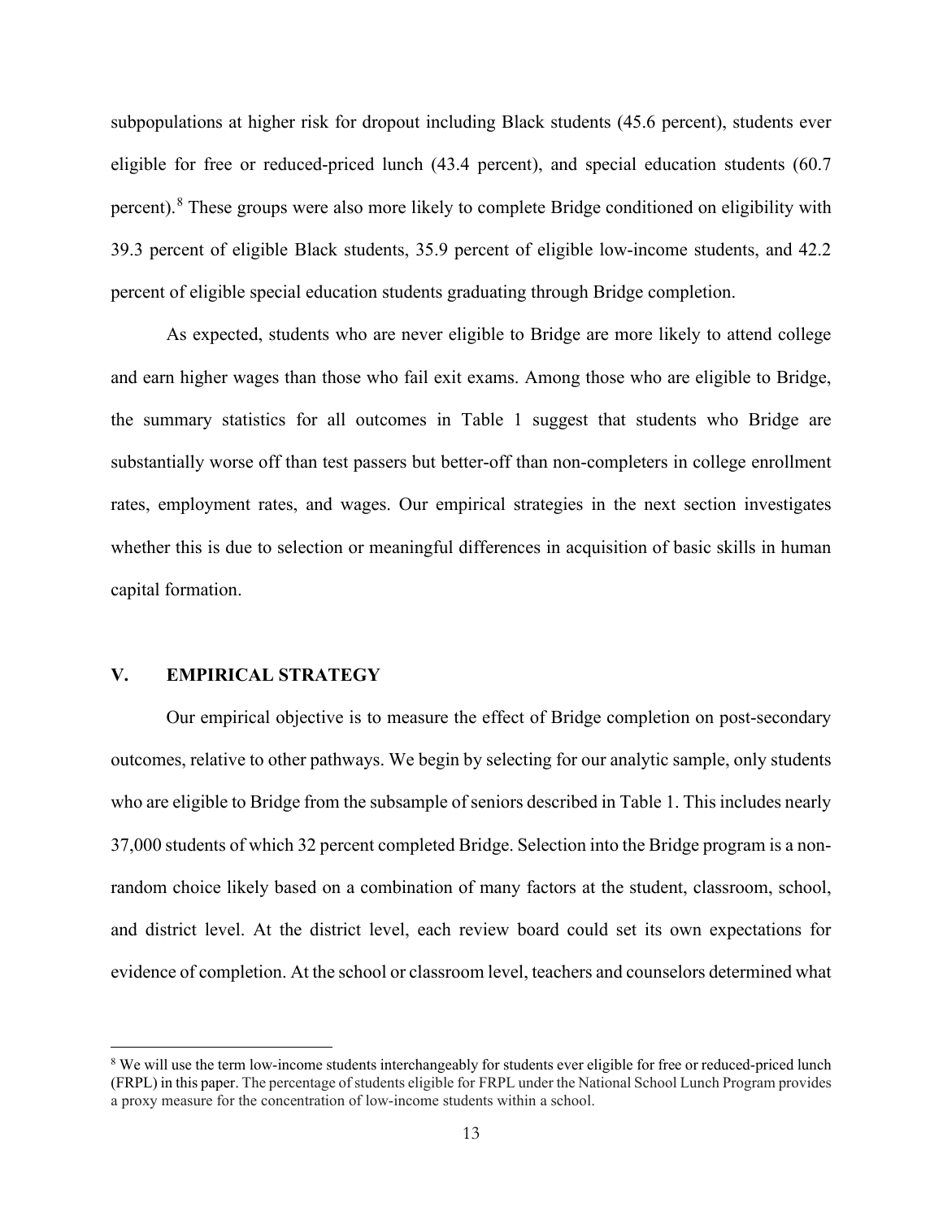subpopulations at higher risk for dropout including Black students (45.6 percent), students ever eligible for free or reduced-priced lunch (43.4 percent), and special education students (60.7 percent).[8] These groups were also more likely to complete Bridge conditioned on eligibility with 39.3 percent of eligible Black students, 35.9 percent of eligible low-income students, and 42.2 percent of eligible special education students graduating through Bridge completion.

As expected, students who are never eligible to Bridge are more likely to attend college and earn higher wages than those who fail exit exams. Among those who are eligible to Bridge, the summary statistics for all outcomes in Table 1 suggest that students who Bridge are substantially worse off than test passers but better-off than non-completers in college enrollment rates, employment rates, and wages. Our empirical strategies in the next section investigates whether this is due to selection or meaningful differences in acquisition of basic skills in human capital formation.

## V. EMPIRICAL STRATEGY

Our empirical objective is to measure the effect of Bridge completion on post-secondary outcomes, relative to other pathways. We begin by selecting for our analytic sample, only students who are eligible to Bridge from the subsample of seniors described in Table 1. This includes nearly 37,000 students of which 32 percent completed Bridge. Selection into the Bridge program is a non-random choice likely based on a combination of many factors at the student, classroom, school, and district level. At the district level, each review board could set its own expectations for evidence of completion. At the school or classroom level, teachers and counselors determined what

[8] We will use the term low-income students interchangeably for students ever eligible for free or reduced-priced lunch (FRPL) in this paper. The percentage of students eligible for FRPL under the National School Lunch Program provides a proxy measure for the concentration of low-income students within a school.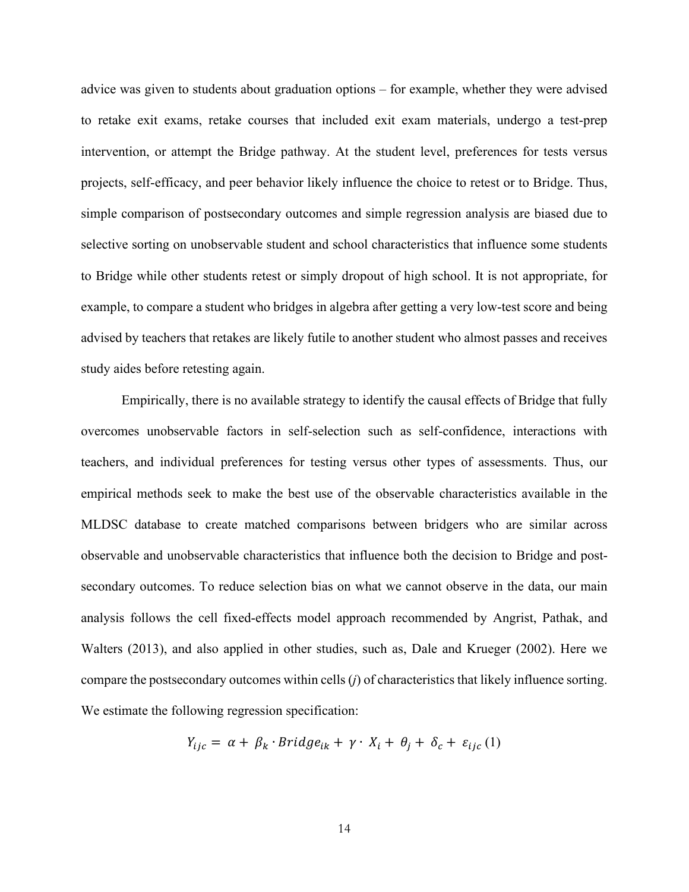advice was given to students about graduation options – for example, whether they were advised to retake exit exams, retake courses that included exit exam materials, undergo a test-prep intervention, or attempt the Bridge pathway. At the student level, preferences for tests versus projects, self-efficacy, and peer behavior likely influence the choice to retest or to Bridge. Thus, simple comparison of postsecondary outcomes and simple regression analysis are biased due to selective sorting on unobservable student and school characteristics that influence some students to Bridge while other students retest or simply dropout of high school. It is not appropriate, for example, to compare a student who bridges in algebra after getting a very low-test score and being advised by teachers that retakes are likely futile to another student who almost passes and receives study aides before retesting again.

Empirically, there is no available strategy to identify the causal effects of Bridge that fully overcomes unobservable factors in self-selection such as self-confidence, interactions with teachers, and individual preferences for testing versus other types of assessments. Thus, our empirical methods seek to make the best use of the observable characteristics available in the MLDSC database to create matched comparisons between bridgers who are similar across observable and unobservable characteristics that influence both the decision to Bridge and post-secondary outcomes. To reduce selection bias on what we cannot observe in the data, our main analysis follows the cell fixed-effects model approach recommended by Angrist, Pathak, and Walters (2013), and also applied in other studies, such as, Dale and Krueger (2002). Here we compare the postsecondary outcomes within cells (*j*) of characteristics that likely influence sorting. We estimate the following regression specification:

$$Y_{ijc} = \alpha + \beta_k \cdot Bridge_{ik} + \gamma \cdot X_i + \theta_j + \delta_c + \varepsilon_{ijc} \quad (1)$$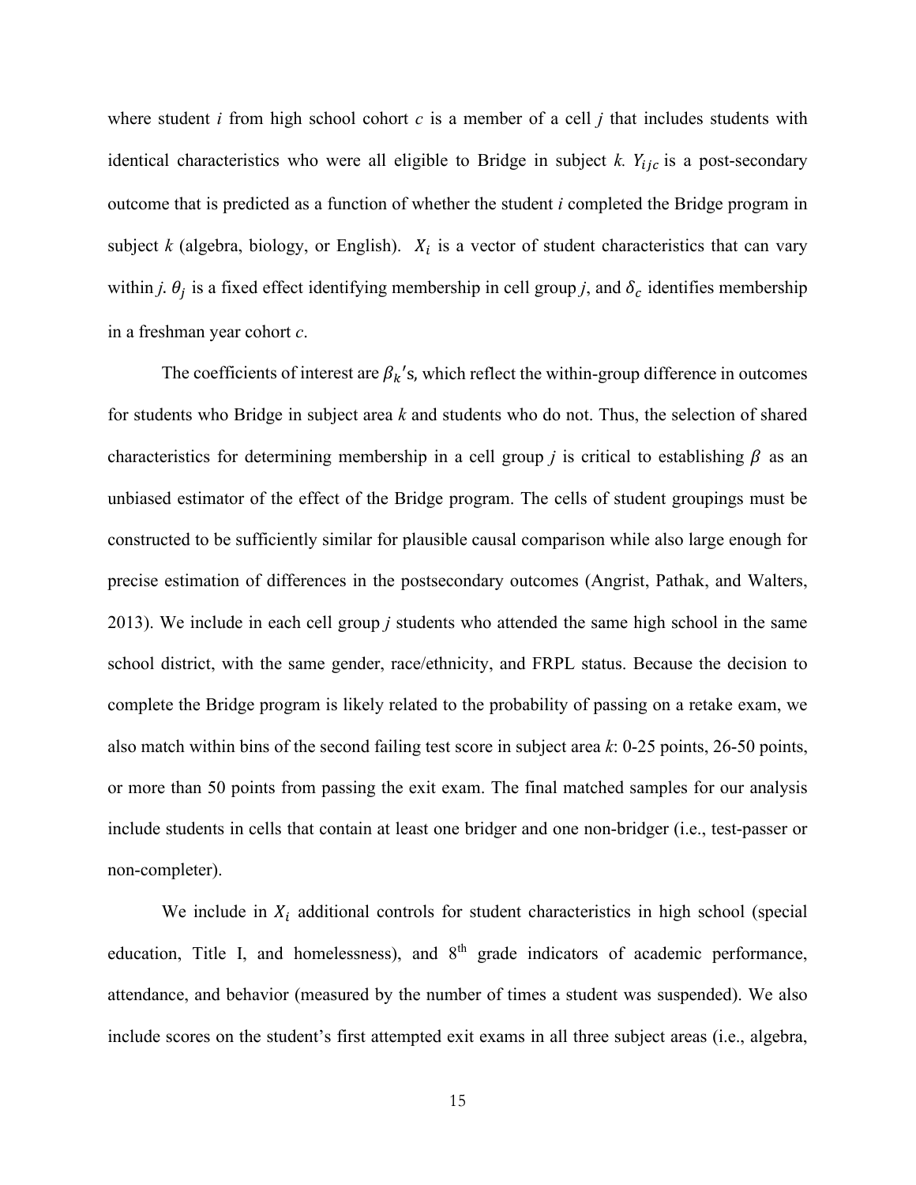where student *i* from high school cohort *c* is a member of a cell *j* that includes students with identical characteristics who were all eligible to Bridge in subject *k*. $Y_{ijc}$ is a post-secondary outcome that is predicted as a function of whether the student *i* completed the Bridge program in subject *k* (algebra, biology, or English). $X_i$ is a vector of student characteristics that can vary within *j*. $\theta_j$ is a fixed effect identifying membership in cell group *j*, and $\delta_c$ identifies membership in a freshman year cohort *c*.

The coefficients of interest are $\beta_k$'s, which reflect the within-group difference in outcomes for students who Bridge in subject area *k* and students who do not. Thus, the selection of shared characteristics for determining membership in a cell group *j* is critical to establishing $\beta$ as an unbiased estimator of the effect of the Bridge program. The cells of student groupings must be constructed to be sufficiently similar for plausible causal comparison while also large enough for precise estimation of differences in the postsecondary outcomes (Angrist, Pathak, and Walters, 2013). We include in each cell group *j* students who attended the same high school in the same school district, with the same gender, race/ethnicity, and FRPL status. Because the decision to complete the Bridge program is likely related to the probability of passing on a retake exam, we also match within bins of the second failing test score in subject area *k*: 0-25 points, 26-50 points, or more than 50 points from passing the exit exam. The final matched samples for our analysis include students in cells that contain at least one bridger and one non-bridger (i.e., test-passer or non-completer).

We include in $X_i$ additional controls for student characteristics in high school (special education, Title I, and homelessness), and 8th grade indicators of academic performance, attendance, and behavior (measured by the number of times a student was suspended). We also include scores on the student's first attempted exit exams in all three subject areas (i.e., algebra,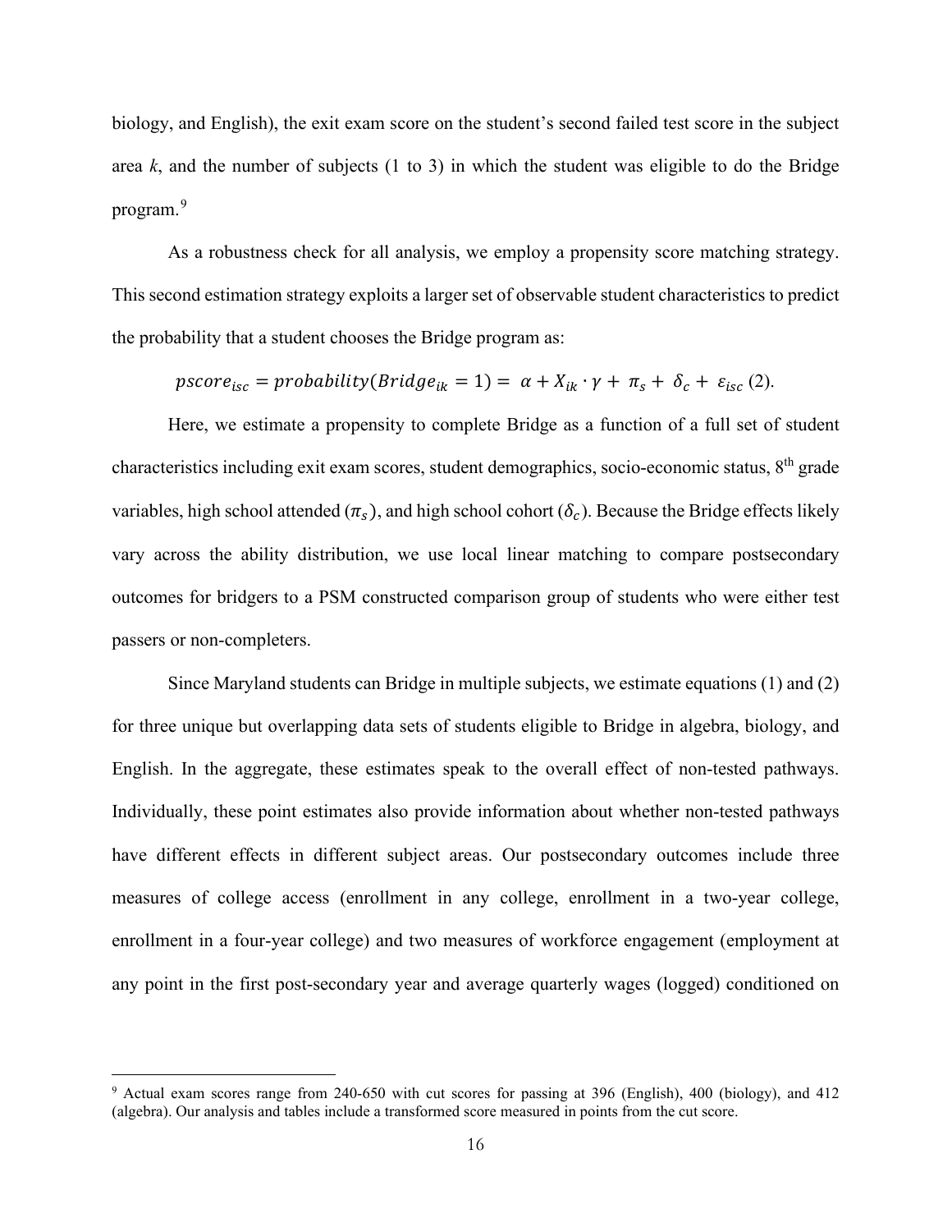biology, and English), the exit exam score on the student's second failed test score in the subject area $k$, and the number of subjects (1 to 3) in which the student was eligible to do the Bridge program.[9]

As a robustness check for all analysis, we employ a propensity score matching strategy. This second estimation strategy exploits a larger set of observable student characteristics to predict the probability that a student chooses the Bridge program as:

$$pscore_{isc} = probability(Bridge_{ik} = 1) = \alpha + X_{ik} \cdot \gamma + \pi_s + \delta_c + \varepsilon_{isc} \text{ (2).}$$

Here, we estimate a propensity to complete Bridge as a function of a full set of student characteristics including exit exam scores, student demographics, socio-economic status, 8th grade variables, high school attended ($\pi_s$), and high school cohort ($\delta_c$). Because the Bridge effects likely vary across the ability distribution, we use local linear matching to compare postsecondary outcomes for bridgers to a PSM constructed comparison group of students who were either test passers or non-completers.

Since Maryland students can Bridge in multiple subjects, we estimate equations (1) and (2) for three unique but overlapping data sets of students eligible to Bridge in algebra, biology, and English. In the aggregate, these estimates speak to the overall effect of non-tested pathways. Individually, these point estimates also provide information about whether non-tested pathways have different effects in different subject areas. Our postsecondary outcomes include three measures of college access (enrollment in any college, enrollment in a two-year college, enrollment in a four-year college) and two measures of workforce engagement (employment at any point in the first post-secondary year and average quarterly wages (logged) conditioned on

[9] Actual exam scores range from 240-650 with cut scores for passing at 396 (English), 400 (biology), and 412 (algebra). Our analysis and tables include a transformed score measured in points from the cut score.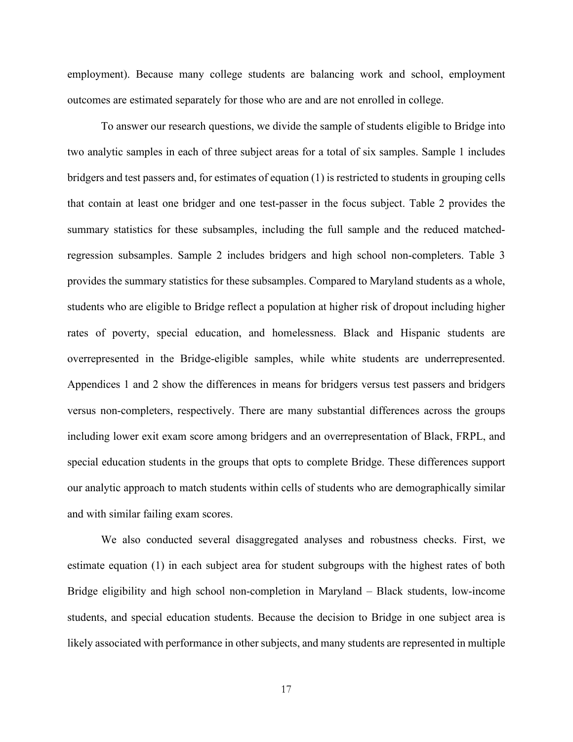employment). Because many college students are balancing work and school, employment outcomes are estimated separately for those who are and are not enrolled in college.

To answer our research questions, we divide the sample of students eligible to Bridge into two analytic samples in each of three subject areas for a total of six samples. Sample 1 includes bridgers and test passers and, for estimates of equation (1) is restricted to students in grouping cells that contain at least one bridger and one test-passer in the focus subject. Table 2 provides the summary statistics for these subsamples, including the full sample and the reduced matched-regression subsamples. Sample 2 includes bridgers and high school non-completers. Table 3 provides the summary statistics for these subsamples. Compared to Maryland students as a whole, students who are eligible to Bridge reflect a population at higher risk of dropout including higher rates of poverty, special education, and homelessness. Black and Hispanic students are overrepresented in the Bridge-eligible samples, while white students are underrepresented. Appendices 1 and 2 show the differences in means for bridgers versus test passers and bridgers versus non-completers, respectively. There are many substantial differences across the groups including lower exit exam score among bridgers and an overrepresentation of Black, FRPL, and special education students in the groups that opts to complete Bridge. These differences support our analytic approach to match students within cells of students who are demographically similar and with similar failing exam scores.

We also conducted several disaggregated analyses and robustness checks. First, we estimate equation (1) in each subject area for student subgroups with the highest rates of both Bridge eligibility and high school non-completion in Maryland – Black students, low-income students, and special education students. Because the decision to Bridge in one subject area is likely associated with performance in other subjects, and many students are represented in multiple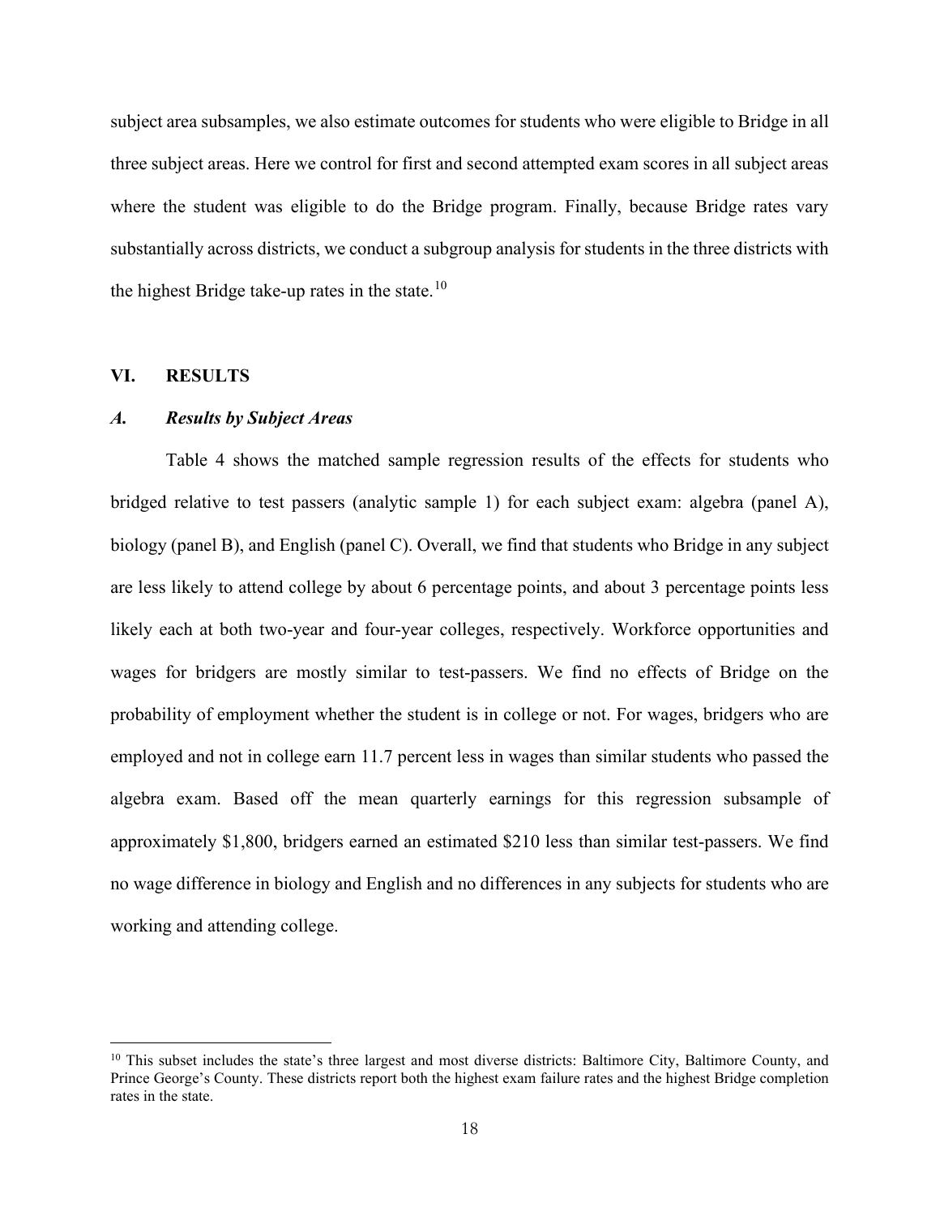subject area subsamples, we also estimate outcomes for students who were eligible to Bridge in all three subject areas. Here we control for first and second attempted exam scores in all subject areas where the student was eligible to do the Bridge program. Finally, because Bridge rates vary substantially across districts, we conduct a subgroup analysis for students in the three districts with the highest Bridge take-up rates in the state.[10]

## VI. RESULTS

### *A. Results by Subject Areas*

Table 4 shows the matched sample regression results of the effects for students who bridged relative to test passers (analytic sample 1) for each subject exam: algebra (panel A), biology (panel B), and English (panel C). Overall, we find that students who Bridge in any subject are less likely to attend college by about 6 percentage points, and about 3 percentage points less likely each at both two-year and four-year colleges, respectively. Workforce opportunities and wages for bridgers are mostly similar to test-passers. We find no effects of Bridge on the probability of employment whether the student is in college or not. For wages, bridgers who are employed and not in college earn 11.7 percent less in wages than similar students who passed the algebra exam. Based off the mean quarterly earnings for this regression subsample of approximately $1,800, bridgers earned an estimated $210 less than similar test-passers. We find no wage difference in biology and English and no differences in any subjects for students who are working and attending college.

[10] This subset includes the state's three largest and most diverse districts: Baltimore City, Baltimore County, and Prince George's County. These districts report both the highest exam failure rates and the highest Bridge completion rates in the state.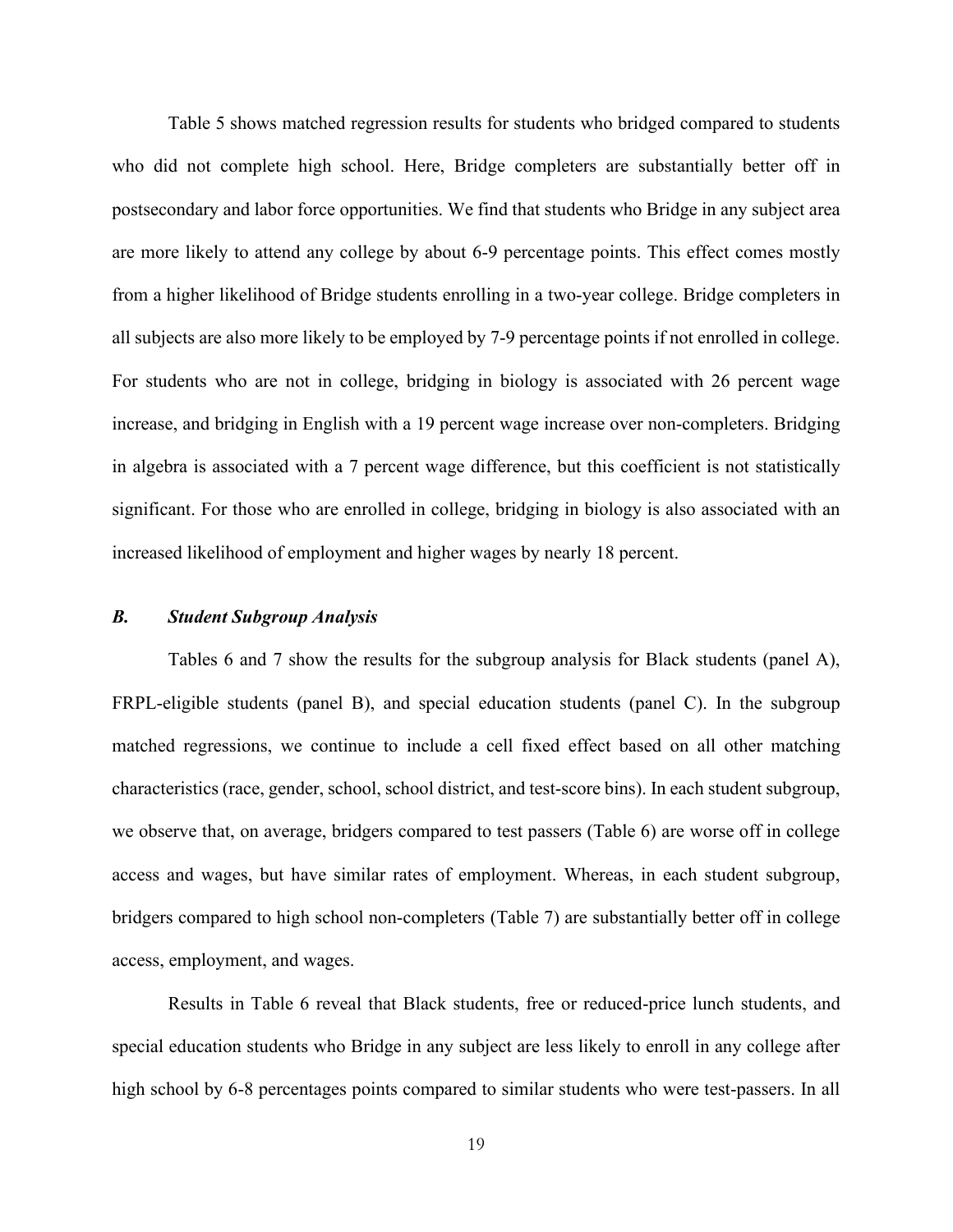Table 5 shows matched regression results for students who bridged compared to students who did not complete high school. Here, Bridge completers are substantially better off in postsecondary and labor force opportunities. We find that students who Bridge in any subject area are more likely to attend any college by about 6-9 percentage points. This effect comes mostly from a higher likelihood of Bridge students enrolling in a two-year college. Bridge completers in all subjects are also more likely to be employed by 7-9 percentage points if not enrolled in college. For students who are not in college, bridging in biology is associated with 26 percent wage increase, and bridging in English with a 19 percent wage increase over non-completers. Bridging in algebra is associated with a 7 percent wage difference, but this coefficient is not statistically significant. For those who are enrolled in college, bridging in biology is also associated with an increased likelihood of employment and higher wages by nearly 18 percent.

### *B. Student Subgroup Analysis*

Tables 6 and 7 show the results for the subgroup analysis for Black students (panel A), FRPL-eligible students (panel B), and special education students (panel C). In the subgroup matched regressions, we continue to include a cell fixed effect based on all other matching characteristics (race, gender, school, school district, and test-score bins). In each student subgroup, we observe that, on average, bridgers compared to test passers (Table 6) are worse off in college access and wages, but have similar rates of employment. Whereas, in each student subgroup, bridgers compared to high school non-completers (Table 7) are substantially better off in college access, employment, and wages.

Results in Table 6 reveal that Black students, free or reduced-price lunch students, and special education students who Bridge in any subject are less likely to enroll in any college after high school by 6-8 percentages points compared to similar students who were test-passers. In all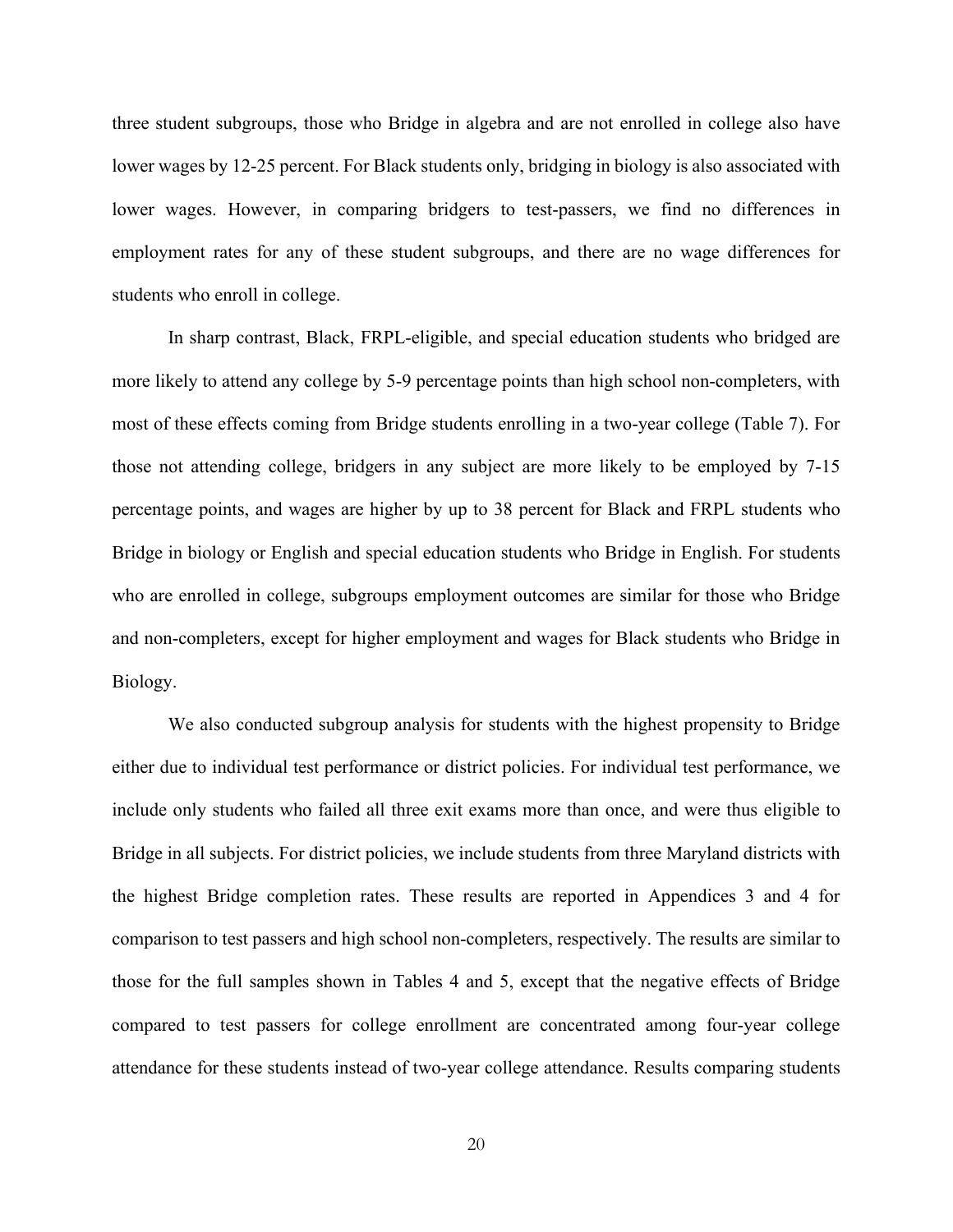three student subgroups, those who Bridge in algebra and are not enrolled in college also have lower wages by 12-25 percent. For Black students only, bridging in biology is also associated with lower wages. However, in comparing bridgers to test-passers, we find no differences in employment rates for any of these student subgroups, and there are no wage differences for students who enroll in college.

In sharp contrast, Black, FRPL-eligible, and special education students who bridged are more likely to attend any college by 5-9 percentage points than high school non-completers, with most of these effects coming from Bridge students enrolling in a two-year college (Table 7). For those not attending college, bridgers in any subject are more likely to be employed by 7-15 percentage points, and wages are higher by up to 38 percent for Black and FRPL students who Bridge in biology or English and special education students who Bridge in English. For students who are enrolled in college, subgroups employment outcomes are similar for those who Bridge and non-completers, except for higher employment and wages for Black students who Bridge in Biology.

We also conducted subgroup analysis for students with the highest propensity to Bridge either due to individual test performance or district policies. For individual test performance, we include only students who failed all three exit exams more than once, and were thus eligible to Bridge in all subjects. For district policies, we include students from three Maryland districts with the highest Bridge completion rates. These results are reported in Appendices 3 and 4 for comparison to test passers and high school non-completers, respectively. The results are similar to those for the full samples shown in Tables 4 and 5, except that the negative effects of Bridge compared to test passers for college enrollment are concentrated among four-year college attendance for these students instead of two-year college attendance. Results comparing students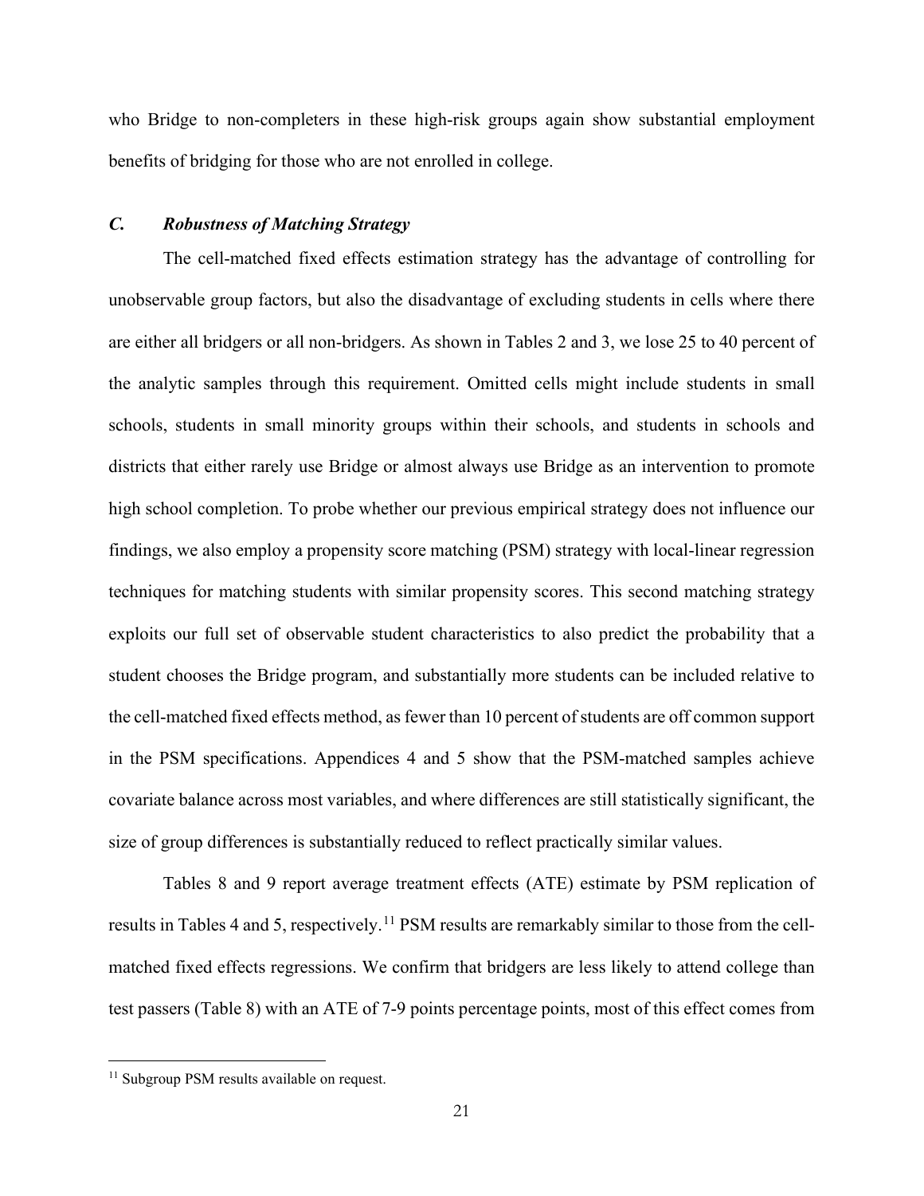who Bridge to non-completers in these high-risk groups again show substantial employment benefits of bridging for those who are not enrolled in college.

### *C. Robustness of Matching Strategy*

The cell-matched fixed effects estimation strategy has the advantage of controlling for unobservable group factors, but also the disadvantage of excluding students in cells where there are either all bridgers or all non-bridgers. As shown in Tables 2 and 3, we lose 25 to 40 percent of the analytic samples through this requirement. Omitted cells might include students in small schools, students in small minority groups within their schools, and students in schools and districts that either rarely use Bridge or almost always use Bridge as an intervention to promote high school completion. To probe whether our previous empirical strategy does not influence our findings, we also employ a propensity score matching (PSM) strategy with local-linear regression techniques for matching students with similar propensity scores. This second matching strategy exploits our full set of observable student characteristics to also predict the probability that a student chooses the Bridge program, and substantially more students can be included relative to the cell-matched fixed effects method, as fewer than 10 percent of students are off common support in the PSM specifications. Appendices 4 and 5 show that the PSM-matched samples achieve covariate balance across most variables, and where differences are still statistically significant, the size of group differences is substantially reduced to reflect practically similar values.

Tables 8 and 9 report average treatment effects (ATE) estimate by PSM replication of results in Tables 4 and 5, respectively.[11] PSM results are remarkably similar to those from the cell-matched fixed effects regressions. We confirm that bridgers are less likely to attend college than test passers (Table 8) with an ATE of 7-9 points percentage points, most of this effect comes from

[11] Subgroup PSM results available on request.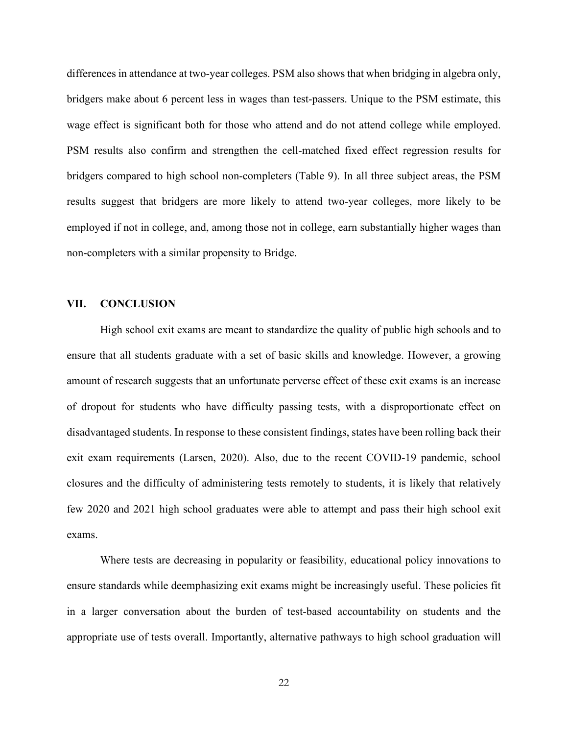differences in attendance at two-year colleges. PSM also shows that when bridging in algebra only, bridgers make about 6 percent less in wages than test-passers. Unique to the PSM estimate, this wage effect is significant both for those who attend and do not attend college while employed. PSM results also confirm and strengthen the cell-matched fixed effect regression results for bridgers compared to high school non-completers (Table 9). In all three subject areas, the PSM results suggest that bridgers are more likely to attend two-year colleges, more likely to be employed if not in college, and, among those not in college, earn substantially higher wages than non-completers with a similar propensity to Bridge.

## VII. CONCLUSION

High school exit exams are meant to standardize the quality of public high schools and to ensure that all students graduate with a set of basic skills and knowledge. However, a growing amount of research suggests that an unfortunate perverse effect of these exit exams is an increase of dropout for students who have difficulty passing tests, with a disproportionate effect on disadvantaged students. In response to these consistent findings, states have been rolling back their exit exam requirements (Larsen, 2020). Also, due to the recent COVID-19 pandemic, school closures and the difficulty of administering tests remotely to students, it is likely that relatively few 2020 and 2021 high school graduates were able to attempt and pass their high school exit exams.

Where tests are decreasing in popularity or feasibility, educational policy innovations to ensure standards while deemphasizing exit exams might be increasingly useful. These policies fit in a larger conversation about the burden of test-based accountability on students and the appropriate use of tests overall. Importantly, alternative pathways to high school graduation will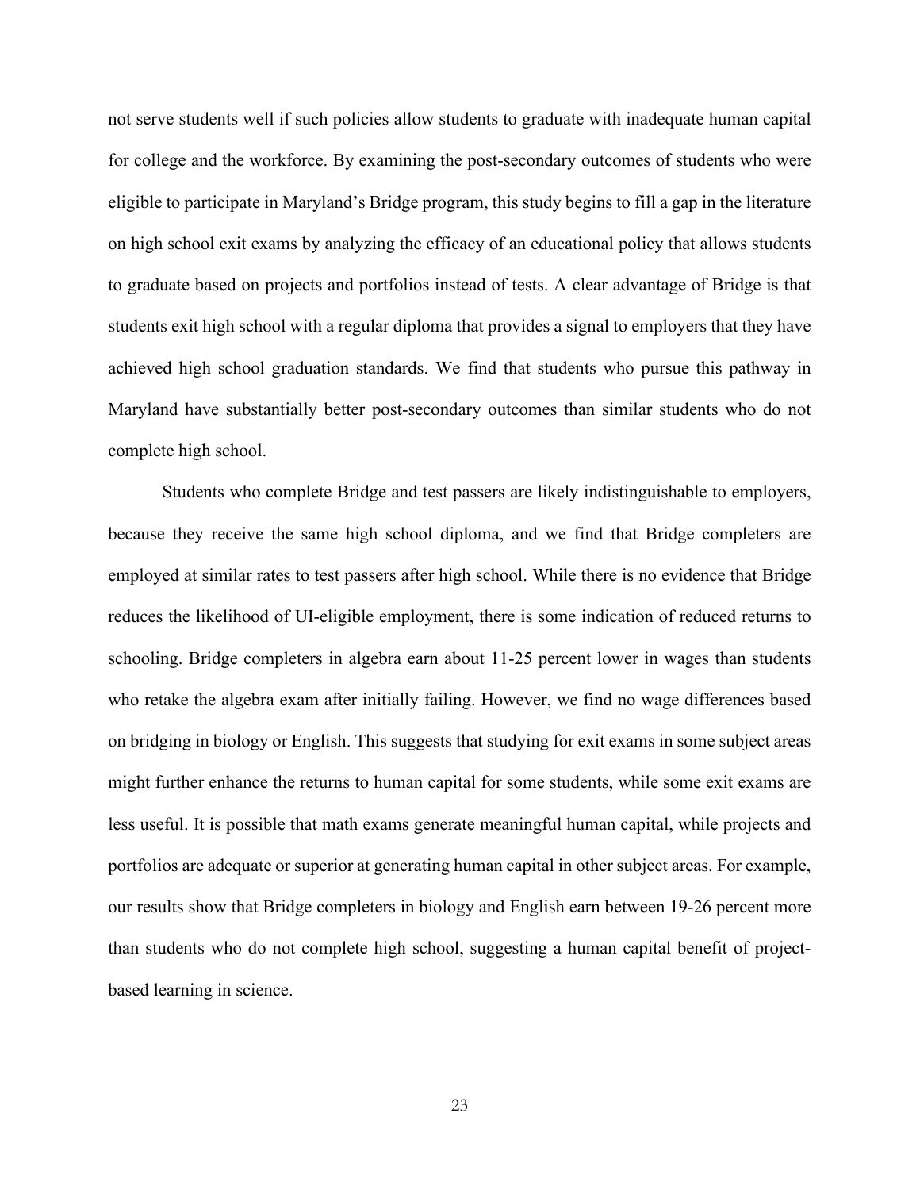not serve students well if such policies allow students to graduate with inadequate human capital for college and the workforce. By examining the post-secondary outcomes of students who were eligible to participate in Maryland's Bridge program, this study begins to fill a gap in the literature on high school exit exams by analyzing the efficacy of an educational policy that allows students to graduate based on projects and portfolios instead of tests. A clear advantage of Bridge is that students exit high school with a regular diploma that provides a signal to employers that they have achieved high school graduation standards. We find that students who pursue this pathway in Maryland have substantially better post-secondary outcomes than similar students who do not complete high school.

Students who complete Bridge and test passers are likely indistinguishable to employers, because they receive the same high school diploma, and we find that Bridge completers are employed at similar rates to test passers after high school. While there is no evidence that Bridge reduces the likelihood of UI-eligible employment, there is some indication of reduced returns to schooling. Bridge completers in algebra earn about 11-25 percent lower in wages than students who retake the algebra exam after initially failing. However, we find no wage differences based on bridging in biology or English. This suggests that studying for exit exams in some subject areas might further enhance the returns to human capital for some students, while some exit exams are less useful. It is possible that math exams generate meaningful human capital, while projects and portfolios are adequate or superior at generating human capital in other subject areas. For example, our results show that Bridge completers in biology and English earn between 19-26 percent more than students who do not complete high school, suggesting a human capital benefit of project-based learning in science.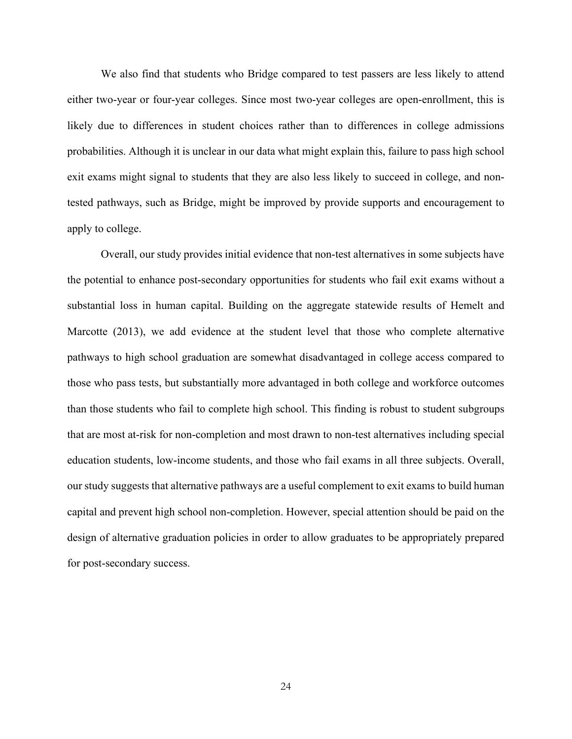We also find that students who Bridge compared to test passers are less likely to attend either two-year or four-year colleges. Since most two-year colleges are open-enrollment, this is likely due to differences in student choices rather than to differences in college admissions probabilities. Although it is unclear in our data what might explain this, failure to pass high school exit exams might signal to students that they are also less likely to succeed in college, and non-tested pathways, such as Bridge, might be improved by provide supports and encouragement to apply to college.

Overall, our study provides initial evidence that non-test alternatives in some subjects have the potential to enhance post-secondary opportunities for students who fail exit exams without a substantial loss in human capital. Building on the aggregate statewide results of Hemelt and Marcotte (2013), we add evidence at the student level that those who complete alternative pathways to high school graduation are somewhat disadvantaged in college access compared to those who pass tests, but substantially more advantaged in both college and workforce outcomes than those students who fail to complete high school. This finding is robust to student subgroups that are most at-risk for non-completion and most drawn to non-test alternatives including special education students, low-income students, and those who fail exams in all three subjects. Overall, our study suggests that alternative pathways are a useful complement to exit exams to build human capital and prevent high school non-completion. However, special attention should be paid on the design of alternative graduation policies in order to allow graduates to be appropriately prepared for post-secondary success.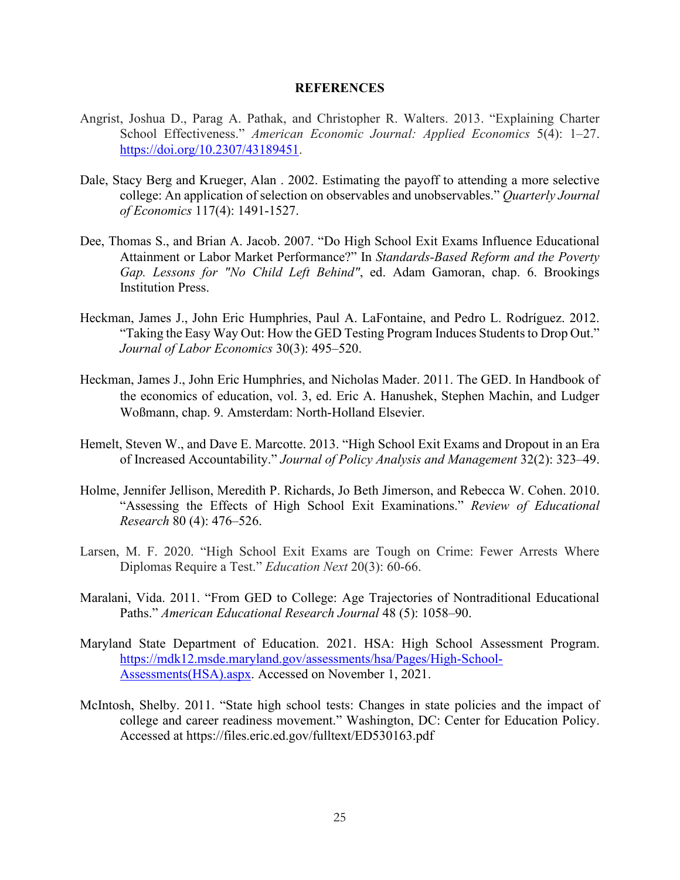# REFERENCES

Angrist, Joshua D., Parag A. Pathak, and Christopher R. Walters. 2013. "Explaining Charter School Effectiveness." *American Economic Journal: Applied Economics* 5(4): 1–27. https://doi.org/10.2307/43189451.

Dale, Stacy Berg and Krueger, Alan . 2002. Estimating the payoff to attending a more selective college: An application of selection on observables and unobservables." *Quarterly Journal of Economics* 117(4): 1491-1527.

Dee, Thomas S., and Brian A. Jacob. 2007. "Do High School Exit Exams Influence Educational Attainment or Labor Market Performance?" In *Standards-Based Reform and the Poverty Gap. Lessons for "No Child Left Behind"*, ed. Adam Gamoran, chap. 6. Brookings Institution Press.

Heckman, James J., John Eric Humphries, Paul A. LaFontaine, and Pedro L. Rodríguez. 2012. "Taking the Easy Way Out: How the GED Testing Program Induces Students to Drop Out." *Journal of Labor Economics* 30(3): 495–520.

Heckman, James J., John Eric Humphries, and Nicholas Mader. 2011. The GED. In Handbook of the economics of education, vol. 3, ed. Eric A. Hanushek, Stephen Machin, and Ludger Woßmann, chap. 9. Amsterdam: North-Holland Elsevier.

Hemelt, Steven W., and Dave E. Marcotte. 2013. "High School Exit Exams and Dropout in an Era of Increased Accountability." *Journal of Policy Analysis and Management* 32(2): 323–49.

Holme, Jennifer Jellison, Meredith P. Richards, Jo Beth Jimerson, and Rebecca W. Cohen. 2010. "Assessing the Effects of High School Exit Examinations." *Review of Educational Research* 80 (4): 476–526.

Larsen, M. F. 2020. "High School Exit Exams are Tough on Crime: Fewer Arrests Where Diplomas Require a Test." *Education Next* 20(3): 60-66.

Maralani, Vida. 2011. "From GED to College: Age Trajectories of Nontraditional Educational Paths." *American Educational Research Journal* 48 (5): 1058–90.

Maryland State Department of Education. 2021. HSA: High School Assessment Program. https://mdk12.msde.maryland.gov/assessments/hsa/Pages/High-School-Assessments(HSA).aspx. Accessed on November 1, 2021.

McIntosh, Shelby. 2011. "State high school tests: Changes in state policies and the impact of college and career readiness movement." Washington, DC: Center for Education Policy. Accessed at https://files.eric.ed.gov/fulltext/ED530163.pdf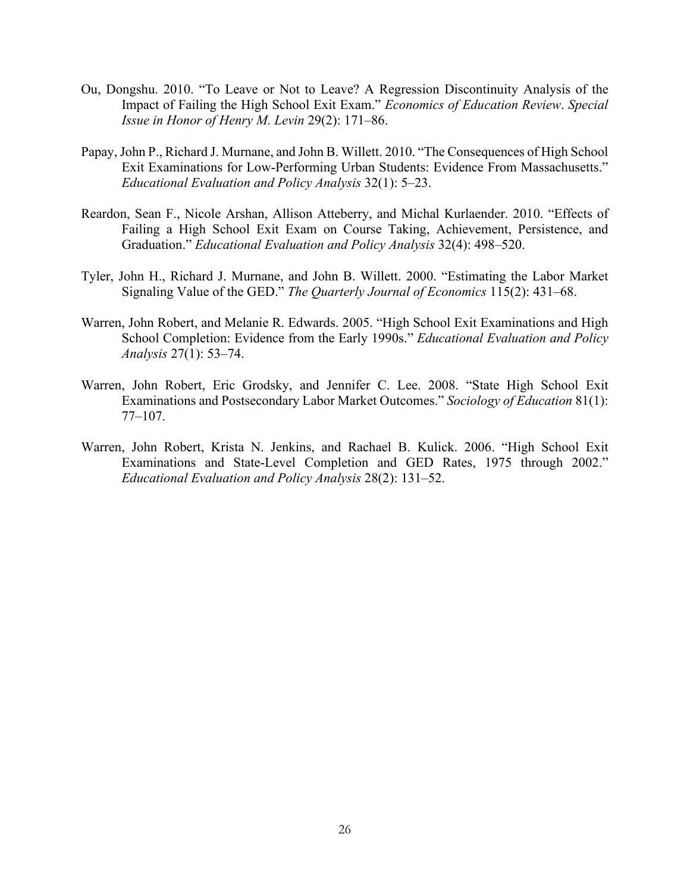Ou, Dongshu. 2010. "To Leave or Not to Leave? A Regression Discontinuity Analysis of the Impact of Failing the High School Exit Exam." *Economics of Education Review*. *Special Issue in Honor of Henry M. Levin* 29(2): 171–86.

Papay, John P., Richard J. Murnane, and John B. Willett. 2010. "The Consequences of High School Exit Examinations for Low-Performing Urban Students: Evidence From Massachusetts." *Educational Evaluation and Policy Analysis* 32(1): 5–23.

Reardon, Sean F., Nicole Arshan, Allison Atteberry, and Michal Kurlaender. 2010. "Effects of Failing a High School Exit Exam on Course Taking, Achievement, Persistence, and Graduation." *Educational Evaluation and Policy Analysis* 32(4): 498–520.

Tyler, John H., Richard J. Murnane, and John B. Willett. 2000. "Estimating the Labor Market Signaling Value of the GED." *The Quarterly Journal of Economics* 115(2): 431–68.

Warren, John Robert, and Melanie R. Edwards. 2005. "High School Exit Examinations and High School Completion: Evidence from the Early 1990s." *Educational Evaluation and Policy Analysis* 27(1): 53–74.

Warren, John Robert, Eric Grodsky, and Jennifer C. Lee. 2008. "State High School Exit Examinations and Postsecondary Labor Market Outcomes." *Sociology of Education* 81(1): 77–107.

Warren, John Robert, Krista N. Jenkins, and Rachael B. Kulick. 2006. "High School Exit Examinations and State-Level Completion and GED Rates, 1975 through 2002." *Educational Evaluation and Policy Analysis* 28(2): 131–52.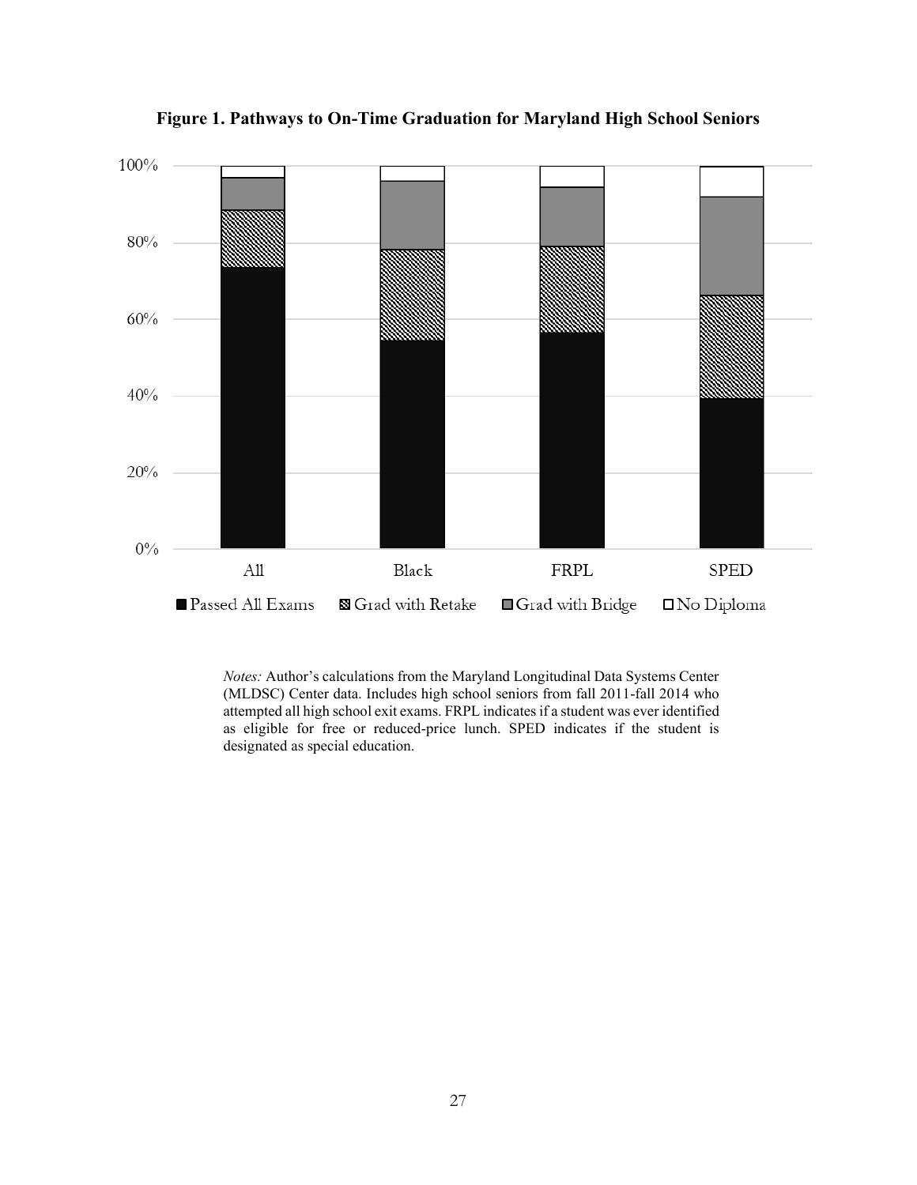**Figure 1. Pathways to On-Time Graduation for Maryland High School Seniors**

*Notes:* Author's calculations from the Maryland Longitudinal Data Systems Center (MLDSC) Center data. Includes high school seniors from fall 2011-fall 2014 who attempted all high school exit exams. FRPL indicates if a student was ever identified as eligible for free or reduced-price lunch. SPED indicates if the student is designated as special education.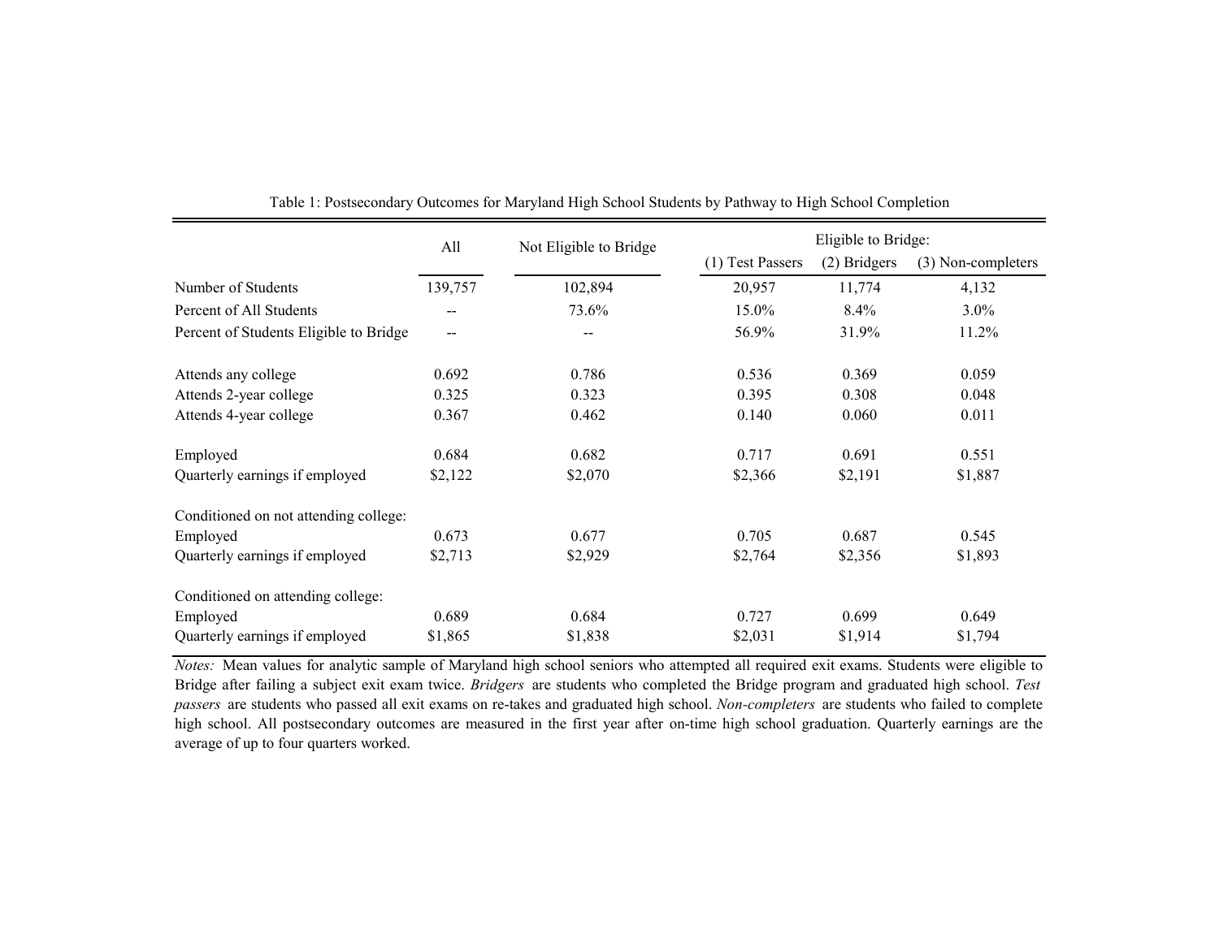Table 1: Postsecondary Outcomes for Maryland High School Students by Pathway to High School Completion

| | All | Not Eligible to Bridge | Eligible to Bridge: (1) Test Passers | (2) Bridgers | (3) Non-completers |
|---|---|---|---|---|---|
| Number of Students | 139,757 | 102,894 | 20,957 | 11,774 | 4,132 |
| Percent of All Students | -- | 73.6% | 15.0% | 8.4% | 3.0% |
| Percent of Students Eligible to Bridge | -- | -- | 56.9% | 31.9% | 11.2% |
| Attends any college | 0.692 | 0.786 | 0.536 | 0.369 | 0.059 |
| Attends 2-year college | 0.325 | 0.323 | 0.395 | 0.308 | 0.048 |
| Attends 4-year college | 0.367 | 0.462 | 0.140 | 0.060 | 0.011 |
| Employed | 0.684 | 0.682 | 0.717 | 0.691 | 0.551 |
| Quarterly earnings if employed | $2,122 | $2,070 | $2,366 | $2,191 | $1,887 |
| Conditioned on not attending college: | | | | | |
| Employed | 0.673 | 0.677 | 0.705 | 0.687 | 0.545 |
| Quarterly earnings if employed | $2,713 | $2,929 | $2,764 | $2,356 | $1,893 |
| Conditioned on attending college: | | | | | |
| Employed | 0.689 | 0.684 | 0.727 | 0.699 | 0.649 |
| Quarterly earnings if employed | $1,865 | $1,838 | $2,031 | $1,914 | $1,794 |

*Notes:* Mean values for analytic sample of Maryland high school seniors who attempted all required exit exams. Students were eligible to Bridge after failing a subject exit exam twice. *Bridgers* are students who completed the Bridge program and graduated high school. *Test passers* are students who passed all exit exams on re-takes and graduated high school. *Non-completers* are students who failed to complete high school. All postsecondary outcomes are measured in the first year after on-time high school graduation. Quarterly earnings are the average of up to four quarters worked.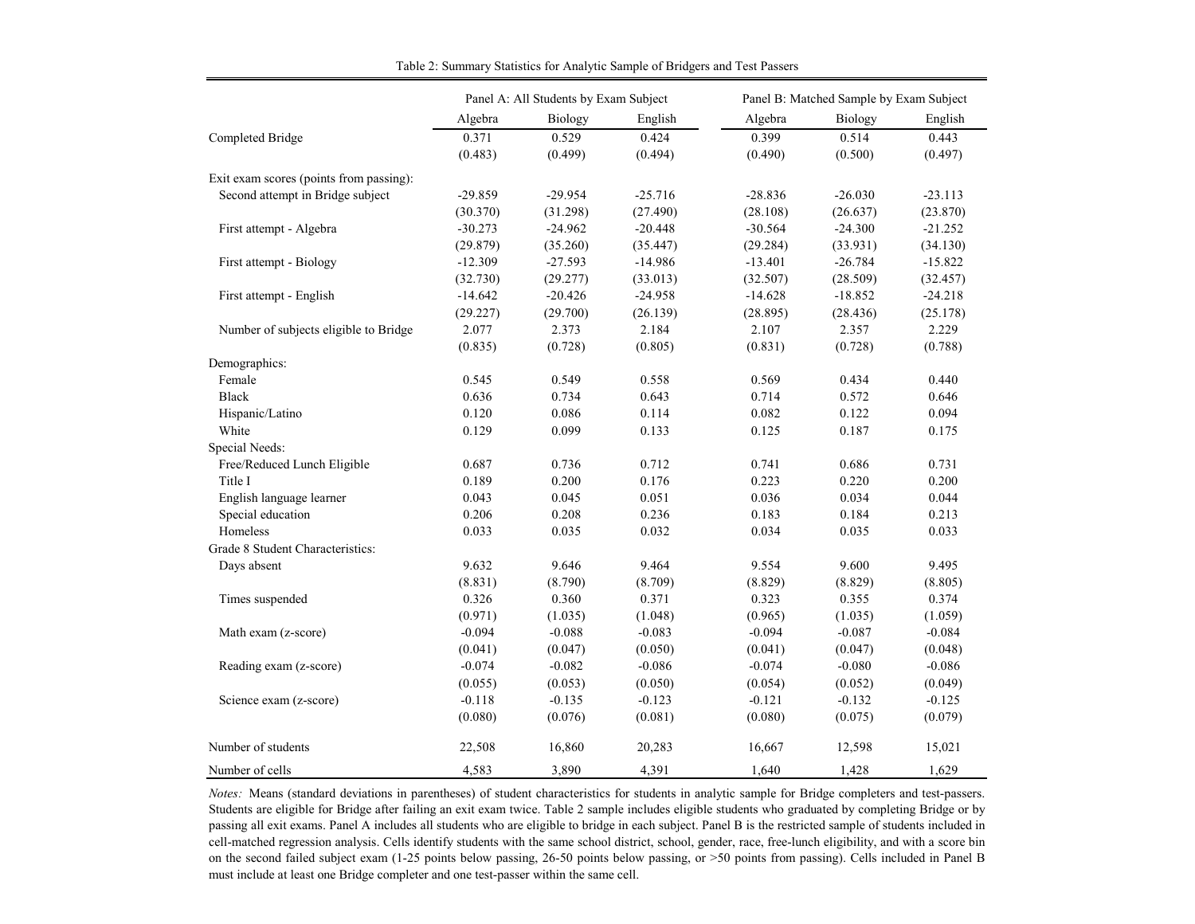Table 2: Summary Statistics for Analytic Sample of Bridgers and Test Passers

| | Panel A: All Students by Exam Subject | | | Panel B: Matched Sample by Exam Subject | | |
|---|---|---|---|---|---|---|
| | Algebra | Biology | English | Algebra | Biology | English |
| Completed Bridge | 0.371 | 0.529 | 0.424 | 0.399 | 0.514 | 0.443 |
| | (0.483) | (0.499) | (0.494) | (0.490) | (0.500) | (0.497) |
| Exit exam scores (points from passing): | | | | | | |
| Second attempt in Bridge subject | -29.859 | -29.954 | -25.716 | -28.836 | -26.030 | -23.113 |
| | (30.370) | (31.298) | (27.490) | (28.108) | (26.637) | (23.870) |
| First attempt - Algebra | -30.273 | -24.962 | -20.448 | -30.564 | -24.300 | -21.252 |
| | (29.879) | (35.260) | (35.447) | (29.284) | (33.931) | (34.130) |
| First attempt - Biology | -12.309 | -27.593 | -14.986 | -13.401 | -26.784 | -15.822 |
| | (32.730) | (29.277) | (33.013) | (32.507) | (28.509) | (32.457) |
| First attempt - English | -14.642 | -20.426 | -24.958 | -14.628 | -18.852 | -24.218 |
| | (29.227) | (29.700) | (26.139) | (28.895) | (28.436) | (25.178) |
| Number of subjects eligible to Bridge | 2.077 | 2.373 | 2.184 | 2.107 | 2.357 | 2.229 |
| | (0.835) | (0.728) | (0.805) | (0.831) | (0.728) | (0.788) |
| Demographics: | | | | | | |
| Female | 0.545 | 0.549 | 0.558 | 0.569 | 0.434 | 0.440 |
| Black | 0.636 | 0.734 | 0.643 | 0.714 | 0.572 | 0.646 |
| Hispanic/Latino | 0.120 | 0.086 | 0.114 | 0.082 | 0.122 | 0.094 |
| White | 0.129 | 0.099 | 0.133 | 0.125 | 0.187 | 0.175 |
| Special Needs: | | | | | | |
| Free/Reduced Lunch Eligible | 0.687 | 0.736 | 0.712 | 0.741 | 0.686 | 0.731 |
| Title I | 0.189 | 0.200 | 0.176 | 0.223 | 0.220 | 0.200 |
| English language learner | 0.043 | 0.045 | 0.051 | 0.036 | 0.034 | 0.044 |
| Special education | 0.206 | 0.208 | 0.236 | 0.183 | 0.184 | 0.213 |
| Homeless | 0.033 | 0.035 | 0.032 | 0.034 | 0.035 | 0.033 |
| Grade 8 Student Characteristics: | | | | | | |
| Days absent | 9.632 | 9.646 | 9.464 | 9.554 | 9.600 | 9.495 |
| | (8.831) | (8.790) | (8.709) | (8.829) | (8.829) | (8.805) |
| Times suspended | 0.326 | 0.360 | 0.371 | 0.323 | 0.355 | 0.374 |
| | (0.971) | (1.035) | (1.048) | (0.965) | (1.035) | (1.059) |
| Math exam (z-score) | -0.094 | -0.088 | -0.083 | -0.094 | -0.087 | -0.084 |
| | (0.041) | (0.047) | (0.050) | (0.041) | (0.047) | (0.048) |
| Reading exam (z-score) | -0.074 | -0.082 | -0.086 | -0.074 | -0.080 | -0.086 |
| | (0.055) | (0.053) | (0.050) | (0.054) | (0.052) | (0.049) |
| Science exam (z-score) | -0.118 | -0.135 | -0.123 | -0.121 | -0.132 | -0.125 |
| | (0.080) | (0.076) | (0.081) | (0.080) | (0.075) | (0.079) |
| Number of students | 22,508 | 16,860 | 20,283 | 16,667 | 12,598 | 15,021 |
| Number of cells | 4,583 | 3,890 | 4,391 | 1,640 | 1,428 | 1,629 |

*Notes:* Means (standard deviations in parentheses) of student characteristics for students in analytic sample for Bridge completers and test-passers. Students are eligible for Bridge after failing an exit exam twice. Table 2 sample includes eligible students who graduated by completing Bridge or by passing all exit exams. Panel A includes all students who are eligible to bridge in each subject. Panel B is the restricted sample of students included in cell-matched regression analysis. Cells identify students with the same school district, school, gender, race, free-lunch eligibility, and with a score bin on the second failed subject exam (1-25 points below passing, 26-50 points below passing, or >50 points from passing). Cells included in Panel B must include at least one Bridge completer and one test-passer within the same cell.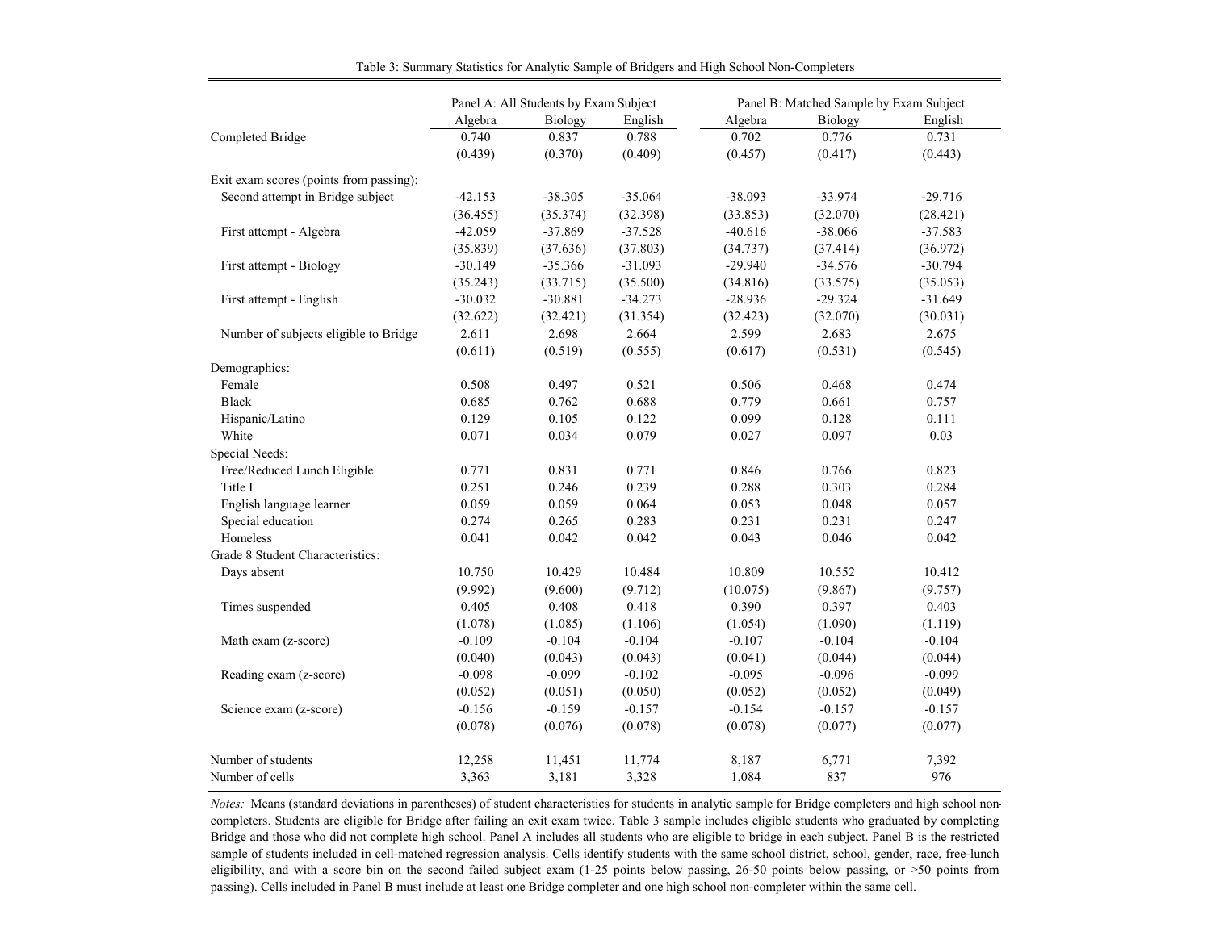Table 3: Summary Statistics for Analytic Sample of Bridgers and High School Non-Completers

| | Panel A: All Students by Exam Subject | | | Panel B: Matched Sample by Exam Subject | | |
|---|---|---|---|---|---|---|
| | Algebra | Biology | English | Algebra | Biology | English |
| Completed Bridge | 0.740 | 0.837 | 0.788 | 0.702 | 0.776 | 0.731 |
| | (0.439) | (0.370) | (0.409) | (0.457) | (0.417) | (0.443) |
| Exit exam scores (points from passing): | | | | | | |
| Second attempt in Bridge subject | -42.153 | -38.305 | -35.064 | -38.093 | -33.974 | -29.716 |
| | (36.455) | (35.374) | (32.398) | (33.853) | (32.070) | (28.421) |
| First attempt - Algebra | -42.059 | -37.869 | -37.528 | -40.616 | -38.066 | -37.583 |
| | (35.839) | (37.636) | (37.803) | (34.737) | (37.414) | (36.972) |
| First attempt - Biology | -30.149 | -35.366 | -31.093 | -29.940 | -34.576 | -30.794 |
| | (35.243) | (33.715) | (35.500) | (34.816) | (33.575) | (35.053) |
| First attempt - English | -30.032 | -30.881 | -34.273 | -28.936 | -29.324 | -31.649 |
| | (32.622) | (32.421) | (31.354) | (32.423) | (32.070) | (30.031) |
| Number of subjects eligible to Bridge | 2.611 | 2.698 | 2.664 | 2.599 | 2.683 | 2.675 |
| | (0.611) | (0.519) | (0.555) | (0.617) | (0.531) | (0.545) |
| Demographics: | | | | | | |
| Female | 0.508 | 0.497 | 0.521 | 0.506 | 0.468 | 0.474 |
| Black | 0.685 | 0.762 | 0.688 | 0.779 | 0.661 | 0.757 |
| Hispanic/Latino | 0.129 | 0.105 | 0.122 | 0.099 | 0.128 | 0.111 |
| White | 0.071 | 0.034 | 0.079 | 0.027 | 0.097 | 0.03 |
| Special Needs: | | | | | | |
| Free/Reduced Lunch Eligible | 0.771 | 0.831 | 0.771 | 0.846 | 0.766 | 0.823 |
| Title I | 0.251 | 0.246 | 0.239 | 0.288 | 0.303 | 0.284 |
| English language learner | 0.059 | 0.059 | 0.064 | 0.053 | 0.048 | 0.057 |
| Special education | 0.274 | 0.265 | 0.283 | 0.231 | 0.231 | 0.247 |
| Homeless | 0.041 | 0.042 | 0.042 | 0.043 | 0.046 | 0.042 |
| Grade 8 Student Characteristics: | | | | | | |
| Days absent | 10.750 | 10.429 | 10.484 | 10.809 | 10.552 | 10.412 |
| | (9.992) | (9.600) | (9.712) | (10.075) | (9.867) | (9.757) |
| Times suspended | 0.405 | 0.408 | 0.418 | 0.390 | 0.397 | 0.403 |
| | (1.078) | (1.085) | (1.106) | (1.054) | (1.090) | (1.119) |
| Math exam (z-score) | -0.109 | -0.104 | -0.104 | -0.107 | -0.104 | -0.104 |
| | (0.040) | (0.043) | (0.043) | (0.041) | (0.044) | (0.044) |
| Reading exam (z-score) | -0.098 | -0.099 | -0.102 | -0.095 | -0.096 | -0.099 |
| | (0.052) | (0.051) | (0.050) | (0.052) | (0.052) | (0.049) |
| Science exam (z-score) | -0.156 | -0.159 | -0.157 | -0.154 | -0.157 | -0.157 |
| | (0.078) | (0.076) | (0.078) | (0.078) | (0.077) | (0.077) |
| Number of students | 12,258 | 11,451 | 11,774 | 8,187 | 6,771 | 7,392 |
| Number of cells | 3,363 | 3,181 | 3,328 | 1,084 | 837 | 976 |

*Notes:* Means (standard deviations in parentheses) of student characteristics for students in analytic sample for Bridge completers and high school non-completers. Students are eligible for Bridge after failing an exit exam twice. Table 3 sample includes eligible students who graduated by completing Bridge and those who did not complete high school. Panel A includes all students who are eligible to bridge in each subject. Panel B is the restricted sample of students included in cell-matched regression analysis. Cells identify students with the same school district, school, gender, race, free-lunch eligibility, and with a score bin on the second failed subject exam (1-25 points below passing, 26-50 points below passing, or >50 points from passing). Cells included in Panel B must include at least one Bridge completer and one high school non-completer within the same cell.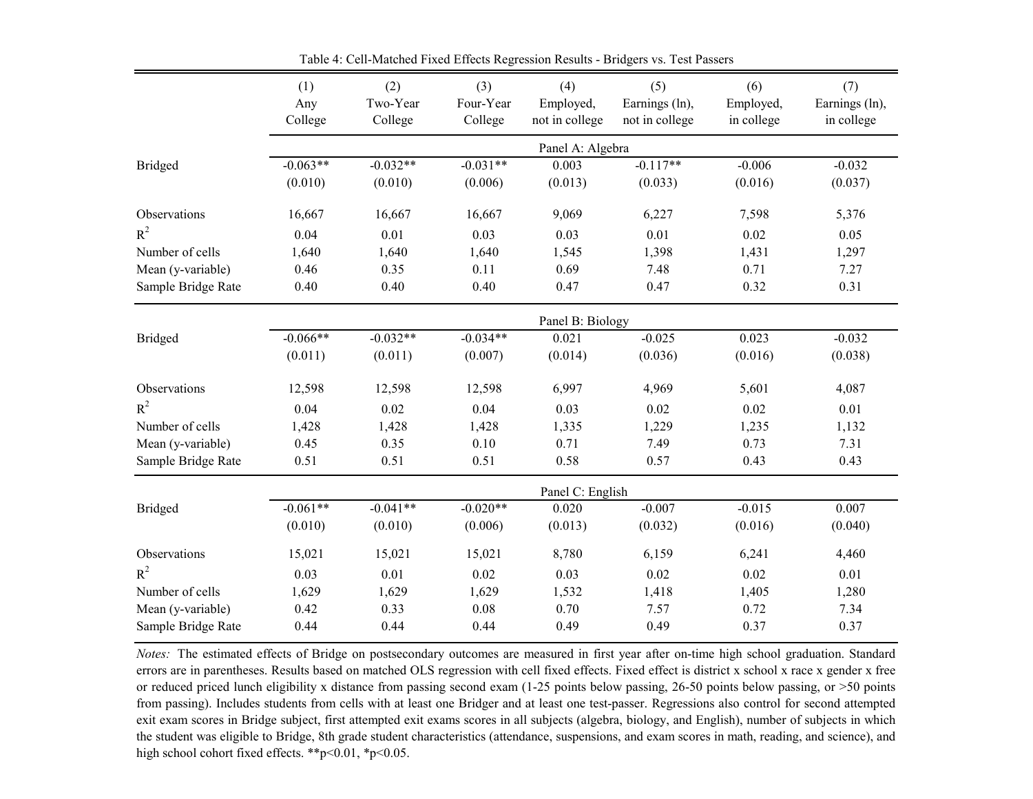Table 4: Cell-Matched Fixed Effects Regression Results - Bridgers vs. Test Passers

| | (1) Any College | (2) Two-Year College | (3) Four-Year College | (4) Employed, not in college | (5) Earnings (ln), not in college | (6) Employed, in college | (7) Earnings (ln), in college |
|---|---|---|---|---|---|---|---|
| | | | | Panel A: Algebra | | | |
| Bridged | -0.063** | -0.032** | -0.031** | 0.003 | -0.117** | -0.006 | -0.032 |
| | (0.010) | (0.010) | (0.006) | (0.013) | (0.033) | (0.016) | (0.037) |
| Observations | 16,667 | 16,667 | 16,667 | 9,069 | 6,227 | 7,598 | 5,376 |
| $R^2$ | 0.04 | 0.01 | 0.03 | 0.03 | 0.01 | 0.02 | 0.05 |
| Number of cells | 1,640 | 1,640 | 1,640 | 1,545 | 1,398 | 1,431 | 1,297 |
| Mean (y-variable) | 0.46 | 0.35 | 0.11 | 0.69 | 7.48 | 0.71 | 7.27 |
| Sample Bridge Rate | 0.40 | 0.40 | 0.40 | 0.47 | 0.47 | 0.32 | 0.31 |
| | | | | Panel B: Biology | | | |
| Bridged | -0.066** | -0.032** | -0.034** | 0.021 | -0.025 | 0.023 | -0.032 |
| | (0.011) | (0.011) | (0.007) | (0.014) | (0.036) | (0.016) | (0.038) |
| Observations | 12,598 | 12,598 | 12,598 | 6,997 | 4,969 | 5,601 | 4,087 |
| $R^2$ | 0.04 | 0.02 | 0.04 | 0.03 | 0.02 | 0.02 | 0.01 |
| Number of cells | 1,428 | 1,428 | 1,428 | 1,335 | 1,229 | 1,235 | 1,132 |
| Mean (y-variable) | 0.45 | 0.35 | 0.10 | 0.71 | 7.49 | 0.73 | 7.31 |
| Sample Bridge Rate | 0.51 | 0.51 | 0.51 | 0.58 | 0.57 | 0.43 | 0.43 |
| | | | | Panel C: English | | | |
| Bridged | -0.061** | -0.041** | -0.020** | 0.020 | -0.007 | -0.015 | 0.007 |
| | (0.010) | (0.010) | (0.006) | (0.013) | (0.032) | (0.016) | (0.040) |
| Observations | 15,021 | 15,021 | 15,021 | 8,780 | 6,159 | 6,241 | 4,460 |
| $R^2$ | 0.03 | 0.01 | 0.02 | 0.03 | 0.02 | 0.02 | 0.01 |
| Number of cells | 1,629 | 1,629 | 1,629 | 1,532 | 1,418 | 1,405 | 1,280 |
| Mean (y-variable) | 0.42 | 0.33 | 0.08 | 0.70 | 7.57 | 0.72 | 7.34 |
| Sample Bridge Rate | 0.44 | 0.44 | 0.44 | 0.49 | 0.49 | 0.37 | 0.37 |

*Notes:* The estimated effects of Bridge on postsecondary outcomes are measured in first year after on-time high school graduation. Standard errors are in parentheses. Results based on matched OLS regression with cell fixed effects. Fixed effect is district x school x race x gender x free or reduced priced lunch eligibility x distance from passing second exam (1-25 points below passing, 26-50 points below passing, or >50 points from passing). Includes students from cells with at least one Bridger and at least one test-passer. Regressions also control for second attempted exit exam scores in Bridge subject, first attempted exit exams scores in all subjects (algebra, biology, and English), number of subjects in which the student was eligible to Bridge, 8th grade student characteristics (attendance, suspensions, and exam scores in math, reading, and science), and high school cohort fixed effects. **$p<0.01$, *$p<0.05$.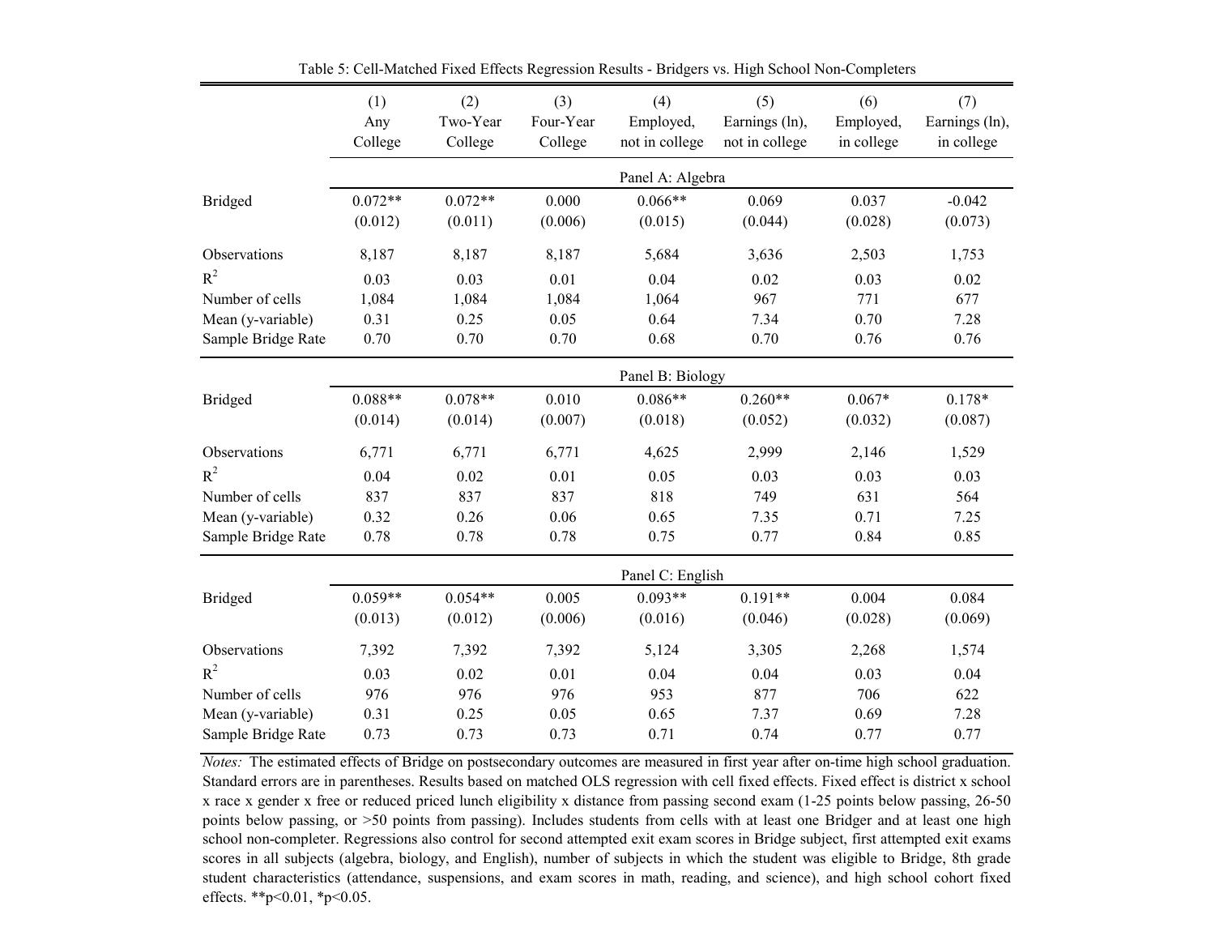Table 5: Cell-Matched Fixed Effects Regression Results - Bridgers vs. High School Non-Completers

| | (1) Any College | (2) Two-Year College | (3) Four-Year College | (4) Employed, not in college | (5) Earnings (ln), not in college | (6) Employed, in college | (7) Earnings (ln), in college |
|---|---|---|---|---|---|---|---|
| | | | | Panel A: Algebra | | | |
| Bridged | 0.072** | 0.072** | 0.000 | 0.066** | 0.069 | 0.037 | -0.042 |
| | (0.012) | (0.011) | (0.006) | (0.015) | (0.044) | (0.028) | (0.073) |
| Observations | 8,187 | 8,187 | 8,187 | 5,684 | 3,636 | 2,503 | 1,753 |
| $R^2$ | 0.03 | 0.03 | 0.01 | 0.04 | 0.02 | 0.03 | 0.02 |
| Number of cells | 1,084 | 1,084 | 1,084 | 1,064 | 967 | 771 | 677 |
| Mean (y-variable) | 0.31 | 0.25 | 0.05 | 0.64 | 7.34 | 0.70 | 7.28 |
| Sample Bridge Rate | 0.70 | 0.70 | 0.70 | 0.68 | 0.70 | 0.76 | 0.76 |
| | | | | Panel B: Biology | | | |
| Bridged | 0.088** | 0.078** | 0.010 | 0.086** | 0.260** | 0.067* | 0.178* |
| | (0.014) | (0.014) | (0.007) | (0.018) | (0.052) | (0.032) | (0.087) |
| Observations | 6,771 | 6,771 | 6,771 | 4,625 | 2,999 | 2,146 | 1,529 |
| $R^2$ | 0.04 | 0.02 | 0.01 | 0.05 | 0.03 | 0.03 | 0.03 |
| Number of cells | 837 | 837 | 837 | 818 | 749 | 631 | 564 |
| Mean (y-variable) | 0.32 | 0.26 | 0.06 | 0.65 | 7.35 | 0.71 | 7.25 |
| Sample Bridge Rate | 0.78 | 0.78 | 0.78 | 0.75 | 0.77 | 0.84 | 0.85 |
| | | | | Panel C: English | | | |
| Bridged | 0.059** | 0.054** | 0.005 | 0.093** | 0.191** | 0.004 | 0.084 |
| | (0.013) | (0.012) | (0.006) | (0.016) | (0.046) | (0.028) | (0.069) |
| Observations | 7,392 | 7,392 | 7,392 | 5,124 | 3,305 | 2,268 | 1,574 |
| $R^2$ | 0.03 | 0.02 | 0.01 | 0.04 | 0.04 | 0.03 | 0.04 |
| Number of cells | 976 | 976 | 976 | 953 | 877 | 706 | 622 |
| Mean (y-variable) | 0.31 | 0.25 | 0.05 | 0.65 | 7.37 | 0.69 | 7.28 |
| Sample Bridge Rate | 0.73 | 0.73 | 0.73 | 0.71 | 0.74 | 0.77 | 0.77 |

*Notes:* The estimated effects of Bridge on postsecondary outcomes are measured in first year after on-time high school graduation. Standard errors are in parentheses. Results based on matched OLS regression with cell fixed effects. Fixed effect is district x school x race x gender x free or reduced priced lunch eligibility x distance from passing second exam (1-25 points below passing, 26-50 points below passing, or >50 points from passing). Includes students from cells with at least one Bridger and at least one high school non-completer. Regressions also control for second attempted exit exam scores in Bridge subject, first attempted exit exams scores in all subjects (algebra, biology, and English), number of subjects in which the student was eligible to Bridge, 8th grade student characteristics (attendance, suspensions, and exam scores in math, reading, and science), and high school cohort fixed effects. **p<0.01, *p<0.05.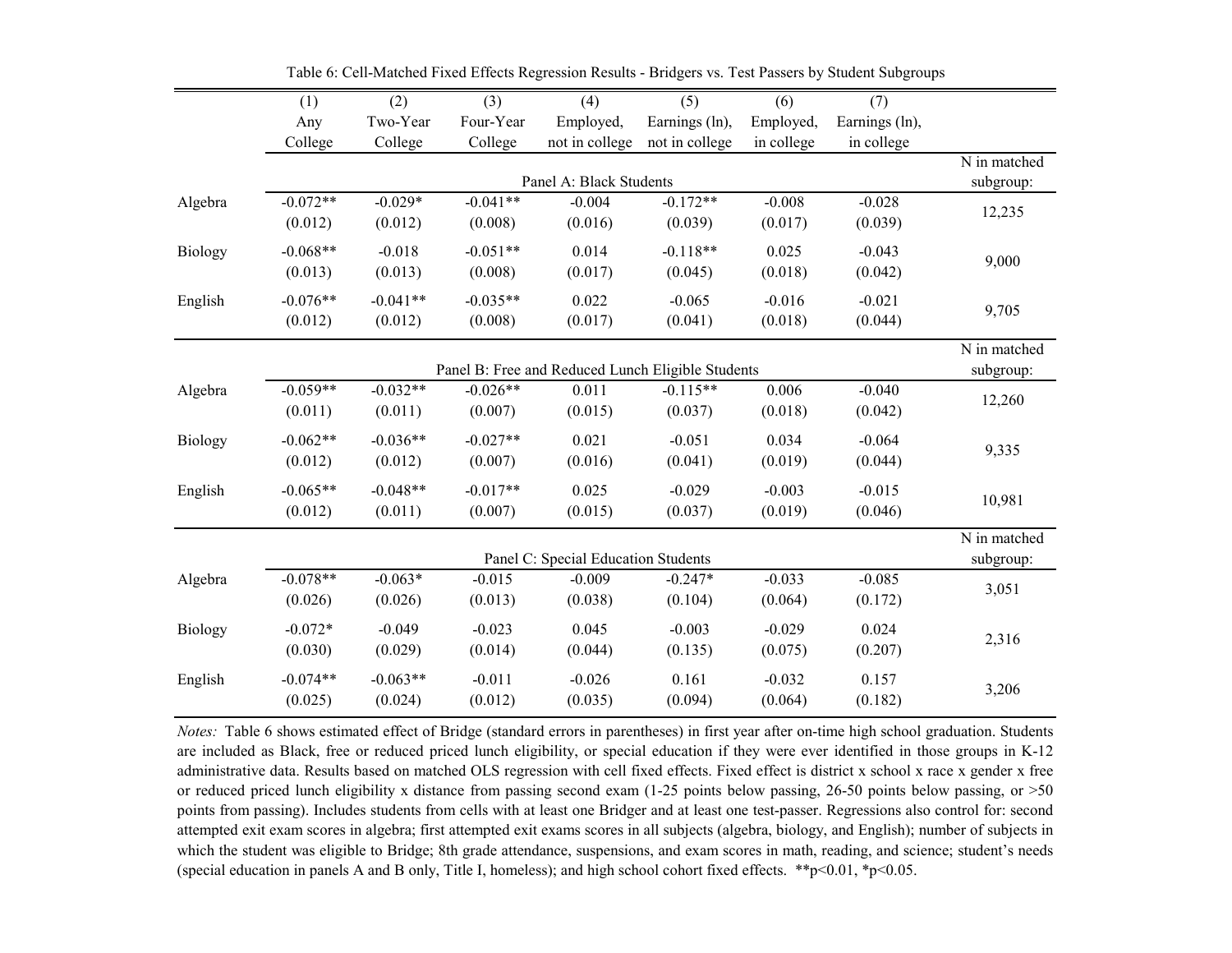Table 6: Cell-Matched Fixed Effects Regression Results - Bridgers vs. Test Passers by Student Subgroups

| | (1) Any College | (2) Two-Year College | (3) Four-Year College | (4) Employed, not in college | (5) Earnings (ln), not in college | (6) Employed, in college | (7) Earnings (ln), in college | N in matched subgroup: |
|---|---|---|---|---|---|---|---|---|
| **Panel A: Black Students** | | | | | | | | |
| Algebra | -0.072** | -0.029* | -0.041** | -0.004 | -0.172** | -0.008 | -0.028 | 12,235 |
| | (0.012) | (0.012) | (0.008) | (0.016) | (0.039) | (0.017) | (0.039) | |
| Biology | -0.068** | -0.018 | -0.051** | 0.014 | -0.118** | 0.025 | -0.043 | 9,000 |
| | (0.013) | (0.013) | (0.008) | (0.017) | (0.045) | (0.018) | (0.042) | |
| English | -0.076** | -0.041** | -0.035** | 0.022 | -0.065 | -0.016 | -0.021 | 9,705 |
| | (0.012) | (0.012) | (0.008) | (0.017) | (0.041) | (0.018) | (0.044) | |
| **Panel B: Free and Reduced Lunch Eligible Students** | | | | | | | | |
| Algebra | -0.059** | -0.032** | -0.026** | 0.011 | -0.115** | 0.006 | -0.040 | 12,260 |
| | (0.011) | (0.011) | (0.007) | (0.015) | (0.037) | (0.018) | (0.042) | |
| Biology | -0.062** | -0.036** | -0.027** | 0.021 | -0.051 | 0.034 | -0.064 | 9,335 |
| | (0.012) | (0.012) | (0.007) | (0.016) | (0.041) | (0.019) | (0.044) | |
| English | -0.065** | -0.048** | -0.017** | 0.025 | -0.029 | -0.003 | -0.015 | 10,981 |
| | (0.012) | (0.011) | (0.007) | (0.015) | (0.037) | (0.019) | (0.046) | |
| **Panel C: Special Education Students** | | | | | | | | |
| Algebra | -0.078** | -0.063* | -0.015 | -0.009 | -0.247* | -0.033 | -0.085 | 3,051 |
| | (0.026) | (0.026) | (0.013) | (0.038) | (0.104) | (0.064) | (0.172) | |
| Biology | -0.072* | -0.049 | -0.023 | 0.045 | -0.003 | -0.029 | 0.024 | 2,316 |
| | (0.030) | (0.029) | (0.014) | (0.044) | (0.135) | (0.075) | (0.207) | |
| English | -0.074** | -0.063** | -0.011 | -0.026 | 0.161 | -0.032 | 0.157 | 3,206 |
| | (0.025) | (0.024) | (0.012) | (0.035) | (0.094) | (0.064) | (0.182) | |

*Notes:* Table 6 shows estimated effect of Bridge (standard errors in parentheses) in first year after on-time high school graduation. Students are included as Black, free or reduced priced lunch eligibility, or special education if they were ever identified in those groups in K-12 administrative data. Results based on matched OLS regression with cell fixed effects. Fixed effect is district x school x race x gender x free or reduced priced lunch eligibility x distance from passing second exam (1-25 points below passing, 26-50 points below passing, or >50 points from passing). Includes students from cells with at least one Bridger and at least one test-passer. Regressions also control for: second attempted exit exam scores in algebra; first attempted exit exams scores in all subjects (algebra, biology, and English); number of subjects in which the student was eligible to Bridge; 8th grade attendance, suspensions, and exam scores in math, reading, and science; student's needs (special education in panels A and B only, Title I, homeless); and high school cohort fixed effects. **p<0.01, *p<0.05.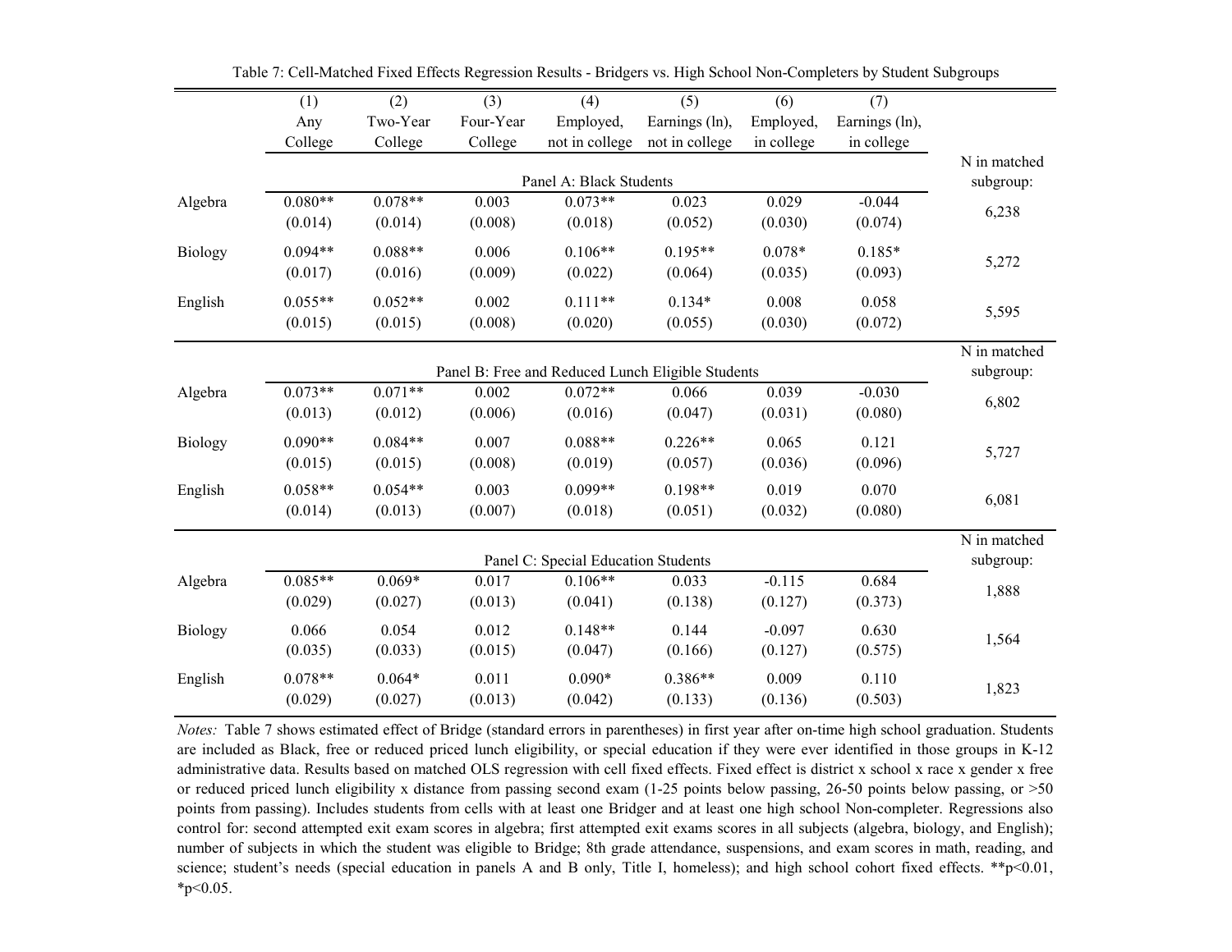Table 7: Cell-Matched Fixed Effects Regression Results - Bridgers vs. High School Non-Completers by Student Subgroups

| | (1) Any College | (2) Two-Year College | (3) Four-Year College | (4) Employed, not in college | (5) Earnings (ln), not in college | (6) Employed, in college | (7) Earnings (ln), in college | N in matched subgroup: |
|---|---|---|---|---|---|---|---|---|
| **Panel A: Black Students** | | | | | | | | |
| Algebra | 0.080** | 0.078** | 0.003 | 0.073** | 0.023 | 0.029 | -0.044 | 6,238 |
| | (0.014) | (0.014) | (0.008) | (0.018) | (0.052) | (0.030) | (0.074) | |
| Biology | 0.094** | 0.088** | 0.006 | 0.106** | 0.195** | 0.078* | 0.185* | 5,272 |
| | (0.017) | (0.016) | (0.009) | (0.022) | (0.064) | (0.035) | (0.093) | |
| English | 0.055** | 0.052** | 0.002 | 0.111** | 0.134* | 0.008 | 0.058 | 5,595 |
| | (0.015) | (0.015) | (0.008) | (0.020) | (0.055) | (0.030) | (0.072) | |
| **Panel B: Free and Reduced Lunch Eligible Students** | | | | | | | | N in matched subgroup: |
| Algebra | 0.073** | 0.071** | 0.002 | 0.072** | 0.066 | 0.039 | -0.030 | 6,802 |
| | (0.013) | (0.012) | (0.006) | (0.016) | (0.047) | (0.031) | (0.080) | |
| Biology | 0.090** | 0.084** | 0.007 | 0.088** | 0.226** | 0.065 | 0.121 | 5,727 |
| | (0.015) | (0.015) | (0.008) | (0.019) | (0.057) | (0.036) | (0.096) | |
| English | 0.058** | 0.054** | 0.003 | 0.099** | 0.198** | 0.019 | 0.070 | 6,081 |
| | (0.014) | (0.013) | (0.007) | (0.018) | (0.051) | (0.032) | (0.080) | |
| **Panel C: Special Education Students** | | | | | | | | N in matched subgroup: |
| Algebra | 0.085** | 0.069* | 0.017 | 0.106** | 0.033 | -0.115 | 0.684 | 1,888 |
| | (0.029) | (0.027) | (0.013) | (0.041) | (0.138) | (0.127) | (0.373) | |
| Biology | 0.066 | 0.054 | 0.012 | 0.148** | 0.144 | -0.097 | 0.630 | 1,564 |
| | (0.035) | (0.033) | (0.015) | (0.047) | (0.166) | (0.127) | (0.575) | |
| English | 0.078** | 0.064* | 0.011 | 0.090* | 0.386** | 0.009 | 0.110 | 1,823 |
| | (0.029) | (0.027) | (0.013) | (0.042) | (0.133) | (0.136) | (0.503) | |

*Notes:* Table 7 shows estimated effect of Bridge (standard errors in parentheses) in first year after on-time high school graduation. Students are included as Black, free or reduced priced lunch eligibility, or special education if they were ever identified in those groups in K-12 administrative data. Results based on matched OLS regression with cell fixed effects. Fixed effect is district x school x race x gender x free or reduced priced lunch eligibility x distance from passing second exam (1-25 points below passing, 26-50 points below passing, or >50 points from passing). Includes students from cells with at least one Bridger and at least one high school Non-completer. Regressions also control for: second attempted exit exam scores in algebra; first attempted exit exams scores in all subjects (algebra, biology, and English); number of subjects in which the student was eligible to Bridge; 8th grade attendance, suspensions, and exam scores in math, reading, and science; student's needs (special education in panels A and B only, Title I, homeless); and high school cohort fixed effects. **p<0.01, *p<0.05.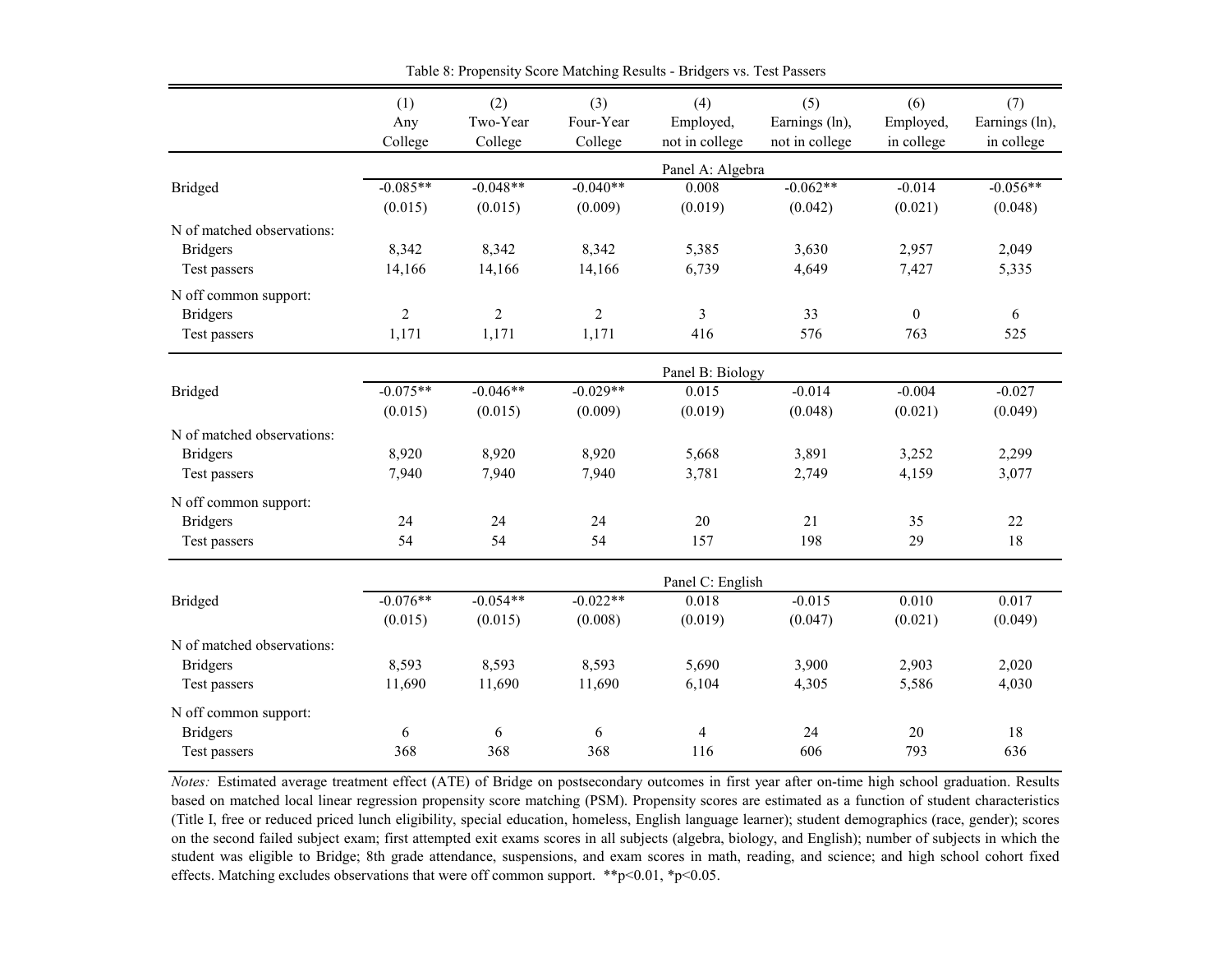Table 8: Propensity Score Matching Results - Bridgers vs. Test Passers

| | (1) Any College | (2) Two-Year College | (3) Four-Year College | (4) Employed, not in college | (5) Earnings (ln), not in college | (6) Employed, in college | (7) Earnings (ln), in college |
|---|---|---|---|---|---|---|---|
| | | | | Panel A: Algebra | | | |
| Bridged | -0.085** | -0.048** | -0.040** | 0.008 | -0.062** | -0.014 | -0.056** |
| | (0.015) | (0.015) | (0.009) | (0.019) | (0.042) | (0.021) | (0.048) |
| N of matched observations: | | | | | | | |
| Bridgers | 8,342 | 8,342 | 8,342 | 5,385 | 3,630 | 2,957 | 2,049 |
| Test passers | 14,166 | 14,166 | 14,166 | 6,739 | 4,649 | 7,427 | 5,335 |
| N off common support: | | | | | | | |
| Bridgers | 2 | 2 | 2 | 3 | 33 | 0 | 6 |
| Test passers | 1,171 | 1,171 | 1,171 | 416 | 576 | 763 | 525 |
| | | | | Panel B: Biology | | | |
| Bridged | -0.075** | -0.046** | -0.029** | 0.015 | -0.014 | -0.004 | -0.027 |
| | (0.015) | (0.015) | (0.009) | (0.019) | (0.048) | (0.021) | (0.049) |
| N of matched observations: | | | | | | | |
| Bridgers | 8,920 | 8,920 | 8,920 | 5,668 | 3,891 | 3,252 | 2,299 |
| Test passers | 7,940 | 7,940 | 7,940 | 3,781 | 2,749 | 4,159 | 3,077 |
| N off common support: | | | | | | | |
| Bridgers | 24 | 24 | 24 | 20 | 21 | 35 | 22 |
| Test passers | 54 | 54 | 54 | 157 | 198 | 29 | 18 |
| | | | | Panel C: English | | | |
| Bridged | -0.076** | -0.054** | -0.022** | 0.018 | -0.015 | 0.010 | 0.017 |
| | (0.015) | (0.015) | (0.008) | (0.019) | (0.047) | (0.021) | (0.049) |
| N of matched observations: | | | | | | | |
| Bridgers | 8,593 | 8,593 | 8,593 | 5,690 | 3,900 | 2,903 | 2,020 |
| Test passers | 11,690 | 11,690 | 11,690 | 6,104 | 4,305 | 5,586 | 4,030 |
| N off common support: | | | | | | | |
| Bridgers | 6 | 6 | 6 | 4 | 24 | 20 | 18 |
| Test passers | 368 | 368 | 368 | 116 | 606 | 793 | 636 |

*Notes:* Estimated average treatment effect (ATE) of Bridge on postsecondary outcomes in first year after on-time high school graduation. Results based on matched local linear regression propensity score matching (PSM). Propensity scores are estimated as a function of student characteristics (Title I, free or reduced priced lunch eligibility, special education, homeless, English language learner); student demographics (race, gender); scores on the second failed subject exam; first attempted exit exams scores in all subjects (algebra, biology, and English); number of subjects in which the student was eligible to Bridge; 8th grade attendance, suspensions, and exam scores in math, reading, and science; and high school cohort fixed effects. Matching excludes observations that were off common support. \*\*p<0.01, \*p<0.05.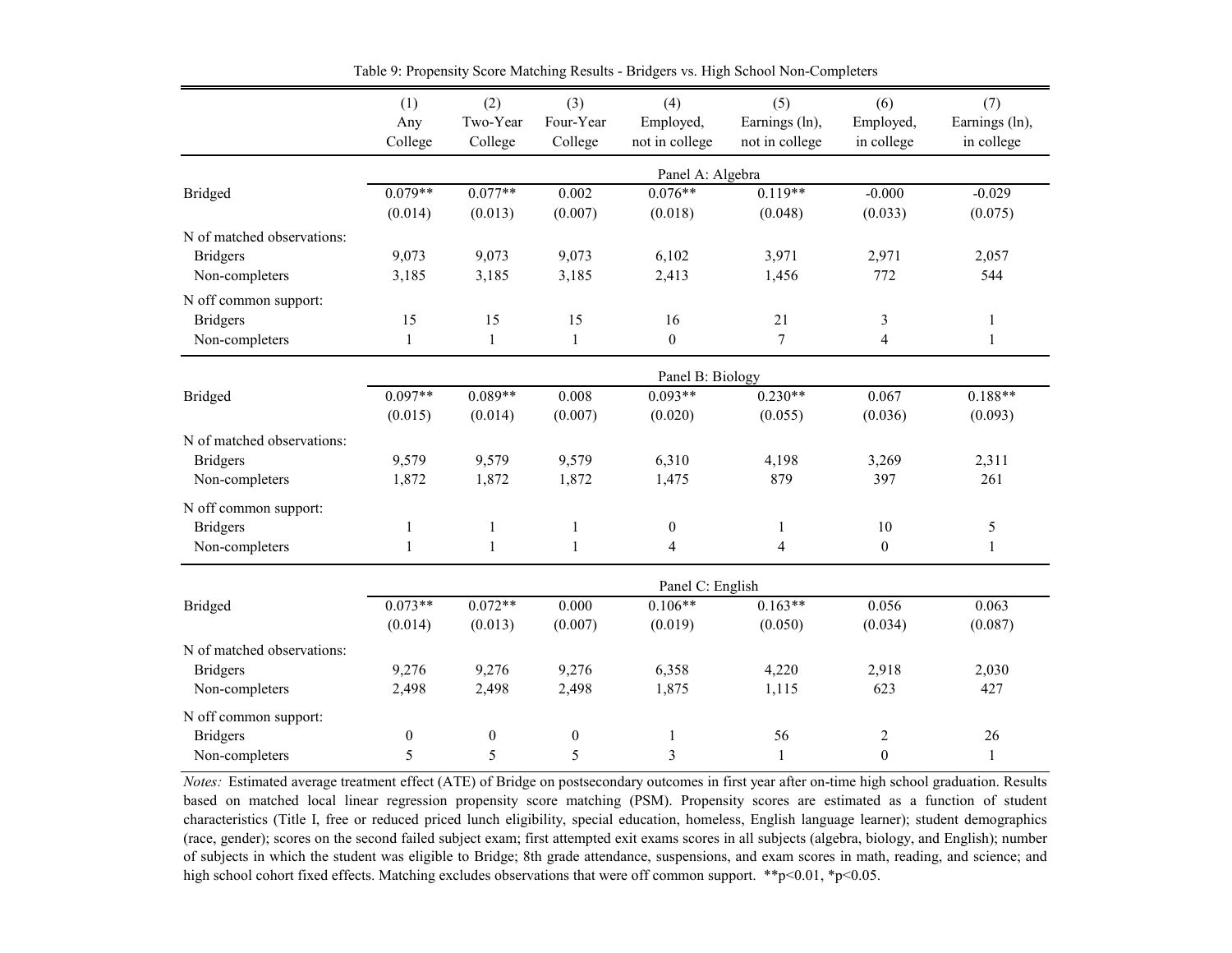Table 9: Propensity Score Matching Results - Bridgers vs. High School Non-Completers

| | (1) Any College | (2) Two-Year College | (3) Four-Year College | (4) Employed, not in college | (5) Earnings (ln), not in college | (6) Employed, in college | (7) Earnings (ln), in college |
|---|---|---|---|---|---|---|---|
| | Panel A: Algebra | | | | | | |
| Bridged | 0.079** | 0.077** | 0.002 | 0.076** | 0.119** | -0.000 | -0.029 |
| | (0.014) | (0.013) | (0.007) | (0.018) | (0.048) | (0.033) | (0.075) |
| N of matched observations: | | | | | | | |
| Bridgers | 9,073 | 9,073 | 9,073 | 6,102 | 3,971 | 2,971 | 2,057 |
| Non-completers | 3,185 | 3,185 | 3,185 | 2,413 | 1,456 | 772 | 544 |
| N off common support: | | | | | | | |
| Bridgers | 15 | 15 | 15 | 16 | 21 | 3 | 1 |
| Non-completers | 1 | 1 | 1 | 0 | 7 | 4 | 1 |
| | Panel B: Biology | | | | | | |
| Bridged | 0.097** | 0.089** | 0.008 | 0.093** | 0.230** | 0.067 | 0.188** |
| | (0.015) | (0.014) | (0.007) | (0.020) | (0.055) | (0.036) | (0.093) |
| N of matched observations: | | | | | | | |
| Bridgers | 9,579 | 9,579 | 9,579 | 6,310 | 4,198 | 3,269 | 2,311 |
| Non-completers | 1,872 | 1,872 | 1,872 | 1,475 | 879 | 397 | 261 |
| N off common support: | | | | | | | |
| Bridgers | 1 | 1 | 1 | 0 | 1 | 10 | 5 |
| Non-completers | 1 | 1 | 1 | 4 | 4 | 0 | 1 |
| | Panel C: English | | | | | | |
| Bridged | 0.073** | 0.072** | 0.000 | 0.106** | 0.163** | 0.056 | 0.063 |
| | (0.014) | (0.013) | (0.007) | (0.019) | (0.050) | (0.034) | (0.087) |
| N of matched observations: | | | | | | | |
| Bridgers | 9,276 | 9,276 | 9,276 | 6,358 | 4,220 | 2,918 | 2,030 |
| Non-completers | 2,498 | 2,498 | 2,498 | 1,875 | 1,115 | 623 | 427 |
| N off common support: | | | | | | | |
| Bridgers | 0 | 0 | 0 | 1 | 56 | 2 | 26 |
| Non-completers | 5 | 5 | 5 | 3 | 1 | 0 | 1 |

*Notes:* Estimated average treatment effect (ATE) of Bridge on postsecondary outcomes in first year after on-time high school graduation. Results based on matched local linear regression propensity score matching (PSM). Propensity scores are estimated as a function of student characteristics (Title I, free or reduced priced lunch eligibility, special education, homeless, English language learner); student demographics (race, gender); scores on the second failed subject exam; first attempted exit exams scores in all subjects (algebra, biology, and English); number of subjects in which the student was eligible to Bridge; 8th grade attendance, suspensions, and exam scores in math, reading, and science; and high school cohort fixed effects. Matching excludes observations that were off common support. **p<0.01, *p<0.05.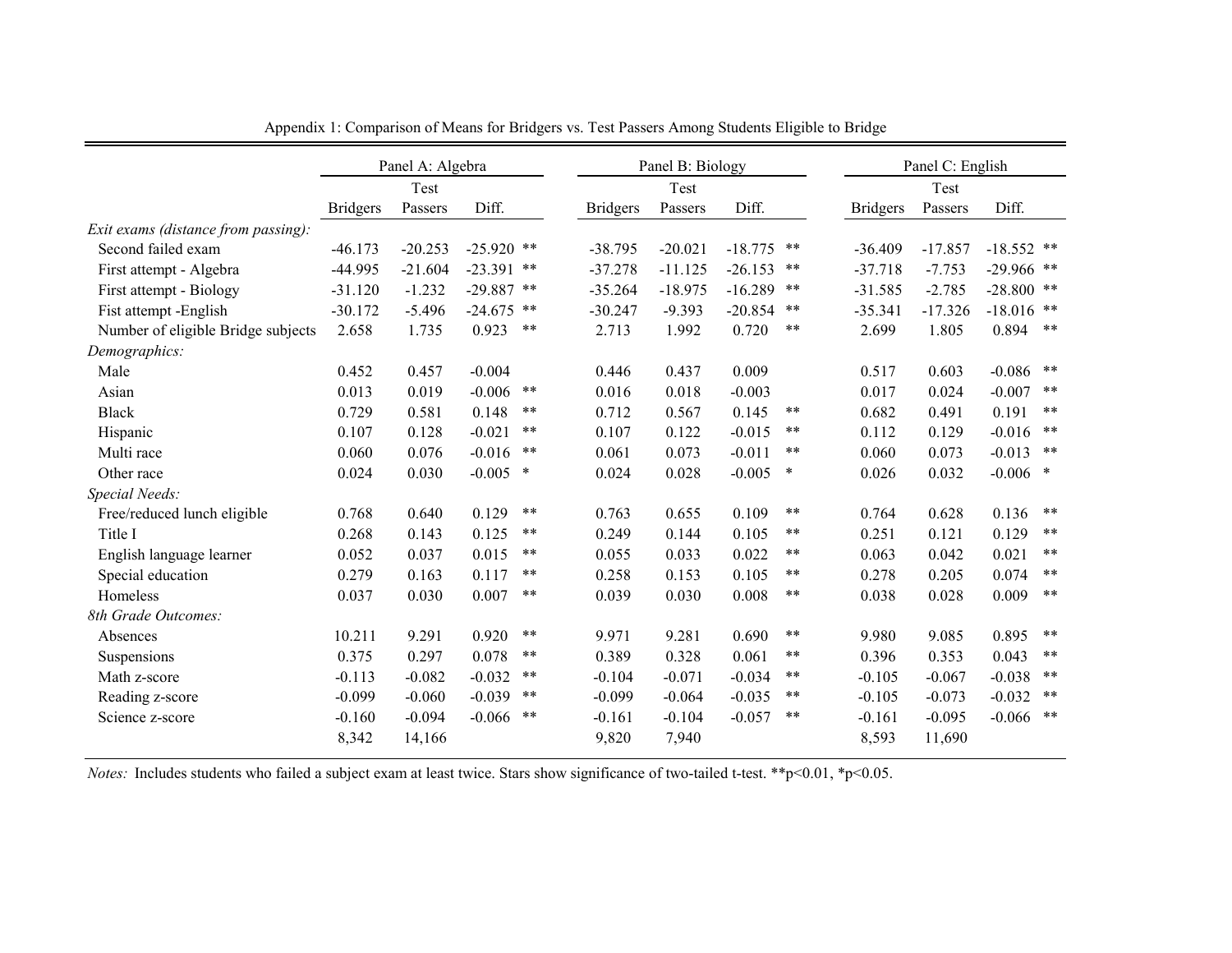Appendix 1: Comparison of Means for Bridgers vs. Test Passers Among Students Eligible to Bridge

| | Panel A: Algebra | | | Panel B: Biology | | | Panel C: English | | |
|---|---|---|---|---|---|---|---|---|---|
| | Bridgers | Test Passers | Diff. | Bridgers | Test Passers | Diff. | Bridgers | Test Passers | Diff. |
| *Exit exams (distance from passing):* | | | | | | | | | |
| Second failed exam | -46.173 | -20.253 | -25.920 ** | -38.795 | -20.021 | -18.775 ** | -36.409 | -17.857 | -18.552 ** |
| First attempt - Algebra | -44.995 | -21.604 | -23.391 ** | -37.278 | -11.125 | -26.153 ** | -37.718 | -7.753 | -29.966 ** |
| First attempt - Biology | -31.120 | -1.232 | -29.887 ** | -35.264 | -18.975 | -16.289 ** | -31.585 | -2.785 | -28.800 ** |
| Fist attempt -English | -30.172 | -5.496 | -24.675 ** | -30.247 | -9.393 | -20.854 ** | -35.341 | -17.326 | -18.016 ** |
| Number of eligible Bridge subjects | 2.658 | 1.735 | 0.923 ** | 2.713 | 1.992 | 0.720 ** | 2.699 | 1.805 | 0.894 ** |
| *Demographics:* | | | | | | | | | |
| Male | 0.452 | 0.457 | -0.004 | 0.446 | 0.437 | 0.009 | 0.517 | 0.603 | -0.086 ** |
| Asian | 0.013 | 0.019 | -0.006 ** | 0.016 | 0.018 | -0.003 | 0.017 | 0.024 | -0.007 ** |
| Black | 0.729 | 0.581 | 0.148 ** | 0.712 | 0.567 | 0.145 ** | 0.682 | 0.491 | 0.191 ** |
| Hispanic | 0.107 | 0.128 | -0.021 ** | 0.107 | 0.122 | -0.015 ** | 0.112 | 0.129 | -0.016 ** |
| Multi race | 0.060 | 0.076 | -0.016 ** | 0.061 | 0.073 | -0.011 ** | 0.060 | 0.073 | -0.013 ** |
| Other race | 0.024 | 0.030 | -0.005 * | 0.024 | 0.028 | -0.005 * | 0.026 | 0.032 | -0.006 * |
| *Special Needs:* | | | | | | | | | |
| Free/reduced lunch eligible | 0.768 | 0.640 | 0.129 ** | 0.763 | 0.655 | 0.109 ** | 0.764 | 0.628 | 0.136 ** |
| Title I | 0.268 | 0.143 | 0.125 ** | 0.249 | 0.144 | 0.105 ** | 0.251 | 0.121 | 0.129 ** |
| English language learner | 0.052 | 0.037 | 0.015 ** | 0.055 | 0.033 | 0.022 ** | 0.063 | 0.042 | 0.021 ** |
| Special education | 0.279 | 0.163 | 0.117 ** | 0.258 | 0.153 | 0.105 ** | 0.278 | 0.205 | 0.074 ** |
| Homeless | 0.037 | 0.030 | 0.007 ** | 0.039 | 0.030 | 0.008 ** | 0.038 | 0.028 | 0.009 ** |
| *8th Grade Outcomes:* | | | | | | | | | |
| Absences | 10.211 | 9.291 | 0.920 ** | 9.971 | 9.281 | 0.690 ** | 9.980 | 9.085 | 0.895 ** |
| Suspensions | 0.375 | 0.297 | 0.078 ** | 0.389 | 0.328 | 0.061 ** | 0.396 | 0.353 | 0.043 ** |
| Math z-score | -0.113 | -0.082 | -0.032 ** | -0.104 | -0.071 | -0.034 ** | -0.105 | -0.067 | -0.038 ** |
| Reading z-score | -0.099 | -0.060 | -0.039 ** | -0.099 | -0.064 | -0.035 ** | -0.105 | -0.073 | -0.032 ** |
| Science z-score | -0.160 | -0.094 | -0.066 ** | -0.161 | -0.104 | -0.057 ** | -0.161 | -0.095 | -0.066 ** |
| | 8,342 | 14,166 | | 9,820 | 7,940 | | 8,593 | 11,690 | |

*Notes:* Includes students who failed a subject exam at least twice. Stars show significance of two-tailed t-test. ** $p<0.01$, * $p<0.05$.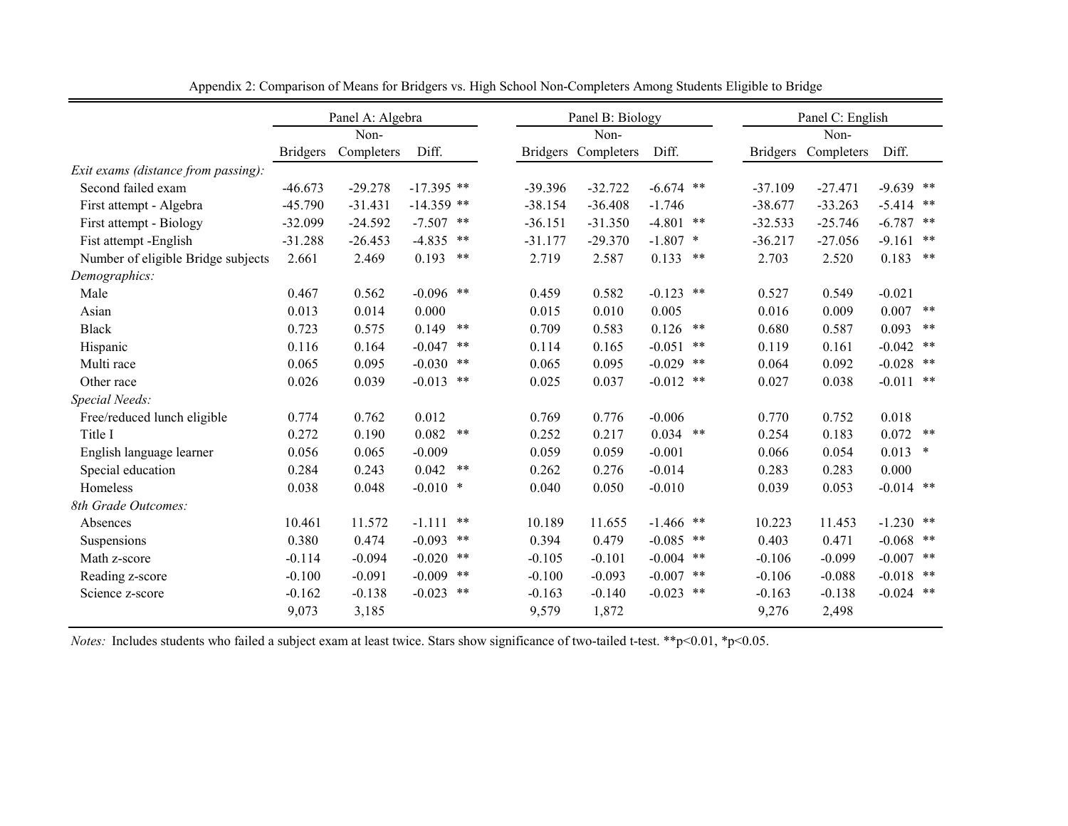Appendix 2: Comparison of Means for Bridgers vs. High School Non-Completers Among Students Eligible to Bridge

| | Panel A: Algebra | | | Panel B: Biology | | | Panel C: English | | |
|---|---|---|---|---|---|---|---|---|---|
| | Bridgers | Non-Completers | Diff. | Bridgers | Non-Completers | Diff. | Bridgers | Non-Completers | Diff. |
| *Exit exams (distance from passing):* | | | | | | | | | |
| Second failed exam | -46.673 | -29.278 | -17.395 ** | -39.396 | -32.722 | -6.674 ** | -37.109 | -27.471 | -9.639 ** |
| First attempt - Algebra | -45.790 | -31.431 | -14.359 ** | -38.154 | -36.408 | -1.746 | -38.677 | -33.263 | -5.414 ** |
| First attempt - Biology | -32.099 | -24.592 | -7.507 ** | -36.151 | -31.350 | -4.801 ** | -32.533 | -25.746 | -6.787 ** |
| Fist attempt -English | -31.288 | -26.453 | -4.835 ** | -31.177 | -29.370 | -1.807 * | -36.217 | -27.056 | -9.161 ** |
| Number of eligible Bridge subjects | 2.661 | 2.469 | 0.193 ** | 2.719 | 2.587 | 0.133 ** | 2.703 | 2.520 | 0.183 ** |
| *Demographics:* | | | | | | | | | |
| Male | 0.467 | 0.562 | -0.096 ** | 0.459 | 0.582 | -0.123 ** | 0.527 | 0.549 | -0.021 |
| Asian | 0.013 | 0.014 | 0.000 | 0.015 | 0.010 | 0.005 | 0.016 | 0.009 | 0.007 ** |
| Black | 0.723 | 0.575 | 0.149 ** | 0.709 | 0.583 | 0.126 ** | 0.680 | 0.587 | 0.093 ** |
| Hispanic | 0.116 | 0.164 | -0.047 ** | 0.114 | 0.165 | -0.051 ** | 0.119 | 0.161 | -0.042 ** |
| Multi race | 0.065 | 0.095 | -0.030 ** | 0.065 | 0.095 | -0.029 ** | 0.064 | 0.092 | -0.028 ** |
| Other race | 0.026 | 0.039 | -0.013 ** | 0.025 | 0.037 | -0.012 ** | 0.027 | 0.038 | -0.011 ** |
| *Special Needs:* | | | | | | | | | |
| Free/reduced lunch eligible | 0.774 | 0.762 | 0.012 | 0.769 | 0.776 | -0.006 | 0.770 | 0.752 | 0.018 |
| Title I | 0.272 | 0.190 | 0.082 ** | 0.252 | 0.217 | 0.034 ** | 0.254 | 0.183 | 0.072 ** |
| English language learner | 0.056 | 0.065 | -0.009 | 0.059 | 0.059 | -0.001 | 0.066 | 0.054 | 0.013 * |
| Special education | 0.284 | 0.243 | 0.042 ** | 0.262 | 0.276 | -0.014 | 0.283 | 0.283 | 0.000 |
| Homeless | 0.038 | 0.048 | -0.010 * | 0.040 | 0.050 | -0.010 | 0.039 | 0.053 | -0.014 ** |
| *8th Grade Outcomes:* | | | | | | | | | |
| Absences | 10.461 | 11.572 | -1.111 ** | 10.189 | 11.655 | -1.466 ** | 10.223 | 11.453 | -1.230 ** |
| Suspensions | 0.380 | 0.474 | -0.093 ** | 0.394 | 0.479 | -0.085 ** | 0.403 | 0.471 | -0.068 ** |
| Math z-score | -0.114 | -0.094 | -0.020 ** | -0.105 | -0.101 | -0.004 ** | -0.106 | -0.099 | -0.007 ** |
| Reading z-score | -0.100 | -0.091 | -0.009 ** | -0.100 | -0.093 | -0.007 ** | -0.106 | -0.088 | -0.018 ** |
| Science z-score | -0.162 | -0.138 | -0.023 ** | -0.163 | -0.140 | -0.023 ** | -0.163 | -0.138 | -0.024 ** |
| | 9,073 | 3,185 | | 9,579 | 1,872 | | 9,276 | 2,498 | |

*Notes:* Includes students who failed a subject exam at least twice. Stars show significance of two-tailed t-test. **p<0.01, *p<0.05.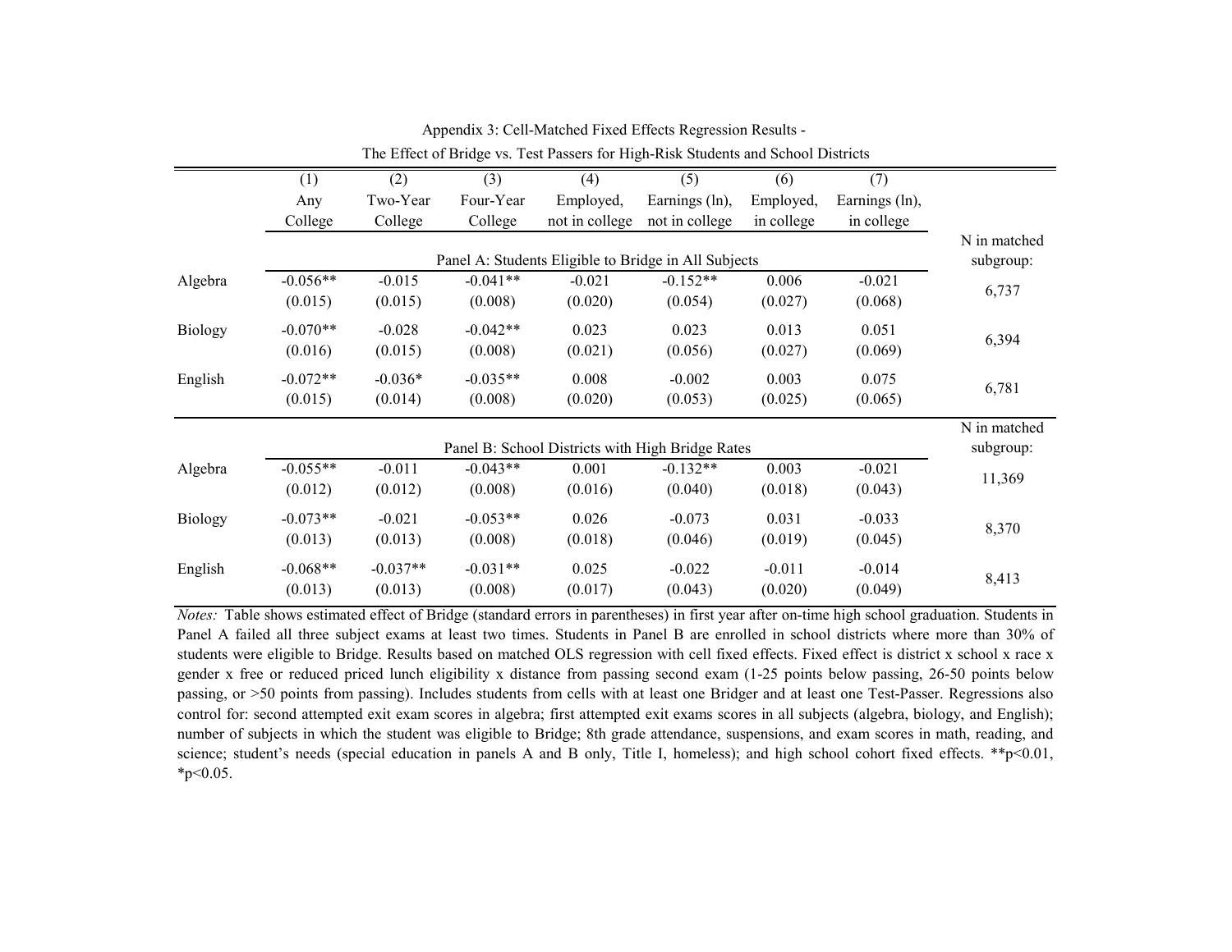Appendix 3: Cell-Matched Fixed Effects Regression Results -

The Effect of Bridge vs. Test Passers for High-Risk Students and School Districts

| | (1) Any College | (2) Two-Year College | (3) Four-Year College | (4) Employed, not in college | (5) Earnings (ln), not in college | (6) Employed, in college | (7) Earnings (ln), in college | |
|---|---|---|---|---|---|---|---|---|
| | Panel A: Students Eligible to Bridge in All Subjects | | | | | | | N in matched subgroup: |
| Algebra | -0.056** | -0.015 | -0.041** | -0.021 | -0.152** | 0.006 | -0.021 | 6,737 |
| | (0.015) | (0.015) | (0.008) | (0.020) | (0.054) | (0.027) | (0.068) | |
| Biology | -0.070** | -0.028 | -0.042** | 0.023 | 0.023 | 0.013 | 0.051 | 6,394 |
| | (0.016) | (0.015) | (0.008) | (0.021) | (0.056) | (0.027) | (0.069) | |
| English | -0.072** | -0.036* | -0.035** | 0.008 | -0.002 | 0.003 | 0.075 | 6,781 |
| | (0.015) | (0.014) | (0.008) | (0.020) | (0.053) | (0.025) | (0.065) | |
| | Panel B: School Districts with High Bridge Rates | | | | | | | N in matched subgroup: |
| Algebra | -0.055** | -0.011 | -0.043** | 0.001 | -0.132** | 0.003 | -0.021 | 11,369 |
| | (0.012) | (0.012) | (0.008) | (0.016) | (0.040) | (0.018) | (0.043) | |
| Biology | -0.073** | -0.021 | -0.053** | 0.026 | -0.073 | 0.031 | -0.033 | 8,370 |
| | (0.013) | (0.013) | (0.008) | (0.018) | (0.046) | (0.019) | (0.045) | |
| English | -0.068** | -0.037** | -0.031** | 0.025 | -0.022 | -0.011 | -0.014 | 8,413 |
| | (0.013) | (0.013) | (0.008) | (0.017) | (0.043) | (0.020) | (0.049) | |

*Notes:* Table shows estimated effect of Bridge (standard errors in parentheses) in first year after on-time high school graduation. Students in Panel A failed all three subject exams at least two times. Students in Panel B are enrolled in school districts where more than 30% of students were eligible to Bridge. Results based on matched OLS regression with cell fixed effects. Fixed effect is district x school x race x gender x free or reduced priced lunch eligibility x distance from passing second exam (1-25 points below passing, 26-50 points below passing, or >50 points from passing). Includes students from cells with at least one Bridger and at least one Test-Passer. Regressions also control for: second attempted exit exam scores in algebra; first attempted exit exams scores in all subjects (algebra, biology, and English); number of subjects in which the student was eligible to Bridge; 8th grade attendance, suspensions, and exam scores in math, reading, and science; student's needs (special education in panels A and B only, Title I, homeless); and high school cohort fixed effects. **p<0.01, *p<0.05.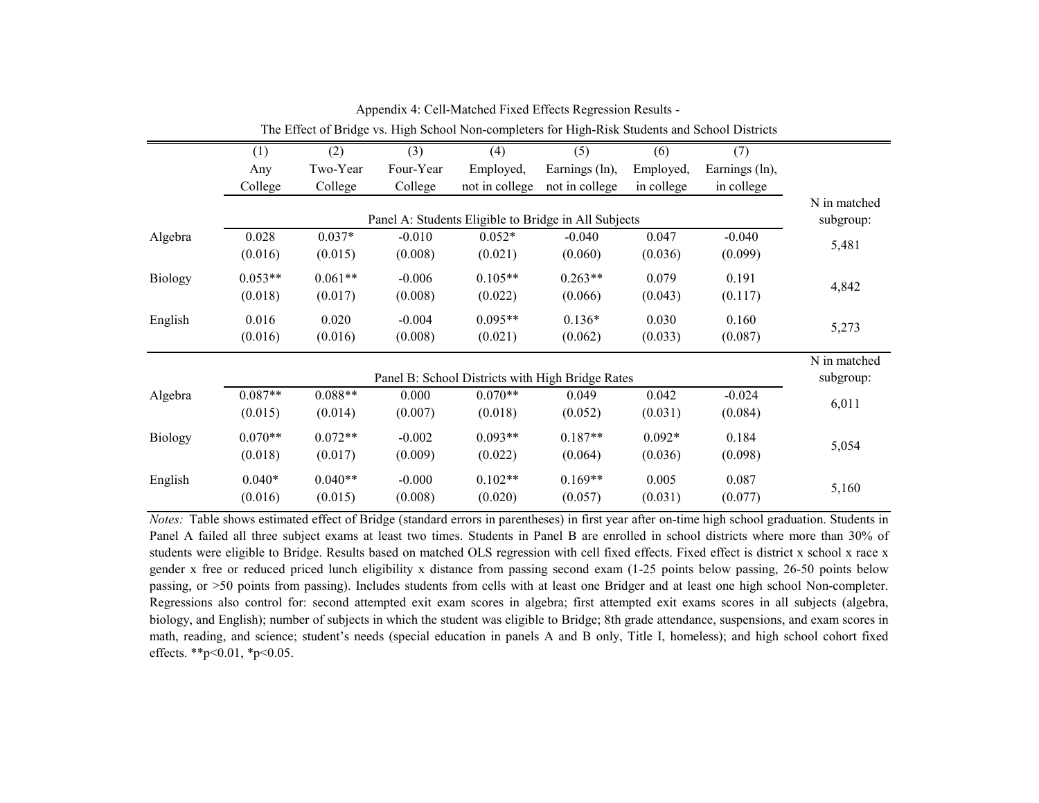Appendix 4: Cell-Matched Fixed Effects Regression Results -

The Effect of Bridge vs. High School Non-completers for High-Risk Students and School Districts

| | (1) Any College | (2) Two-Year College | (3) Four-Year College | (4) Employed, not in college | (5) Earnings (ln), not in college | (6) Employed, in college | (7) Earnings (ln), in college | N in matched subgroup: |
|---|---|---|---|---|---|---|---|---|
| | Panel A: Students Eligible to Bridge in All Subjects | | | | | | | |
| Algebra | 0.028 | 0.037* | -0.010 | 0.052* | -0.040 | 0.047 | -0.040 | 5,481 |
| | (0.016) | (0.015) | (0.008) | (0.021) | (0.060) | (0.036) | (0.099) | |
| Biology | 0.053** | 0.061** | -0.006 | 0.105** | 0.263** | 0.079 | 0.191 | 4,842 |
| | (0.018) | (0.017) | (0.008) | (0.022) | (0.066) | (0.043) | (0.117) | |
| English | 0.016 | 0.020 | -0.004 | 0.095** | 0.136* | 0.030 | 0.160 | 5,273 |
| | (0.016) | (0.016) | (0.008) | (0.021) | (0.062) | (0.033) | (0.087) | |
| | Panel B: School Districts with High Bridge Rates | | | | | | | N in matched subgroup: |
| Algebra | 0.087** | 0.088** | 0.000 | 0.070** | 0.049 | 0.042 | -0.024 | 6,011 |
| | (0.015) | (0.014) | (0.007) | (0.018) | (0.052) | (0.031) | (0.084) | |
| Biology | 0.070** | 0.072** | -0.002 | 0.093** | 0.187** | 0.092* | 0.184 | 5,054 |
| | (0.018) | (0.017) | (0.009) | (0.022) | (0.064) | (0.036) | (0.098) | |
| English | 0.040* | 0.040** | -0.000 | 0.102** | 0.169** | 0.005 | 0.087 | 5,160 |
| | (0.016) | (0.015) | (0.008) | (0.020) | (0.057) | (0.031) | (0.077) | |

*Notes:* Table shows estimated effect of Bridge (standard errors in parentheses) in first year after on-time high school graduation. Students in Panel A failed all three subject exams at least two times. Students in Panel B are enrolled in school districts where more than 30% of students were eligible to Bridge. Results based on matched OLS regression with cell fixed effects. Fixed effect is district x school x race x gender x free or reduced priced lunch eligibility x distance from passing second exam (1-25 points below passing, 26-50 points below passing, or >50 points from passing). Includes students from cells with at least one Bridger and at least one high school Non-completer. Regressions also control for: second attempted exit exam scores in algebra; first attempted exit exams scores in all subjects (algebra, biology, and English); number of subjects in which the student was eligible to Bridge; 8th grade attendance, suspensions, and exam scores in math, reading, and science; student's needs (special education in panels A and B only, Title I, homeless); and high school cohort fixed effects. **p<0.01, *p<0.05.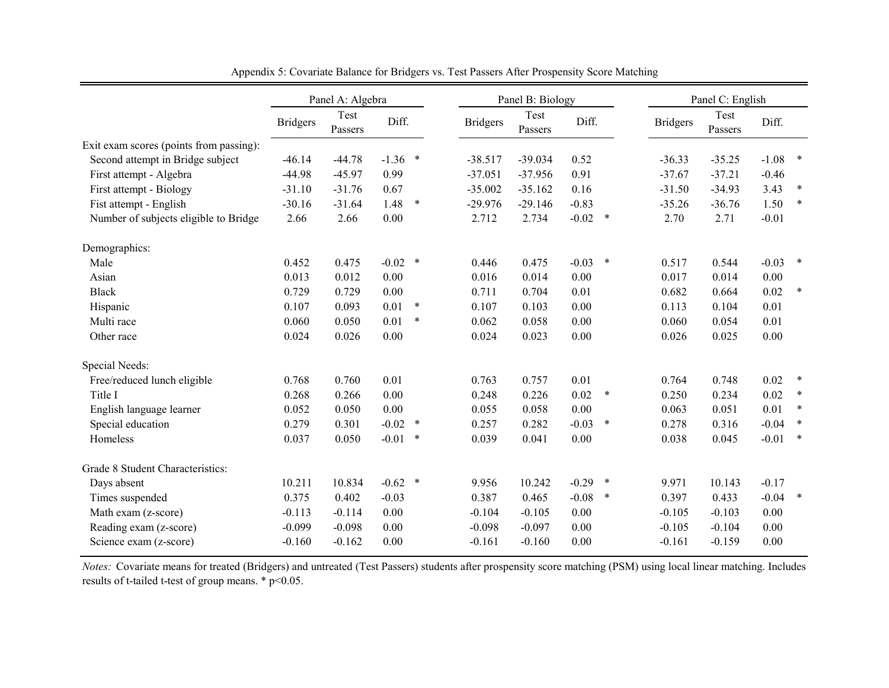Appendix 5: Covariate Balance for Bridgers vs. Test Passers After Prospensity Score Matching

| | Panel A: Algebra | | | | Panel B: Biology | | | | Panel C: English | | | |
|---|---|---|---|---|---|---|---|---|---|---|---|---|
| | Bridgers | Test Passers | Diff. | | Bridgers | Test Passers | Diff. | | Bridgers | Test Passers | Diff. | |
| Exit exam scores (points from passing): | | | | | | | | | | | | |
| Second attempt in Bridge subject | -46.14 | -44.78 | -1.36 | * | -38.517 | -39.034 | 0.52 | | -36.33 | -35.25 | -1.08 | * |
| First attempt - Algebra | -44.98 | -45.97 | 0.99 | | -37.051 | -37.956 | 0.91 | | -37.67 | -37.21 | -0.46 | |
| First attempt - Biology | -31.10 | -31.76 | 0.67 | | -35.002 | -35.162 | 0.16 | | -31.50 | -34.93 | 3.43 | * |
| Fist attempt - English | -30.16 | -31.64 | 1.48 | * | -29.976 | -29.146 | -0.83 | | -35.26 | -36.76 | 1.50 | * |
| Number of subjects eligible to Bridge | 2.66 | 2.66 | 0.00 | | 2.712 | 2.734 | -0.02 | * | 2.70 | 2.71 | -0.01 | |
| Demographics: | | | | | | | | | | | | |
| Male | 0.452 | 0.475 | -0.02 | * | 0.446 | 0.475 | -0.03 | * | 0.517 | 0.544 | -0.03 | * |
| Asian | 0.013 | 0.012 | 0.00 | | 0.016 | 0.014 | 0.00 | | 0.017 | 0.014 | 0.00 | |
| Black | 0.729 | 0.729 | 0.00 | | 0.711 | 0.704 | 0.01 | | 0.682 | 0.664 | 0.02 | * |
| Hispanic | 0.107 | 0.093 | 0.01 | * | 0.107 | 0.103 | 0.00 | | 0.113 | 0.104 | 0.01 | |
| Multi race | 0.060 | 0.050 | 0.01 | * | 0.062 | 0.058 | 0.00 | | 0.060 | 0.054 | 0.01 | |
| Other race | 0.024 | 0.026 | 0.00 | | 0.024 | 0.023 | 0.00 | | 0.026 | 0.025 | 0.00 | |
| Special Needs: | | | | | | | | | | | | |
| Free/reduced lunch eligible | 0.768 | 0.760 | 0.01 | | 0.763 | 0.757 | 0.01 | | 0.764 | 0.748 | 0.02 | * |
| Title I | 0.268 | 0.266 | 0.00 | | 0.248 | 0.226 | 0.02 | * | 0.250 | 0.234 | 0.02 | * |
| English language learner | 0.052 | 0.050 | 0.00 | | 0.055 | 0.058 | 0.00 | | 0.063 | 0.051 | 0.01 | * |
| Special education | 0.279 | 0.301 | -0.02 | * | 0.257 | 0.282 | -0.03 | * | 0.278 | 0.316 | -0.04 | * |
| Homeless | 0.037 | 0.050 | -0.01 | * | 0.039 | 0.041 | 0.00 | | 0.038 | 0.045 | -0.01 | * |
| Grade 8 Student Characteristics: | | | | | | | | | | | | |
| Days absent | 10.211 | 10.834 | -0.62 | * | 9.956 | 10.242 | -0.29 | * | 9.971 | 10.143 | -0.17 | |
| Times suspended | 0.375 | 0.402 | -0.03 | | 0.387 | 0.465 | -0.08 | * | 0.397 | 0.433 | -0.04 | * |
| Math exam (z-score) | -0.113 | -0.114 | 0.00 | | -0.104 | -0.105 | 0.00 | | -0.105 | -0.103 | 0.00 | |
| Reading exam (z-score) | -0.099 | -0.098 | 0.00 | | -0.098 | -0.097 | 0.00 | | -0.105 | -0.104 | 0.00 | |
| Science exam (z-score) | -0.160 | -0.162 | 0.00 | | -0.161 | -0.160 | 0.00 | | -0.161 | -0.159 | 0.00 | |

*Notes:* Covariate means for treated (Bridgers) and untreated (Test Passers) students after prospensity score matching (PSM) using local linear matching. Includes results of t-tailed t-test of group means. * p<0.05.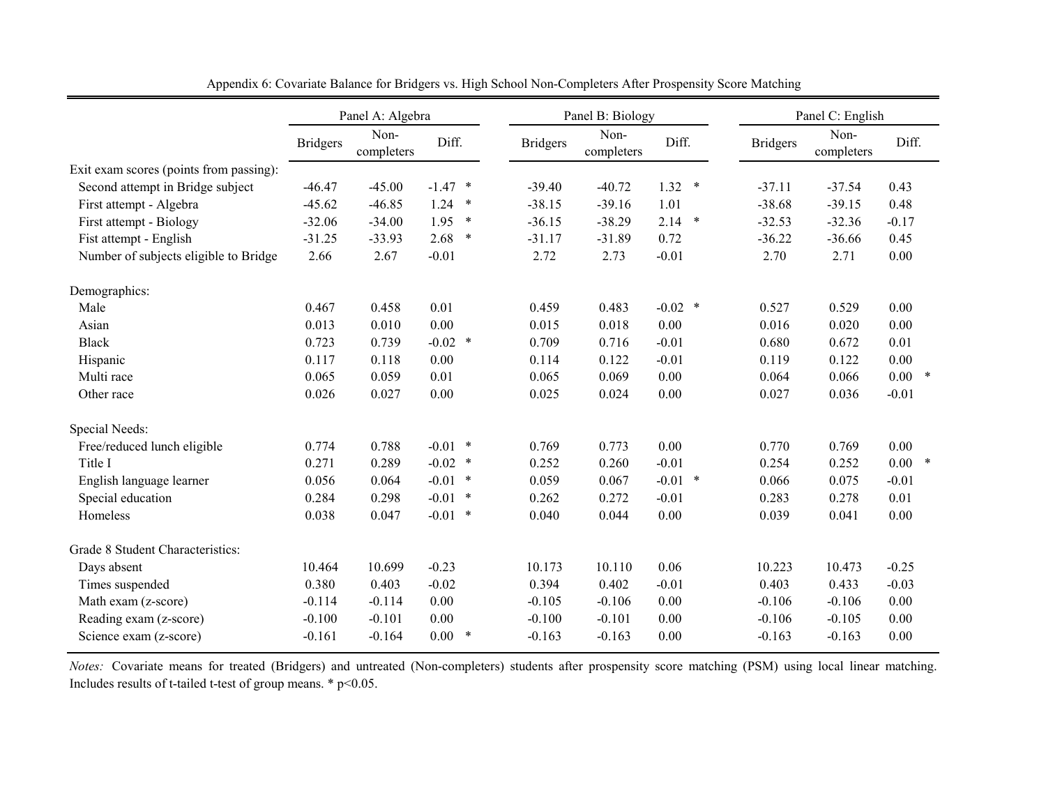Appendix 6: Covariate Balance for Bridgers vs. High School Non-Completers After Prospensity Score Matching

| | Panel A: Algebra | | | Panel B: Biology | | | Panel C: English | | |
|---|---|---|---|---|---|---|---|---|---|
| | Bridgers | Non-completers | Diff. | Bridgers | Non-completers | Diff. | Bridgers | Non-completers | Diff. |
| Exit exam scores (points from passing): | | | | | | | | | |
| Second attempt in Bridge subject | -46.47 | -45.00 | -1.47 * | -39.40 | -40.72 | 1.32 * | -37.11 | -37.54 | 0.43 |
| First attempt - Algebra | -45.62 | -46.85 | 1.24 * | -38.15 | -39.16 | 1.01 | -38.68 | -39.15 | 0.48 |
| First attempt - Biology | -32.06 | -34.00 | 1.95 * | -36.15 | -38.29 | 2.14 * | -32.53 | -32.36 | -0.17 |
| Fist attempt - English | -31.25 | -33.93 | 2.68 * | -31.17 | -31.89 | 0.72 | -36.22 | -36.66 | 0.45 |
| Number of subjects eligible to Bridge | 2.66 | 2.67 | -0.01 | 2.72 | 2.73 | -0.01 | 2.70 | 2.71 | 0.00 |
| Demographics: | | | | | | | | | |
| Male | 0.467 | 0.458 | 0.01 | 0.459 | 0.483 | -0.02 * | 0.527 | 0.529 | 0.00 |
| Asian | 0.013 | 0.010 | 0.00 | 0.015 | 0.018 | 0.00 | 0.016 | 0.020 | 0.00 |
| Black | 0.723 | 0.739 | -0.02 * | 0.709 | 0.716 | -0.01 | 0.680 | 0.672 | 0.01 |
| Hispanic | 0.117 | 0.118 | 0.00 | 0.114 | 0.122 | -0.01 | 0.119 | 0.122 | 0.00 |
| Multi race | 0.065 | 0.059 | 0.01 | 0.065 | 0.069 | 0.00 | 0.064 | 0.066 | 0.00 * |
| Other race | 0.026 | 0.027 | 0.00 | 0.025 | 0.024 | 0.00 | 0.027 | 0.036 | -0.01 |
| Special Needs: | | | | | | | | | |
| Free/reduced lunch eligible | 0.774 | 0.788 | -0.01 * | 0.769 | 0.773 | 0.00 | 0.770 | 0.769 | 0.00 |
| Title I | 0.271 | 0.289 | -0.02 * | 0.252 | 0.260 | -0.01 | 0.254 | 0.252 | 0.00 * |
| English language learner | 0.056 | 0.064 | -0.01 * | 0.059 | 0.067 | -0.01 * | 0.066 | 0.075 | -0.01 |
| Special education | 0.284 | 0.298 | -0.01 * | 0.262 | 0.272 | -0.01 | 0.283 | 0.278 | 0.01 |
| Homeless | 0.038 | 0.047 | -0.01 * | 0.040 | 0.044 | 0.00 | 0.039 | 0.041 | 0.00 |
| Grade 8 Student Characteristics: | | | | | | | | | |
| Days absent | 10.464 | 10.699 | -0.23 | 10.173 | 10.110 | 0.06 | 10.223 | 10.473 | -0.25 |
| Times suspended | 0.380 | 0.403 | -0.02 | 0.394 | 0.402 | -0.01 | 0.403 | 0.433 | -0.03 |
| Math exam (z-score) | -0.114 | -0.114 | 0.00 | -0.105 | -0.106 | 0.00 | -0.106 | -0.106 | 0.00 |
| Reading exam (z-score) | -0.100 | -0.101 | 0.00 | -0.100 | -0.101 | 0.00 | -0.106 | -0.105 | 0.00 |
| Science exam (z-score) | -0.161 | -0.164 | 0.00 * | -0.163 | -0.163 | 0.00 | -0.163 | -0.163 | 0.00 |

*Notes:* Covariate means for treated (Bridgers) and untreated (Non-completers) students after prospensity score matching (PSM) using local linear matching. Includes results of t-tailed t-test of group means. * $p<0.05$.